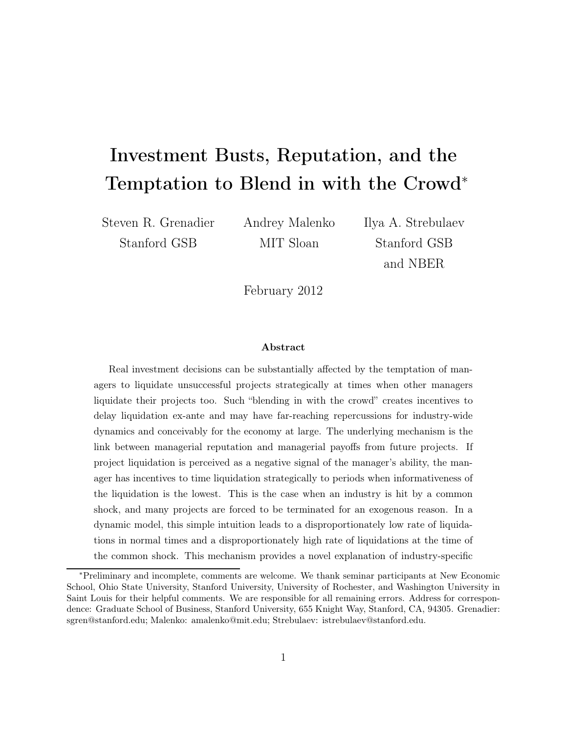# Investment Busts, Reputation, and the Temptation to Blend in with the Crowd*

Steven R. Grenadier
Stanford GSB

Andrey Malenko
MIT Sloan

Ilya A. Strebulaev
Stanford GSB
and NBER

February 2012

### Abstract

Real investment decisions can be substantially affected by the temptation of managers to liquidate unsuccessful projects strategically at times when other managers liquidate their projects too. Such "blending in with the crowd" creates incentives to delay liquidation ex-ante and may have far-reaching repercussions for industry-wide dynamics and conceivably for the economy at large. The underlying mechanism is the link between managerial reputation and managerial payoffs from future projects. If project liquidation is perceived as a negative signal of the manager's ability, the manager has incentives to time liquidation strategically to periods when informativeness of the liquidation is the lowest. This is the case when an industry is hit by a common shock, and many projects are forced to be terminated for an exogenous reason. In a dynamic model, this simple intuition leads to a disproportionately low rate of liquidations in normal times and a disproportionately high rate of liquidations at the time of the common shock. This mechanism provides a novel explanation of industry-specific

---

*Preliminary and incomplete, comments are welcome. We thank seminar participants at New Economic School, Ohio State University, Stanford University, University of Rochester, and Washington University in Saint Louis for their helpful comments. We are responsible for all remaining errors. Address for correspondence: Graduate School of Business, Stanford University, 655 Knight Way, Stanford, CA, 94305. Grenadier: sgren@stanford.edu; Malenko: amalenko@mit.edu; Strebulaev: istrebulaev@stanford.edu.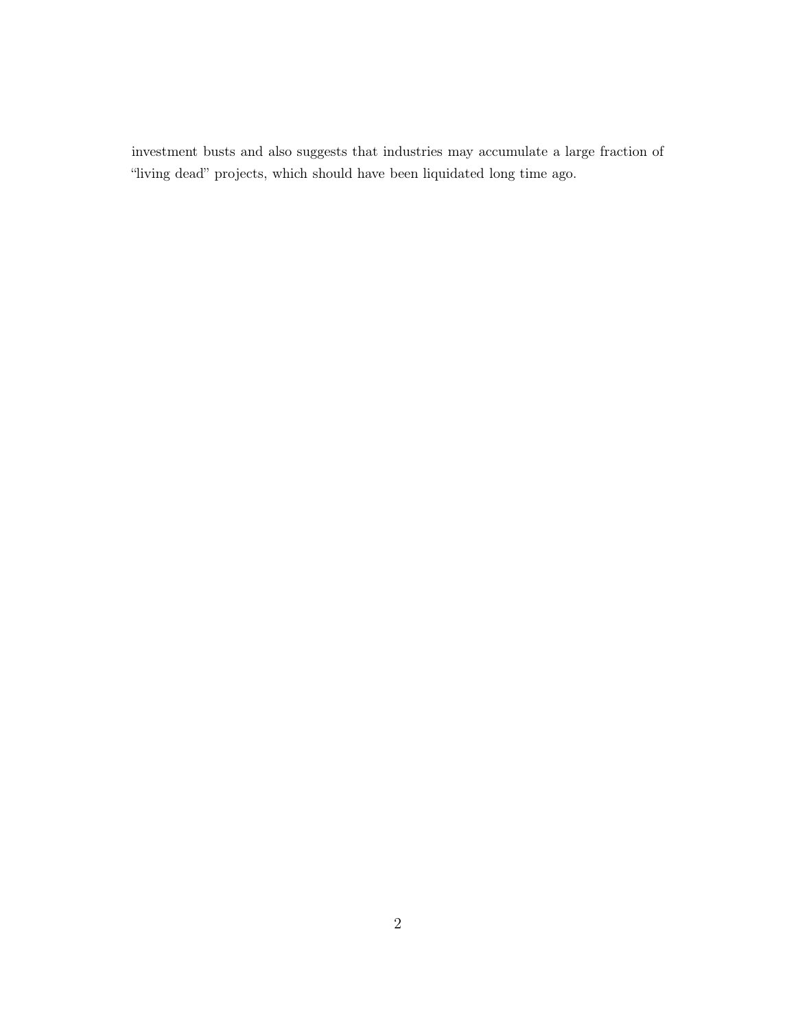investment busts and also suggests that industries may accumulate a large fraction of "living dead" projects, which should have been liquidated long time ago.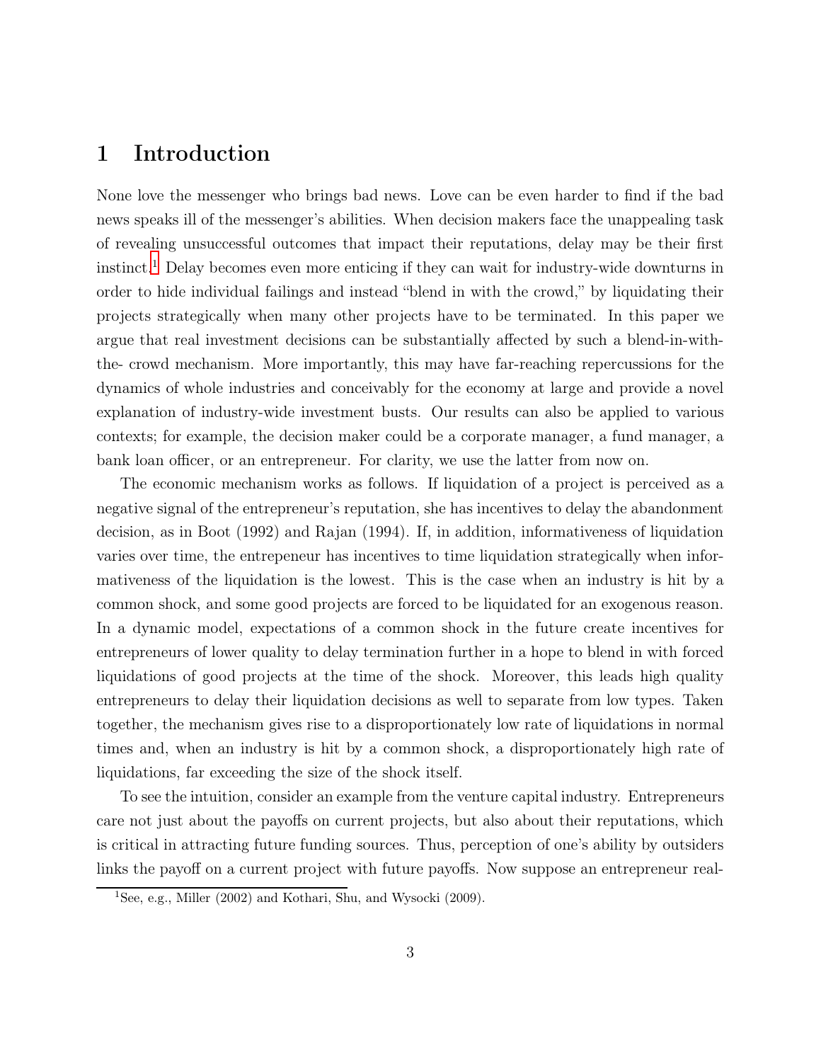# 1 Introduction

None love the messenger who brings bad news. Love can be even harder to find if the bad news speaks ill of the messenger's abilities. When decision makers face the unappealing task of revealing unsuccessful outcomes that impact their reputations, delay may be their first instinct.[1] Delay becomes even more enticing if they can wait for industry-wide downturns in order to hide individual failings and instead "blend in with the crowd," by liquidating their projects strategically when many other projects have to be terminated. In this paper we argue that real investment decisions can be substantially affected by such a blend-in-with-the- crowd mechanism. More importantly, this may have far-reaching repercussions for the dynamics of whole industries and conceivably for the economy at large and provide a novel explanation of industry-wide investment busts. Our results can also be applied to various contexts; for example, the decision maker could be a corporate manager, a fund manager, a bank loan officer, or an entrepreneur. For clarity, we use the latter from now on.

The economic mechanism works as follows. If liquidation of a project is perceived as a negative signal of the entrepreneur's reputation, she has incentives to delay the abandonment decision, as in Boot (1992) and Rajan (1994). If, in addition, informativeness of liquidation varies over time, the entrepeneur has incentives to time liquidation strategically when informativeness of the liquidation is the lowest. This is the case when an industry is hit by a common shock, and some good projects are forced to be liquidated for an exogenous reason. In a dynamic model, expectations of a common shock in the future create incentives for entrepreneurs of lower quality to delay termination further in a hope to blend in with forced liquidations of good projects at the time of the shock. Moreover, this leads high quality entrepreneurs to delay their liquidation decisions as well to separate from low types. Taken together, the mechanism gives rise to a disproportionately low rate of liquidations in normal times and, when an industry is hit by a common shock, a disproportionately high rate of liquidations, far exceeding the size of the shock itself.

To see the intuition, consider an example from the venture capital industry. Entrepreneurs care not just about the payoffs on current projects, but also about their reputations, which is critical in attracting future funding sources. Thus, perception of one's ability by outsiders links the payoff on a current project with future payoffs. Now suppose an entrepreneur real-

[1] See, e.g., Miller (2002) and Kothari, Shu, and Wysocki (2009).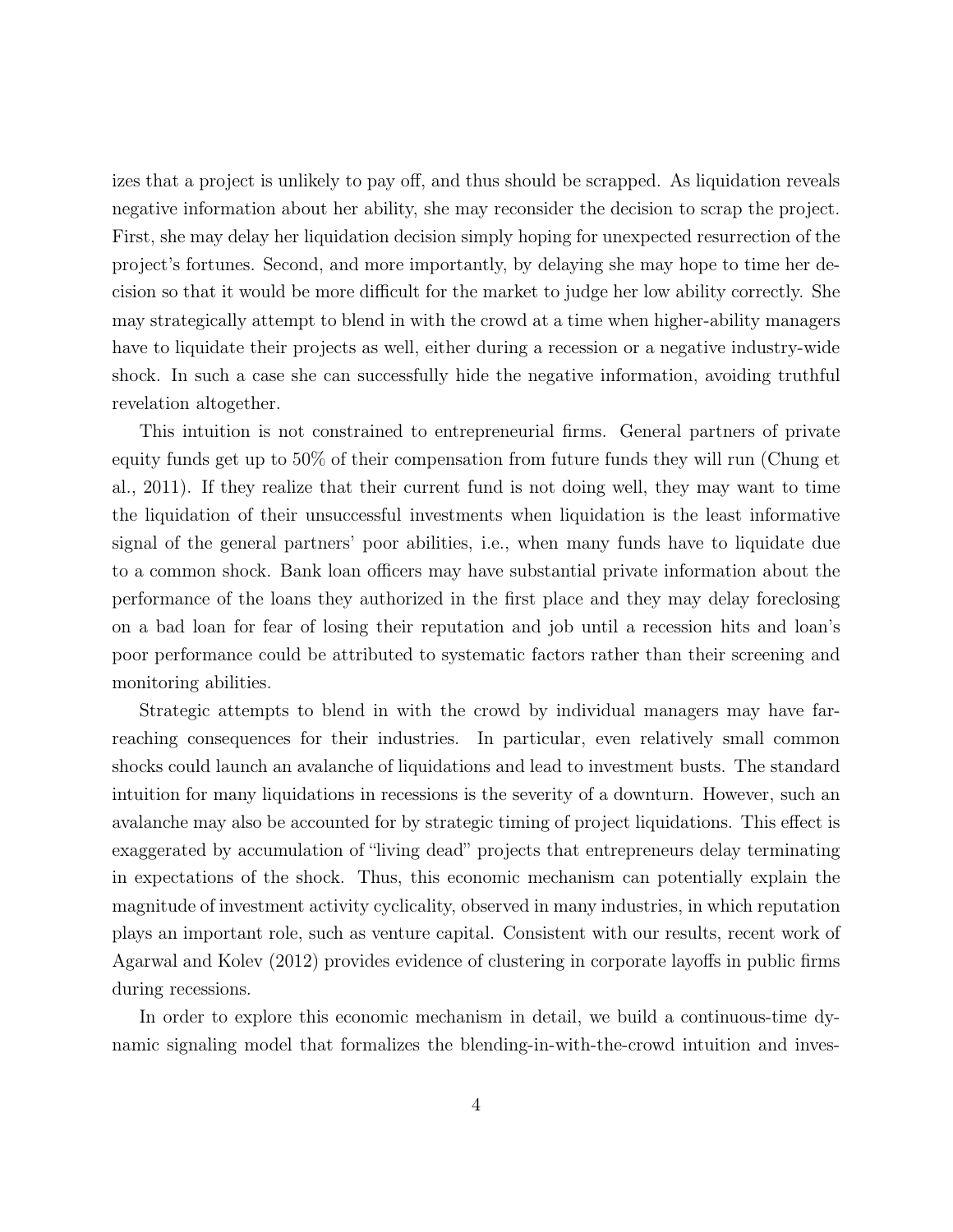izes that a project is unlikely to pay off, and thus should be scrapped. As liquidation reveals negative information about her ability, she may reconsider the decision to scrap the project. First, she may delay her liquidation decision simply hoping for unexpected resurrection of the project's fortunes. Second, and more importantly, by delaying she may hope to time her decision so that it would be more difficult for the market to judge her low ability correctly. She may strategically attempt to blend in with the crowd at a time when higher-ability managers have to liquidate their projects as well, either during a recession or a negative industry-wide shock. In such a case she can successfully hide the negative information, avoiding truthful revelation altogether.

This intuition is not constrained to entrepreneurial firms. General partners of private equity funds get up to 50% of their compensation from future funds they will run (Chung et al., 2011). If they realize that their current fund is not doing well, they may want to time the liquidation of their unsuccessful investments when liquidation is the least informative signal of the general partners' poor abilities, i.e., when many funds have to liquidate due to a common shock. Bank loan officers may have substantial private information about the performance of the loans they authorized in the first place and they may delay foreclosing on a bad loan for fear of losing their reputation and job until a recession hits and loan's poor performance could be attributed to systematic factors rather than their screening and monitoring abilities.

Strategic attempts to blend in with the crowd by individual managers may have far-reaching consequences for their industries. In particular, even relatively small common shocks could launch an avalanche of liquidations and lead to investment busts. The standard intuition for many liquidations in recessions is the severity of a downturn. However, such an avalanche may also be accounted for by strategic timing of project liquidations. This effect is exaggerated by accumulation of "living dead" projects that entrepreneurs delay terminating in expectations of the shock. Thus, this economic mechanism can potentially explain the magnitude of investment activity cyclicality, observed in many industries, in which reputation plays an important role, such as venture capital. Consistent with our results, recent work of Agarwal and Kolev (2012) provides evidence of clustering in corporate layoffs in public firms during recessions.

In order to explore this economic mechanism in detail, we build a continuous-time dynamic signaling model that formalizes the blending-in-with-the-crowd intuition and inves-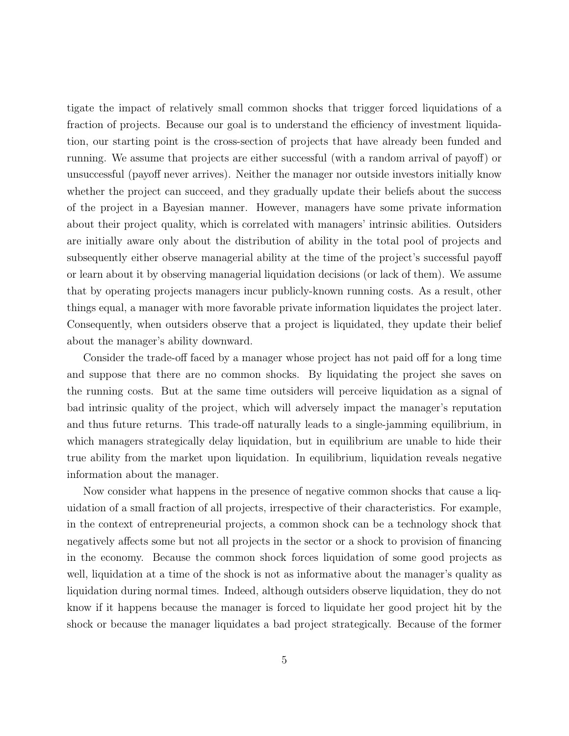tigate the impact of relatively small common shocks that trigger forced liquidations of a fraction of projects. Because our goal is to understand the efficiency of investment liquidation, our starting point is the cross-section of projects that have already been funded and running. We assume that projects are either successful (with a random arrival of payoff) or unsuccessful (payoff never arrives). Neither the manager nor outside investors initially know whether the project can succeed, and they gradually update their beliefs about the success of the project in a Bayesian manner. However, managers have some private information about their project quality, which is correlated with managers' intrinsic abilities. Outsiders are initially aware only about the distribution of ability in the total pool of projects and subsequently either observe managerial ability at the time of the project's successful payoff or learn about it by observing managerial liquidation decisions (or lack of them). We assume that by operating projects managers incur publicly-known running costs. As a result, other things equal, a manager with more favorable private information liquidates the project later. Consequently, when outsiders observe that a project is liquidated, they update their belief about the manager's ability downward.

Consider the trade-off faced by a manager whose project has not paid off for a long time and suppose that there are no common shocks. By liquidating the project she saves on the running costs. But at the same time outsiders will perceive liquidation as a signal of bad intrinsic quality of the project, which will adversely impact the manager's reputation and thus future returns. This trade-off naturally leads to a single-jamming equilibrium, in which managers strategically delay liquidation, but in equilibrium are unable to hide their true ability from the market upon liquidation. In equilibrium, liquidation reveals negative information about the manager.

Now consider what happens in the presence of negative common shocks that cause a liquidation of a small fraction of all projects, irrespective of their characteristics. For example, in the context of entrepreneurial projects, a common shock can be a technology shock that negatively affects some but not all projects in the sector or a shock to provision of financing in the economy. Because the common shock forces liquidation of some good projects as well, liquidation at a time of the shock is not as informative about the manager's quality as liquidation during normal times. Indeed, although outsiders observe liquidation, they do not know if it happens because the manager is forced to liquidate her good project hit by the shock or because the manager liquidates a bad project strategically. Because of the former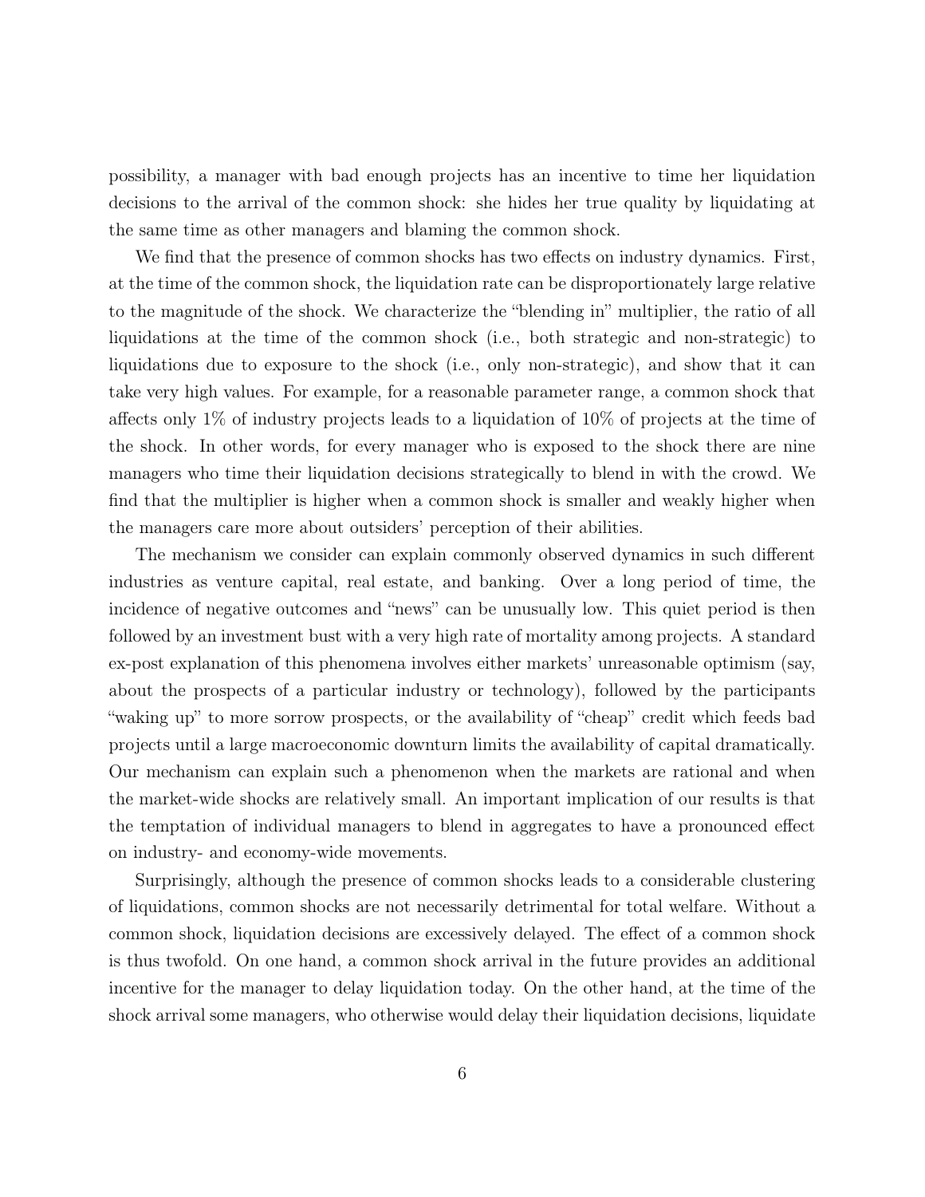possibility, a manager with bad enough projects has an incentive to time her liquidation decisions to the arrival of the common shock: she hides her true quality by liquidating at the same time as other managers and blaming the common shock.

We find that the presence of common shocks has two effects on industry dynamics. First, at the time of the common shock, the liquidation rate can be disproportionately large relative to the magnitude of the shock. We characterize the "blending in" multiplier, the ratio of all liquidations at the time of the common shock (i.e., both strategic and non-strategic) to liquidations due to exposure to the shock (i.e., only non-strategic), and show that it can take very high values. For example, for a reasonable parameter range, a common shock that affects only 1% of industry projects leads to a liquidation of 10% of projects at the time of the shock. In other words, for every manager who is exposed to the shock there are nine managers who time their liquidation decisions strategically to blend in with the crowd. We find that the multiplier is higher when a common shock is smaller and weakly higher when the managers care more about outsiders' perception of their abilities.

The mechanism we consider can explain commonly observed dynamics in such different industries as venture capital, real estate, and banking. Over a long period of time, the incidence of negative outcomes and "news" can be unusually low. This quiet period is then followed by an investment bust with a very high rate of mortality among projects. A standard ex-post explanation of this phenomena involves either markets' unreasonable optimism (say, about the prospects of a particular industry or technology), followed by the participants "waking up" to more sorrow prospects, or the availability of "cheap" credit which feeds bad projects until a large macroeconomic downturn limits the availability of capital dramatically. Our mechanism can explain such a phenomenon when the markets are rational and when the market-wide shocks are relatively small. An important implication of our results is that the temptation of individual managers to blend in aggregates to have a pronounced effect on industry- and economy-wide movements.

Surprisingly, although the presence of common shocks leads to a considerable clustering of liquidations, common shocks are not necessarily detrimental for total welfare. Without a common shock, liquidation decisions are excessively delayed. The effect of a common shock is thus twofold. On one hand, a common shock arrival in the future provides an additional incentive for the manager to delay liquidation today. On the other hand, at the time of the shock arrival some managers, who otherwise would delay their liquidation decisions, liquidate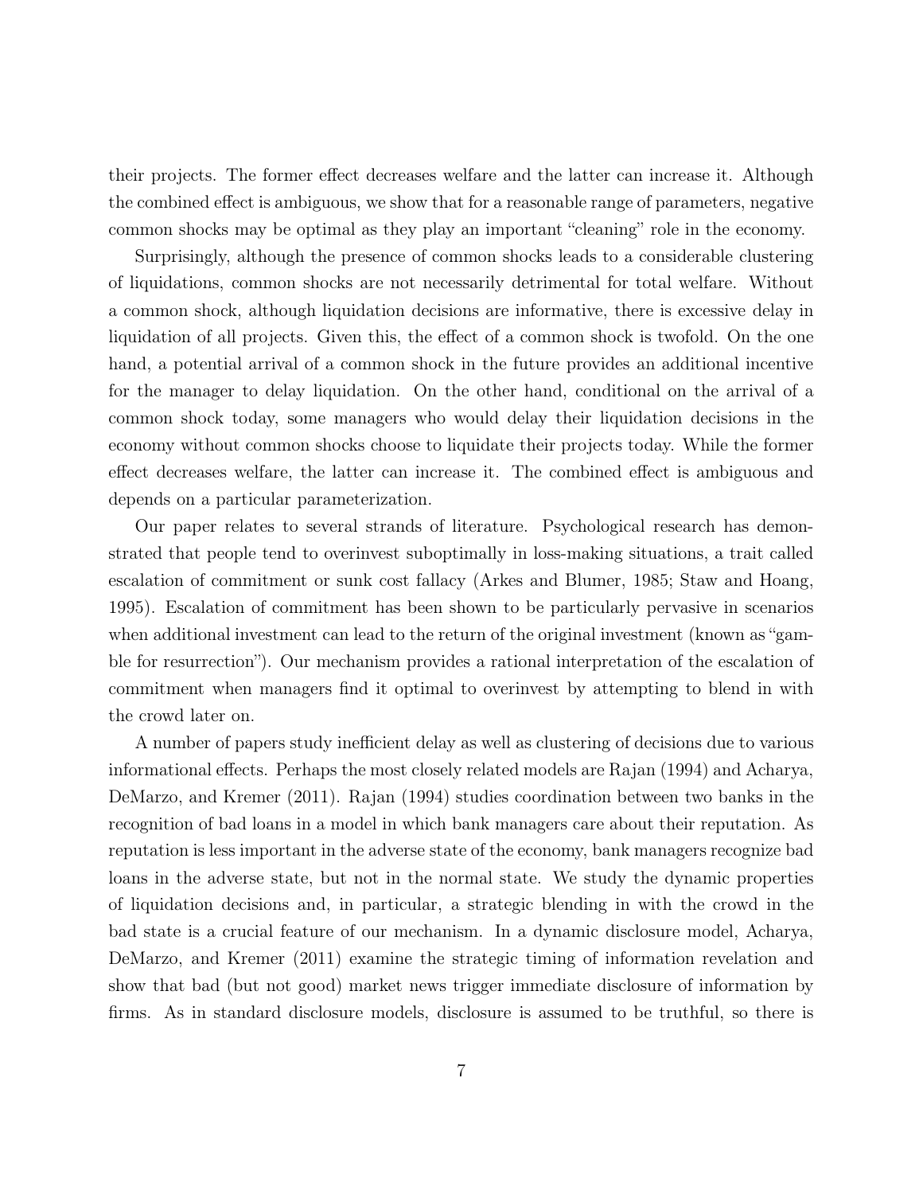their projects. The former effect decreases welfare and the latter can increase it. Although the combined effect is ambiguous, we show that for a reasonable range of parameters, negative common shocks may be optimal as they play an important "cleaning" role in the economy.

Surprisingly, although the presence of common shocks leads to a considerable clustering of liquidations, common shocks are not necessarily detrimental for total welfare. Without a common shock, although liquidation decisions are informative, there is excessive delay in liquidation of all projects. Given this, the effect of a common shock is twofold. On the one hand, a potential arrival of a common shock in the future provides an additional incentive for the manager to delay liquidation. On the other hand, conditional on the arrival of a common shock today, some managers who would delay their liquidation decisions in the economy without common shocks choose to liquidate their projects today. While the former effect decreases welfare, the latter can increase it. The combined effect is ambiguous and depends on a particular parameterization.

Our paper relates to several strands of literature. Psychological research has demonstrated that people tend to overinvest suboptimally in loss-making situations, a trait called escalation of commitment or sunk cost fallacy (Arkes and Blumer, 1985; Staw and Hoang, 1995). Escalation of commitment has been shown to be particularly pervasive in scenarios when additional investment can lead to the return of the original investment (known as "gamble for resurrection"). Our mechanism provides a rational interpretation of the escalation of commitment when managers find it optimal to overinvest by attempting to blend in with the crowd later on.

A number of papers study inefficient delay as well as clustering of decisions due to various informational effects. Perhaps the most closely related models are Rajan (1994) and Acharya, DeMarzo, and Kremer (2011). Rajan (1994) studies coordination between two banks in the recognition of bad loans in a model in which bank managers care about their reputation. As reputation is less important in the adverse state of the economy, bank managers recognize bad loans in the adverse state, but not in the normal state. We study the dynamic properties of liquidation decisions and, in particular, a strategic blending in with the crowd in the bad state is a crucial feature of our mechanism. In a dynamic disclosure model, Acharya, DeMarzo, and Kremer (2011) examine the strategic timing of information revelation and show that bad (but not good) market news trigger immediate disclosure of information by firms. As in standard disclosure models, disclosure is assumed to be truthful, so there is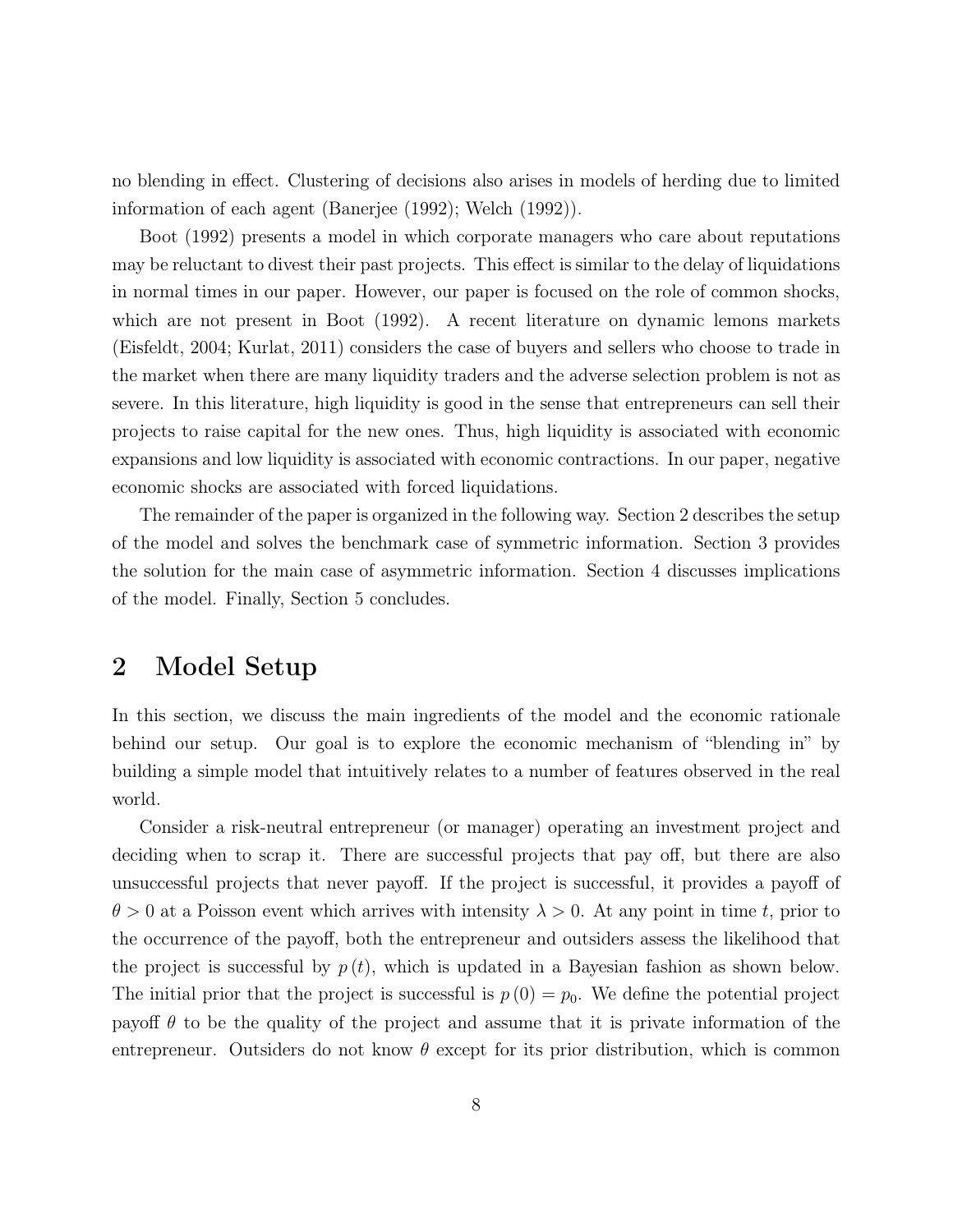no blending in effect. Clustering of decisions also arises in models of herding due to limited information of each agent (Banerjee (1992); Welch (1992)).

Boot (1992) presents a model in which corporate managers who care about reputations may be reluctant to divest their past projects. This effect is similar to the delay of liquidations in normal times in our paper. However, our paper is focused on the role of common shocks, which are not present in Boot (1992). A recent literature on dynamic lemons markets (Eisfeldt, 2004; Kurlat, 2011) considers the case of buyers and sellers who choose to trade in the market when there are many liquidity traders and the adverse selection problem is not as severe. In this literature, high liquidity is good in the sense that entrepreneurs can sell their projects to raise capital for the new ones. Thus, high liquidity is associated with economic expansions and low liquidity is associated with economic contractions. In our paper, negative economic shocks are associated with forced liquidations.

The remainder of the paper is organized in the following way. Section 2 describes the setup of the model and solves the benchmark case of symmetric information. Section 3 provides the solution for the main case of asymmetric information. Section 4 discusses implications of the model. Finally, Section 5 concludes.

# 2 Model Setup

In this section, we discuss the main ingredients of the model and the economic rationale behind our setup. Our goal is to explore the economic mechanism of "blending in" by building a simple model that intuitively relates to a number of features observed in the real world.

Consider a risk-neutral entrepreneur (or manager) operating an investment project and deciding when to scrap it. There are successful projects that pay off, but there are also unsuccessful projects that never payoff. If the project is successful, it provides a payoff of $\theta > 0$ at a Poisson event which arrives with intensity $\lambda > 0$. At any point in time $t$, prior to the occurrence of the payoff, both the entrepreneur and outsiders assess the likelihood that the project is successful by $p(t)$, which is updated in a Bayesian fashion as shown below. The initial prior that the project is successful is $p(0) = p_0$. We define the potential project payoff $\theta$ to be the quality of the project and assume that it is private information of the entrepreneur. Outsiders do not know $\theta$ except for its prior distribution, which is common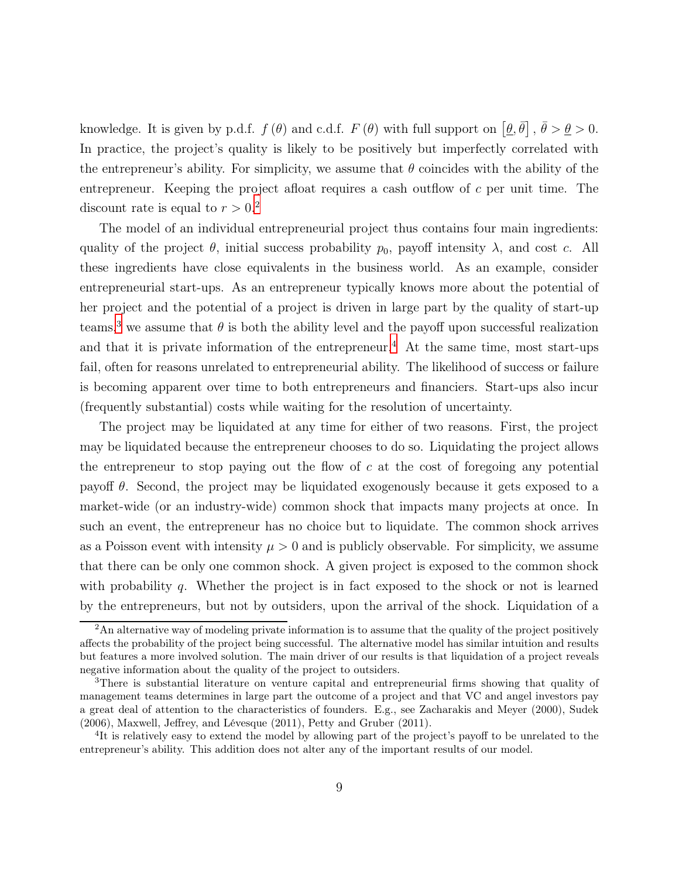knowledge. It is given by p.d.f. $f(\theta)$ and c.d.f. $F(\theta)$ with full support on $[\underline{\theta}, \bar{\theta}]$, $\bar{\theta} > \underline{\theta} > 0$. In practice, the project's quality is likely to be positively but imperfectly correlated with the entrepreneur's ability. For simplicity, we assume that $\theta$ coincides with the ability of the entrepreneur. Keeping the project afloat requires a cash outflow of $c$ per unit time. The discount rate is equal to $r > 0$.[2]

The model of an individual entrepreneurial project thus contains four main ingredients: quality of the project $\theta$, initial success probability $p_0$, payoff intensity $\lambda$, and cost $c$. All these ingredients have close equivalents in the business world. As an example, consider entrepreneurial start-ups. As an entrepreneur typically knows more about the potential of her project and the potential of a project is driven in large part by the quality of start-up teams,[3] we assume that $\theta$ is both the ability level and the payoff upon successful realization and that it is private information of the entrepreneur.[4] At the same time, most start-ups fail, often for reasons unrelated to entrepreneurial ability. The likelihood of success or failure is becoming apparent over time to both entrepreneurs and financiers. Start-ups also incur (frequently substantial) costs while waiting for the resolution of uncertainty.

The project may be liquidated at any time for either of two reasons. First, the project may be liquidated because the entrepreneur chooses to do so. Liquidating the project allows the entrepreneur to stop paying out the flow of $c$ at the cost of foregoing any potential payoff $\theta$. Second, the project may be liquidated exogenously because it gets exposed to a market-wide (or an industry-wide) common shock that impacts many projects at once. In such an event, the entrepreneur has no choice but to liquidate. The common shock arrives as a Poisson event with intensity $\mu > 0$ and is publicly observable. For simplicity, we assume that there can be only one common shock. A given project is exposed to the common shock with probability $q$. Whether the project is in fact exposed to the shock or not is learned by the entrepreneurs, but not by outsiders, upon the arrival of the shock. Liquidation of a

---

[2] An alternative way of modeling private information is to assume that the quality of the project positively affects the probability of the project being successful. The alternative model has similar intuition and results but features a more involved solution. The main driver of our results is that liquidation of a project reveals negative information about the quality of the project to outsiders.

[3] There is substantial literature on venture capital and entrepreneurial firms showing that quality of management teams determines in large part the outcome of a project and that VC and angel investors pay a great deal of attention to the characteristics of founders. E.g., see Zacharakis and Meyer (2000), Sudek (2006), Maxwell, Jeffrey, and Lévesque (2011), Petty and Gruber (2011).

[4] It is relatively easy to extend the model by allowing part of the project's payoff to be unrelated to the entrepreneur's ability. This addition does not alter any of the important results of our model.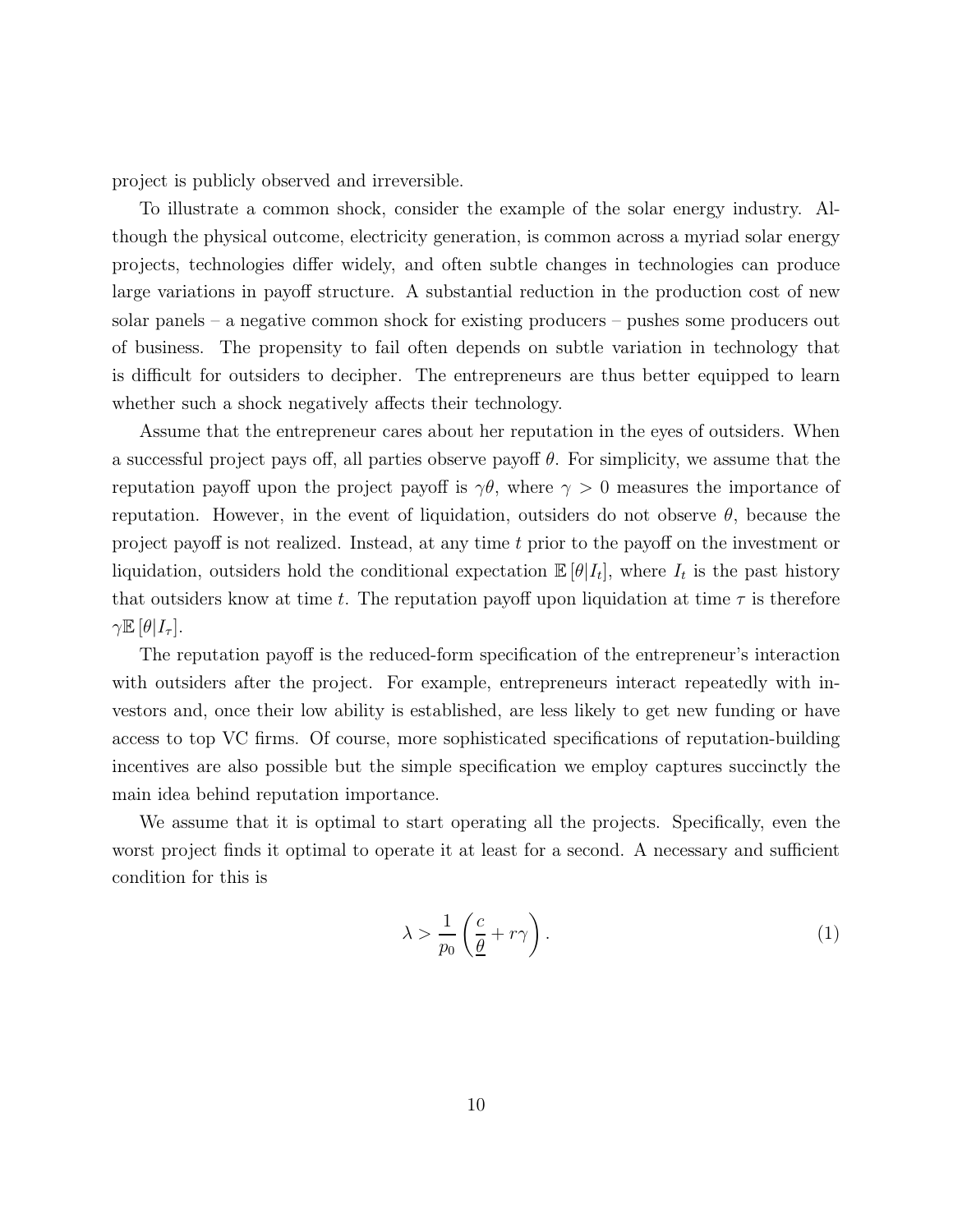project is publicly observed and irreversible.

To illustrate a common shock, consider the example of the solar energy industry. Although the physical outcome, electricity generation, is common across a myriad solar energy projects, technologies differ widely, and often subtle changes in technologies can produce large variations in payoff structure. A substantial reduction in the production cost of new solar panels – a negative common shock for existing producers – pushes some producers out of business. The propensity to fail often depends on subtle variation in technology that is difficult for outsiders to decipher. The entrepreneurs are thus better equipped to learn whether such a shock negatively affects their technology.

Assume that the entrepreneur cares about her reputation in the eyes of outsiders. When a successful project pays off, all parties observe payoff $\theta$. For simplicity, we assume that the reputation payoff upon the project payoff is $\gamma\theta$, where $\gamma > 0$ measures the importance of reputation. However, in the event of liquidation, outsiders do not observe $\theta$, because the project payoff is not realized. Instead, at any time $t$ prior to the payoff on the investment or liquidation, outsiders hold the conditional expectation $\mathbb{E}[\theta|I_t]$, where $I_t$ is the past history that outsiders know at time $t$. The reputation payoff upon liquidation at time $\tau$ is therefore $\gamma\mathbb{E}[\theta|I_\tau]$.

The reputation payoff is the reduced-form specification of the entrepreneur's interaction with outsiders after the project. For example, entrepreneurs interact repeatedly with investors and, once their low ability is established, are less likely to get new funding or have access to top VC firms. Of course, more sophisticated specifications of reputation-building incentives are also possible but the simple specification we employ captures succinctly the main idea behind reputation importance.

We assume that it is optimal to start operating all the projects. Specifically, even the worst project finds it optimal to operate it at least for a second. A necessary and sufficient condition for this is

$$\lambda > \frac{1}{p_0}\left(\frac{c}{\underline{\theta}} + r\gamma\right). \tag{1}$$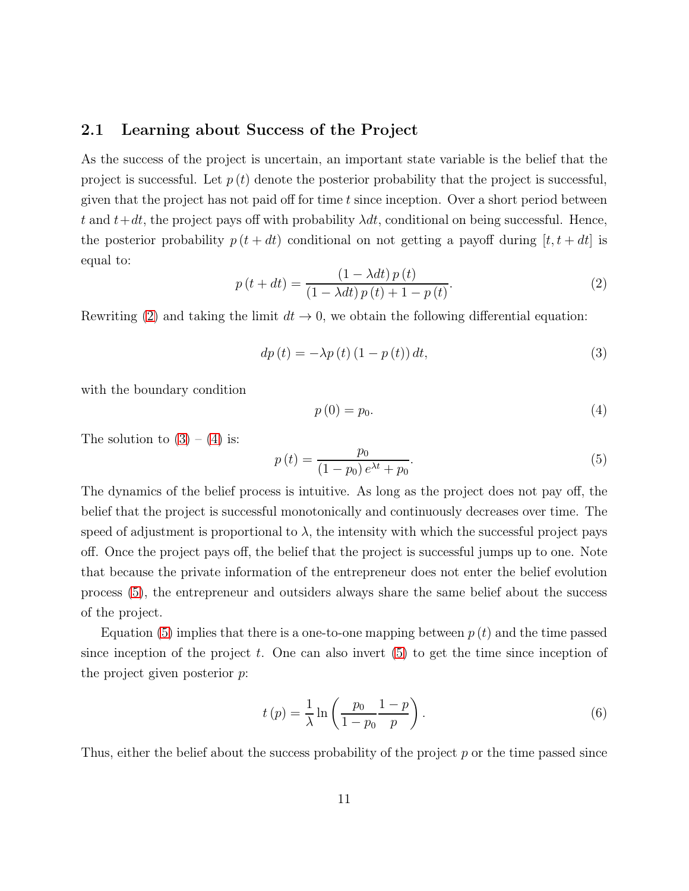### 2.1 Learning about Success of the Project

As the success of the project is uncertain, an important state variable is the belief that the project is successful. Let $p(t)$ denote the posterior probability that the project is successful, given that the project has not paid off for time $t$ since inception. Over a short period between $t$ and $t+dt$, the project pays off with probability $\lambda dt$, conditional on being successful. Hence, the posterior probability $p(t+dt)$ conditional on not getting a payoff during $[t, t+dt]$ is equal to:

$$p(t+dt) = \frac{(1-\lambda dt)\,p(t)}{(1-\lambda dt)\,p(t) + 1 - p(t)}. \tag{2}$$

Rewriting (2) and taking the limit $dt \to 0$, we obtain the following differential equation:

$$dp(t) = -\lambda p(t)\,(1-p(t))\,dt, \tag{3}$$

with the boundary condition

$$p(0) = p_0. \tag{4}$$

The solution to (3) – (4) is:

$$p(t) = \frac{p_0}{(1-p_0)\,e^{\lambda t} + p_0}. \tag{5}$$

The dynamics of the belief process is intuitive. As long as the project does not pay off, the belief that the project is successful monotonically and continuously decreases over time. The speed of adjustment is proportional to $\lambda$, the intensity with which the successful project pays off. Once the project pays off, the belief that the project is successful jumps up to one. Note that because the private information of the entrepreneur does not enter the belief evolution process (5), the entrepreneur and outsiders always share the same belief about the success of the project.

Equation (5) implies that there is a one-to-one mapping between $p(t)$ and the time passed since inception of the project $t$. One can also invert (5) to get the time since inception of the project given posterior $p$:

$$t(p) = \frac{1}{\lambda} \ln\left(\frac{p_0}{1-p_0}\frac{1-p}{p}\right). \tag{6}$$

Thus, either the belief about the success probability of the project $p$ or the time passed since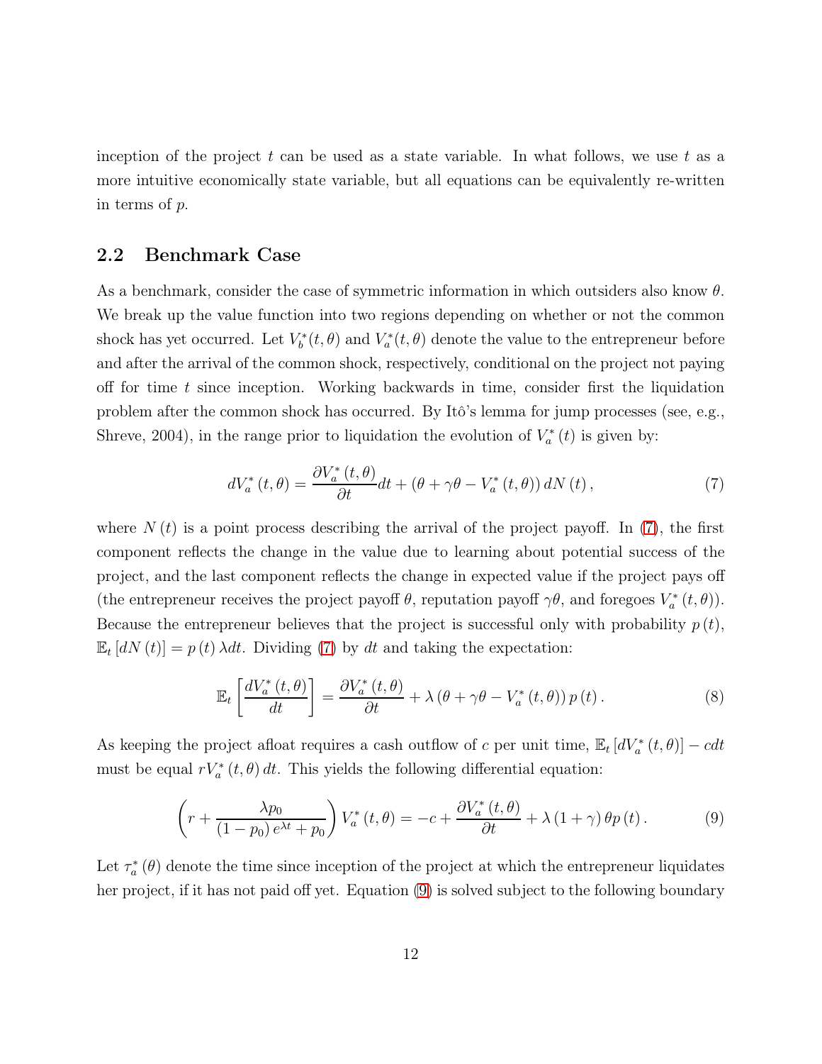inception of the project $t$ can be used as a state variable. In what follows, we use $t$ as a more intuitive economically state variable, but all equations can be equivalently re-written in terms of $p$.

## 2.2 Benchmark Case

As a benchmark, consider the case of symmetric information in which outsiders also know $\theta$. We break up the value function into two regions depending on whether or not the common shock has yet occurred. Let $V_b^*(t,\theta)$ and $V_a^*(t,\theta)$ denote the value to the entrepreneur before and after the arrival of the common shock, respectively, conditional on the project not paying off for time $t$ since inception. Working backwards in time, consider first the liquidation problem after the common shock has occurred. By Itô's lemma for jump processes (see, e.g., Shreve, 2004), in the range prior to liquidation the evolution of $V_a^*(t)$ is given by:

$$dV_a^*(t,\theta) = \frac{\partial V_a^*(t,\theta)}{\partial t}dt + (\theta + \gamma\theta - V_a^*(t,\theta))\, dN(t), \tag{7}$$

where $N(t)$ is a point process describing the arrival of the project payoff. In (7), the first component reflects the change in the value due to learning about potential success of the project, and the last component reflects the change in expected value if the project pays off (the entrepreneur receives the project payoff $\theta$, reputation payoff $\gamma\theta$, and foregoes $V_a^*(t,\theta)$). Because the entrepreneur believes that the project is successful only with probability $p(t)$, $\mathbb{E}_t[dN(t)] = p(t)\lambda dt$. Dividing (7) by $dt$ and taking the expectation:

$$\mathbb{E}_t\left[\frac{dV_a^*(t,\theta)}{dt}\right] = \frac{\partial V_a^*(t,\theta)}{\partial t} + \lambda(\theta + \gamma\theta - V_a^*(t,\theta))\, p(t). \tag{8}$$

As keeping the project afloat requires a cash outflow of $c$ per unit time, $\mathbb{E}_t[dV_a^*(t,\theta)] - cdt$ must be equal $rV_a^*(t,\theta)\,dt$. This yields the following differential equation:

$$\left(r + \frac{\lambda p_0}{(1-p_0)e^{\lambda t} + p_0}\right)V_a^*(t,\theta) = -c + \frac{\partial V_a^*(t,\theta)}{\partial t} + \lambda(1+\gamma)\theta p(t). \tag{9}$$

Let $\tau_a^*(\theta)$ denote the time since inception of the project at which the entrepreneur liquidates her project, if it has not paid off yet. Equation (9) is solved subject to the following boundary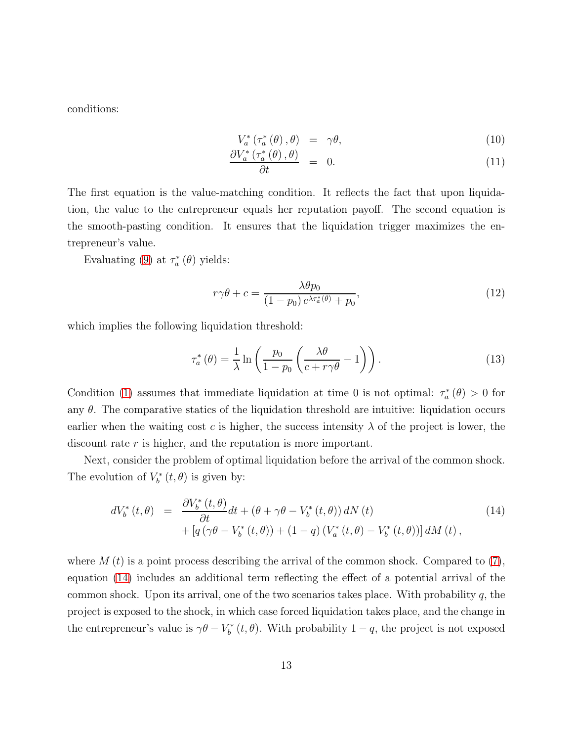conditions:

$$
\begin{aligned}
V_a^*\left(\tau_a^*\left(\theta\right),\theta\right) &= \gamma\theta, &(10)\\
\frac{\partial V_a^*\left(\tau_a^*\left(\theta\right),\theta\right)}{\partial t} &= 0. &(11)
\end{aligned}
$$

The first equation is the value-matching condition. It reflects the fact that upon liquidation, the value to the entrepreneur equals her reputation payoff. The second equation is the smooth-pasting condition. It ensures that the liquidation trigger maximizes the entrepreneur's value.

Evaluating (9) at $\tau_a^*\left(\theta\right)$ yields:

$$
r\gamma\theta + c = \frac{\lambda\theta p_0}{\left(1-p_0\right)e^{\lambda\tau_a^*\left(\theta\right)} + p_0}, \tag{12}
$$

which implies the following liquidation threshold:

$$
\tau_a^*\left(\theta\right) = \frac{1}{\lambda}\ln\left(\frac{p_0}{1-p_0}\left(\frac{\lambda\theta}{c+r\gamma\theta}-1\right)\right). \tag{13}
$$

Condition (1) assumes that immediate liquidation at time 0 is not optimal: $\tau_a^*\left(\theta\right) > 0$ for any $\theta$. The comparative statics of the liquidation threshold are intuitive: liquidation occurs earlier when the waiting cost $c$ is higher, the success intensity $\lambda$ of the project is lower, the discount rate $r$ is higher, and the reputation is more important.

Next, consider the problem of optimal liquidation before the arrival of the common shock. The evolution of $V_b^*\left(t,\theta\right)$ is given by:

$$
\begin{aligned}
dV_b^*\left(t,\theta\right) = {} & \frac{\partial V_b^*\left(t,\theta\right)}{\partial t}dt + \left(\theta + \gamma\theta - V_b^*\left(t,\theta\right)\right)dN\left(t\right) \\
& + \left[q\left(\gamma\theta - V_b^*\left(t,\theta\right)\right) + \left(1-q\right)\left(V_a^*\left(t,\theta\right) - V_b^*\left(t,\theta\right)\right)\right]dM\left(t\right),
\end{aligned} \tag{14}
$$

where $M\left(t\right)$ is a point process describing the arrival of the common shock. Compared to (7), equation (14) includes an additional term reflecting the effect of a potential arrival of the common shock. Upon its arrival, one of the two scenarios takes place. With probability $q$, the project is exposed to the shock, in which case forced liquidation takes place, and the change in the entrepreneur's value is $\gamma\theta - V_b^*\left(t,\theta\right)$. With probability $1-q$, the project is not exposed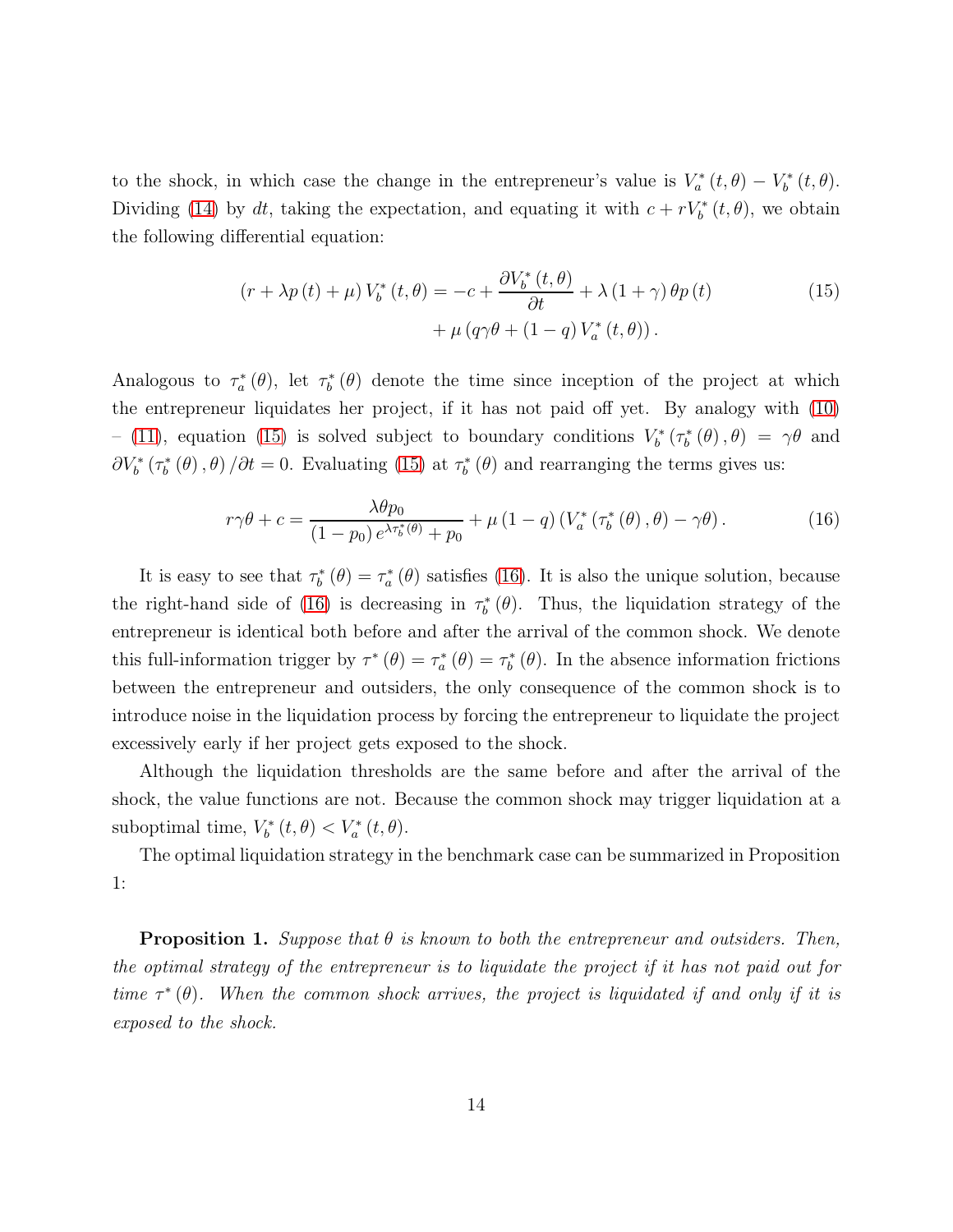to the shock, in which case the change in the entrepreneur's value is $V_a^*(t,\theta) - V_b^*(t,\theta)$. Dividing (14) by $dt$, taking the expectation, and equating it with $c + rV_b^*(t,\theta)$, we obtain the following differential equation:

$$
\begin{aligned}
(r + \lambda p(t) + \mu) V_b^*(t,\theta) = -c + \frac{\partial V_b^*(t,\theta)}{\partial t} + \lambda(1+\gamma)\theta p(t) \\
+ \mu\left(q\gamma\theta + (1-q) V_a^*(t,\theta)\right).
\end{aligned}
\tag{15}
$$

Analogous to $\tau_a^*(\theta)$, let $\tau_b^*(\theta)$ denote the time since inception of the project at which the entrepreneur liquidates her project, if it has not paid off yet. By analogy with (10) – (11), equation (15) is solved subject to boundary conditions $V_b^*(\tau_b^*(\theta),\theta) = \gamma\theta$ and $\partial V_b^*(\tau_b^*(\theta),\theta)/\partial t = 0$. Evaluating (15) at $\tau_b^*(\theta)$ and rearranging the terms gives us:

$$
r\gamma\theta + c = \frac{\lambda\theta p_0}{(1-p_0)e^{\lambda\tau_b^*(\theta)} + p_0} + \mu(1-q)\left(V_a^*(\tau_b^*(\theta),\theta) - \gamma\theta\right). \tag{16}
$$

It is easy to see that $\tau_b^*(\theta) = \tau_a^*(\theta)$ satisfies (16). It is also the unique solution, because the right-hand side of (16) is decreasing in $\tau_b^*(\theta)$. Thus, the liquidation strategy of the entrepreneur is identical both before and after the arrival of the common shock. We denote this full-information trigger by $\tau^*(\theta) = \tau_a^*(\theta) = \tau_b^*(\theta)$. In the absence information frictions between the entrepreneur and outsiders, the only consequence of the common shock is to introduce noise in the liquidation process by forcing the entrepreneur to liquidate the project excessively early if her project gets exposed to the shock.

Although the liquidation thresholds are the same before and after the arrival of the shock, the value functions are not. Because the common shock may trigger liquidation at a suboptimal time, $V_b^*(t,\theta) < V_a^*(t,\theta)$.

The optimal liquidation strategy in the benchmark case can be summarized in Proposition 1:

**Proposition 1.** *Suppose that $\theta$ is known to both the entrepreneur and outsiders. Then, the optimal strategy of the entrepreneur is to liquidate the project if it has not paid out for time $\tau^*(\theta)$. When the common shock arrives, the project is liquidated if and only if it is exposed to the shock.*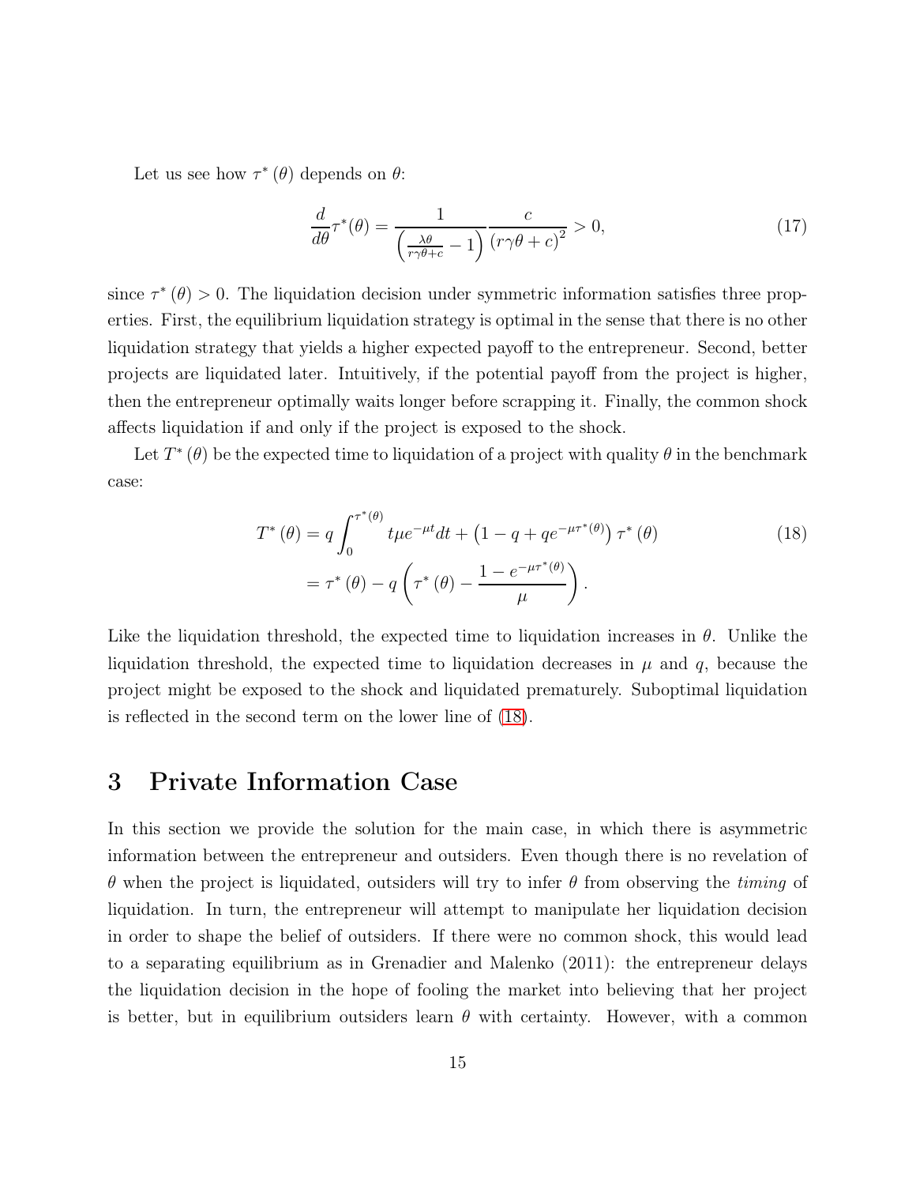Let us see how $\tau^*(\theta)$ depends on $\theta$:

$$\frac{d}{d\theta}\tau^*(\theta) = \frac{1}{\left(\frac{\lambda\theta}{r\gamma\theta+c} - 1\right)} \frac{c}{(r\gamma\theta + c)^2} > 0, \tag{17}$$

since $\tau^*(\theta) > 0$. The liquidation decision under symmetric information satisfies three properties. First, the equilibrium liquidation strategy is optimal in the sense that there is no other liquidation strategy that yields a higher expected payoff to the entrepreneur. Second, better projects are liquidated later. Intuitively, if the potential payoff from the project is higher, then the entrepreneur optimally waits longer before scrapping it. Finally, the common shock affects liquidation if and only if the project is exposed to the shock.

Let $T^*(\theta)$ be the expected time to liquidation of a project with quality $\theta$ in the benchmark case:

$$\begin{aligned} T^*(\theta) &= q\int_0^{\tau^*(\theta)} t\mu e^{-\mu t}dt + \left(1 - q + qe^{-\mu\tau^*(\theta)}\right)\tau^*(\theta) \\ &= \tau^*(\theta) - q\left(\tau^*(\theta) - \frac{1 - e^{-\mu\tau^*(\theta)}}{\mu}\right). \end{aligned} \tag{18}$$

Like the liquidation threshold, the expected time to liquidation increases in $\theta$. Unlike the liquidation threshold, the expected time to liquidation decreases in $\mu$ and $q$, because the project might be exposed to the shock and liquidated prematurely. Suboptimal liquidation is reflected in the second term on the lower line of (18).

# 3 Private Information Case

In this section we provide the solution for the main case, in which there is asymmetric information between the entrepreneur and outsiders. Even though there is no revelation of $\theta$ when the project is liquidated, outsiders will try to infer $\theta$ from observing the *timing* of liquidation. In turn, the entrepreneur will attempt to manipulate her liquidation decision in order to shape the belief of outsiders. If there were no common shock, this would lead to a separating equilibrium as in Grenadier and Malenko (2011): the entrepreneur delays the liquidation decision in the hope of fooling the market into believing that her project is better, but in equilibrium outsiders learn $\theta$ with certainty. However, with a common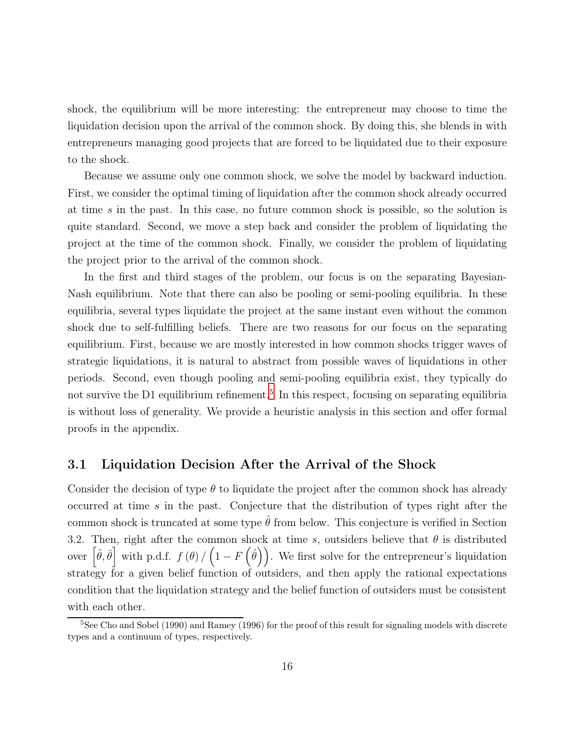shock, the equilibrium will be more interesting: the entrepreneur may choose to time the liquidation decision upon the arrival of the common shock. By doing this, she blends in with entrepreneurs managing good projects that are forced to be liquidated due to their exposure to the shock.

Because we assume only one common shock, we solve the model by backward induction. First, we consider the optimal timing of liquidation after the common shock already occurred at time $s$ in the past. In this case, no future common shock is possible, so the solution is quite standard. Second, we move a step back and consider the problem of liquidating the project at the time of the common shock. Finally, we consider the problem of liquidating the project prior to the arrival of the common shock.

In the first and third stages of the problem, our focus is on the separating Bayesian-Nash equilibrium. Note that there can also be pooling or semi-pooling equilibria. In these equilibria, several types liquidate the project at the same instant even without the common shock due to self-fulfilling beliefs. There are two reasons for our focus on the separating equilibrium. First, because we are mostly interested in how common shocks trigger waves of strategic liquidations, it is natural to abstract from possible waves of liquidations in other periods. Second, even though pooling and semi-pooling equilibria exist, they typically do not survive the D1 equilibrium refinement.[5] In this respect, focusing on separating equilibria is without loss of generality. We provide a heuristic analysis in this section and offer formal proofs in the appendix.

## 3.1 Liquidation Decision After the Arrival of the Shock

Consider the decision of type $\theta$ to liquidate the project after the common shock has already occurred at time $s$ in the past. Conjecture that the distribution of types right after the common shock is truncated at some type $\hat{\theta}$ from below. This conjecture is verified in Section 3.2. Then, right after the common shock at time $s$, outsiders believe that $\theta$ is distributed over $\left[\hat{\theta}, \bar{\theta}\right]$ with p.d.f. $f(\theta) / \left(1 - F\left(\hat{\theta}\right)\right)$. We first solve for the entrepreneur's liquidation strategy for a given belief function of outsiders, and then apply the rational expectations condition that the liquidation strategy and the belief function of outsiders must be consistent with each other.

[5] See Cho and Sobel (1990) and Ramey (1996) for the proof of this result for signaling models with discrete types and a continuum of types, respectively.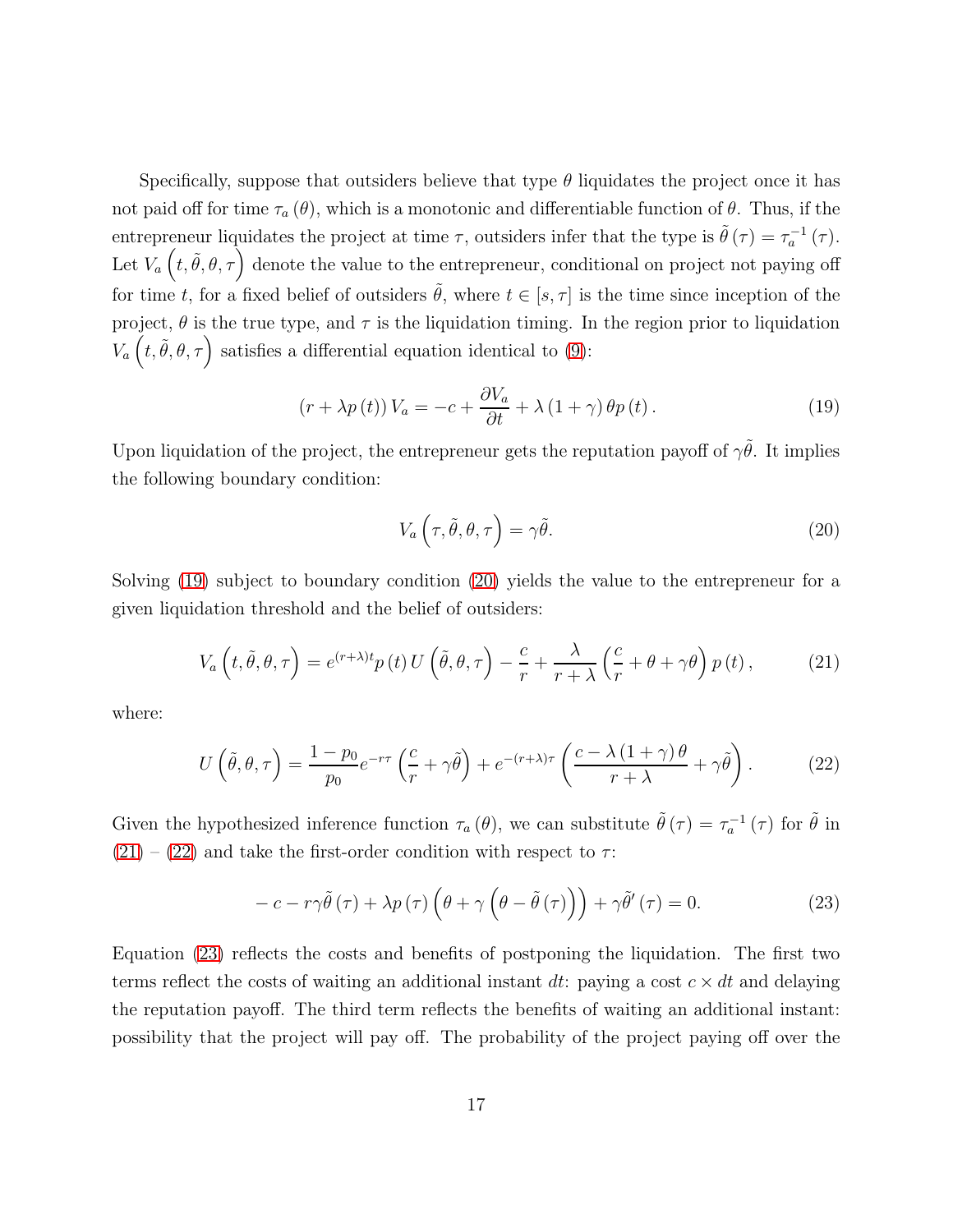Specifically, suppose that outsiders believe that type $\theta$ liquidates the project once it has not paid off for time $\tau_a(\theta)$, which is a monotonic and differentiable function of $\theta$. Thus, if the entrepreneur liquidates the project at time $\tau$, outsiders infer that the type is $\tilde{\theta}(\tau) = \tau_a^{-1}(\tau)$. Let $V_a\left(t, \tilde{\theta}, \theta, \tau\right)$ denote the value to the entrepreneur, conditional on project not paying off for time $t$, for a fixed belief of outsiders $\tilde{\theta}$, where $t \in [s, \tau]$ is the time since inception of the project, $\theta$ is the true type, and $\tau$ is the liquidation timing. In the region prior to liquidation $V_a\left(t, \tilde{\theta}, \theta, \tau\right)$ satisfies a differential equation identical to (9):

$$
(r + \lambda p(t)) V_a = -c + \frac{\partial V_a}{\partial t} + \lambda (1 + \gamma) \theta p(t). \tag{19}
$$

Upon liquidation of the project, the entrepreneur gets the reputation payoff of $\gamma\tilde{\theta}$. It implies the following boundary condition:

$$
V_a\left(\tau, \tilde{\theta}, \theta, \tau\right) = \gamma\tilde{\theta}. \tag{20}
$$

Solving (19) subject to boundary condition (20) yields the value to the entrepreneur for a given liquidation threshold and the belief of outsiders:

$$
V_a\left(t, \tilde{\theta}, \theta, \tau\right) = e^{(r+\lambda)t} p(t) U\left(\tilde{\theta}, \theta, \tau\right) - \frac{c}{r} + \frac{\lambda}{r+\lambda}\left(\frac{c}{r} + \theta + \gamma\theta\right) p(t), \tag{21}
$$

where:

$$
U\left(\tilde{\theta}, \theta, \tau\right) = \frac{1 - p_0}{p_0} e^{-r\tau}\left(\frac{c}{r} + \gamma\tilde{\theta}\right) + e^{-(r+\lambda)\tau}\left(\frac{c - \lambda(1+\gamma)\theta}{r+\lambda} + \gamma\tilde{\theta}\right). \tag{22}
$$

Given the hypothesized inference function $\tau_a(\theta)$, we can substitute $\tilde{\theta}(\tau) = \tau_a^{-1}(\tau)$ for $\tilde{\theta}$ in (21) – (22) and take the first-order condition with respect to $\tau$:

$$
-c - r\gamma\tilde{\theta}(\tau) + \lambda p(\tau)\left(\theta + \gamma\left(\theta - \tilde{\theta}(\tau)\right)\right) + \gamma\tilde{\theta}'(\tau) = 0. \tag{23}
$$

Equation (23) reflects the costs and benefits of postponing the liquidation. The first two terms reflect the costs of waiting an additional instant $dt$: paying a cost $c \times dt$ and delaying the reputation payoff. The third term reflects the benefits of waiting an additional instant: possibility that the project will pay off. The probability of the project paying off over the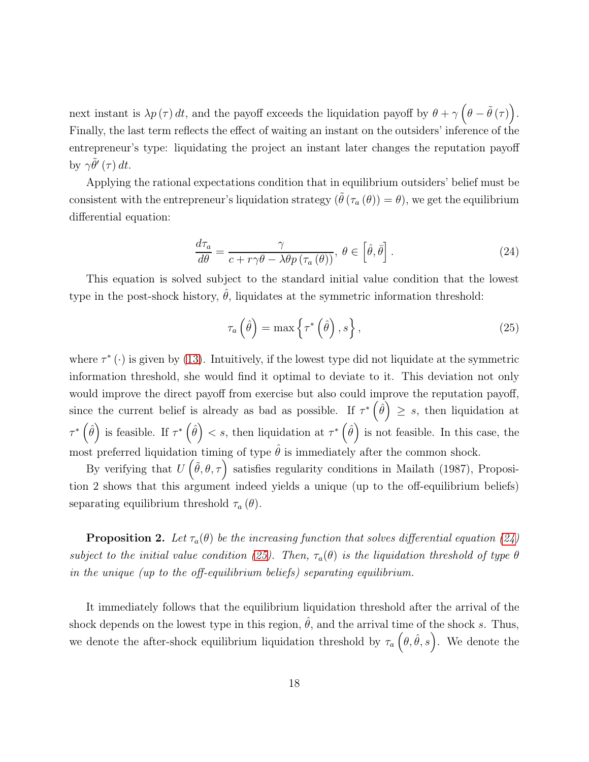next instant is $\lambda p(\tau)\, dt$, and the payoff exceeds the liquidation payoff by $\theta + \gamma\left(\theta - \tilde{\theta}(\tau)\right)$. Finally, the last term reflects the effect of waiting an instant on the outsiders' inference of the entrepreneur's type: liquidating the project an instant later changes the reputation payoff by $\gamma \tilde{\theta}'(\tau)\, dt$.

Applying the rational expectations condition that in equilibrium outsiders' belief must be consistent with the entrepreneur's liquidation strategy ($\tilde{\theta}(\tau_a(\theta)) = \theta$), we get the equilibrium differential equation:

$$\frac{d\tau_a}{d\theta} = \frac{\gamma}{c + r\gamma\theta - \lambda\theta p(\tau_a(\theta))},\ \theta \in \left[\hat{\theta}, \bar{\theta}\right]. \tag{24}$$

This equation is solved subject to the standard initial value condition that the lowest type in the post-shock history, $\hat{\theta}$, liquidates at the symmetric information threshold:

$$\tau_a\left(\hat{\theta}\right) = \max\left\{\tau^*\left(\hat{\theta}\right), s\right\}, \tag{25}$$

where $\tau^*(\cdot)$ is given by (13). Intuitively, if the lowest type did not liquidate at the symmetric information threshold, she would find it optimal to deviate to it. This deviation not only would improve the direct payoff from exercise but also could improve the reputation payoff, since the current belief is already as bad as possible. If $\tau^*\left(\hat{\theta}\right) \geq s$, then liquidation at $\tau^*\left(\hat{\theta}\right)$ is feasible. If $\tau^*\left(\hat{\theta}\right) < s$, then liquidation at $\tau^*\left(\hat{\theta}\right)$ is not feasible. In this case, the most preferred liquidation timing of type $\hat{\theta}$ is immediately after the common shock.

By verifying that $U\left(\tilde{\theta}, \theta, \tau\right)$ satisfies regularity conditions in Mailath (1987), Proposition 2 shows that this argument indeed yields a unique (up to the off-equilibrium beliefs) separating equilibrium threshold $\tau_a(\theta)$.

**Proposition 2.** *Let $\tau_a(\theta)$ be the increasing function that solves differential equation (24) subject to the initial value condition (25). Then, $\tau_a(\theta)$ is the liquidation threshold of type $\theta$ in the unique (up to the off-equilibrium beliefs) separating equilibrium.*

It immediately follows that the equilibrium liquidation threshold after the arrival of the shock depends on the lowest type in this region, $\hat{\theta}$, and the arrival time of the shock $s$. Thus, we denote the after-shock equilibrium liquidation threshold by $\tau_a\left(\theta, \hat{\theta}, s\right)$. We denote the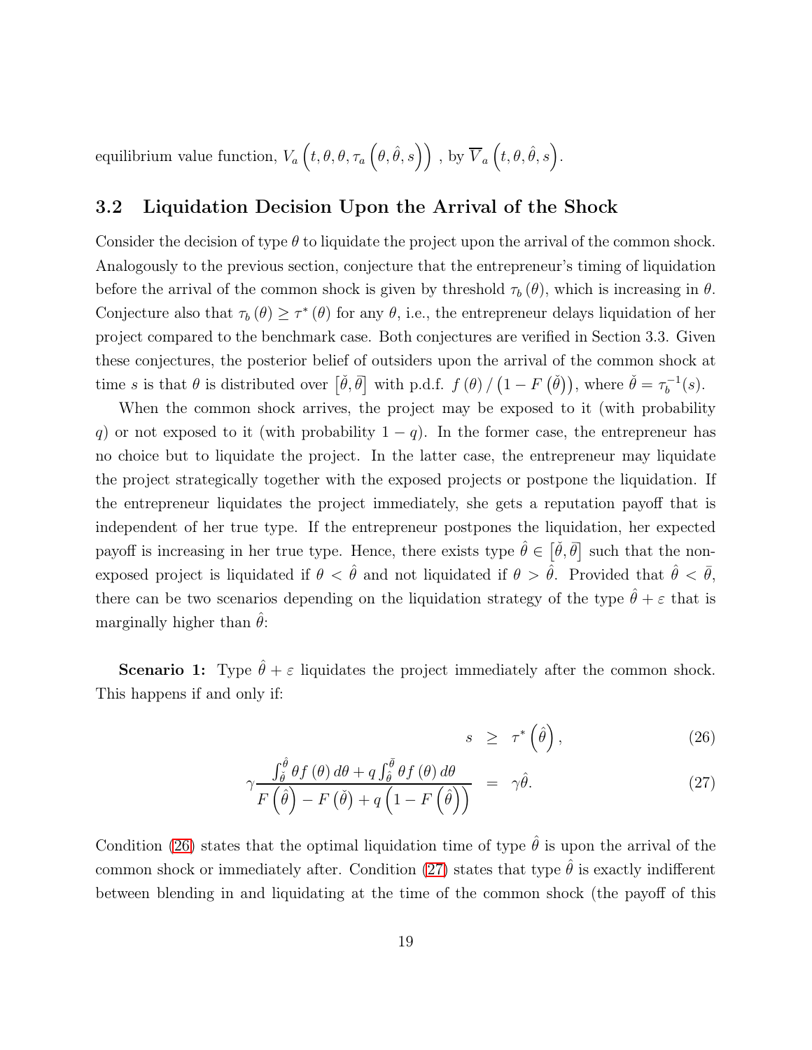equilibrium value function, $V_a\left(t,\theta,\theta,\tau_a\left(\theta,\hat{\theta},s\right)\right)$ , by $\overline{V}_a\left(t,\theta,\hat{\theta},s\right)$.

### 3.2 Liquidation Decision Upon the Arrival of the Shock

Consider the decision of type $\theta$ to liquidate the project upon the arrival of the common shock. Analogously to the previous section, conjecture that the entrepreneur's timing of liquidation before the arrival of the common shock is given by threshold $\tau_b(\theta)$, which is increasing in $\theta$. Conjecture also that $\tau_b(\theta) \geq \tau^*(\theta)$ for any $\theta$, i.e., the entrepreneur delays liquidation of her project compared to the benchmark case. Both conjectures are verified in Section 3.3. Given these conjectures, the posterior belief of outsiders upon the arrival of the common shock at time $s$ is that $\theta$ is distributed over $\left[\check{\theta},\bar{\theta}\right]$ with p.d.f. $f(\theta)/\left(1-F\left(\check{\theta}\right)\right)$, where $\check{\theta}=\tau_b^{-1}(s)$.

When the common shock arrives, the project may be exposed to it (with probability $q$) or not exposed to it (with probability $1-q$). In the former case, the entrepreneur has no choice but to liquidate the project. In the latter case, the entrepreneur may liquidate the project strategically together with the exposed projects or postpone the liquidation. If the entrepreneur liquidates the project immediately, she gets a reputation payoff that is independent of her true type. If the entrepreneur postpones the liquidation, her expected payoff is increasing in her true type. Hence, there exists type $\hat{\theta}\in\left[\check{\theta},\bar{\theta}\right]$ such that the non-exposed project is liquidated if $\theta<\hat{\theta}$ and not liquidated if $\theta>\hat{\theta}$. Provided that $\hat{\theta}<\bar{\theta}$, there can be two scenarios depending on the liquidation strategy of the type $\hat{\theta}+\varepsilon$ that is marginally higher than $\hat{\theta}$:

**Scenario 1:** Type $\hat{\theta}+\varepsilon$ liquidates the project immediately after the common shock. This happens if and only if:

$$s \geq \tau^*\left(\hat{\theta}\right), \tag{26}$$

$$\gamma\frac{\int_{\check{\theta}}^{\hat{\theta}}\theta f(\theta)\,d\theta+q\int_{\hat{\theta}}^{\bar{\theta}}\theta f(\theta)\,d\theta}{F\left(\hat{\theta}\right)-F\left(\check{\theta}\right)+q\left(1-F\left(\hat{\theta}\right)\right)} = \gamma\hat{\theta}. \tag{27}$$

Condition (26) states that the optimal liquidation time of type $\hat{\theta}$ is upon the arrival of the common shock or immediately after. Condition (27) states that type $\hat{\theta}$ is exactly indifferent between blending in and liquidating at the time of the common shock (the payoff of this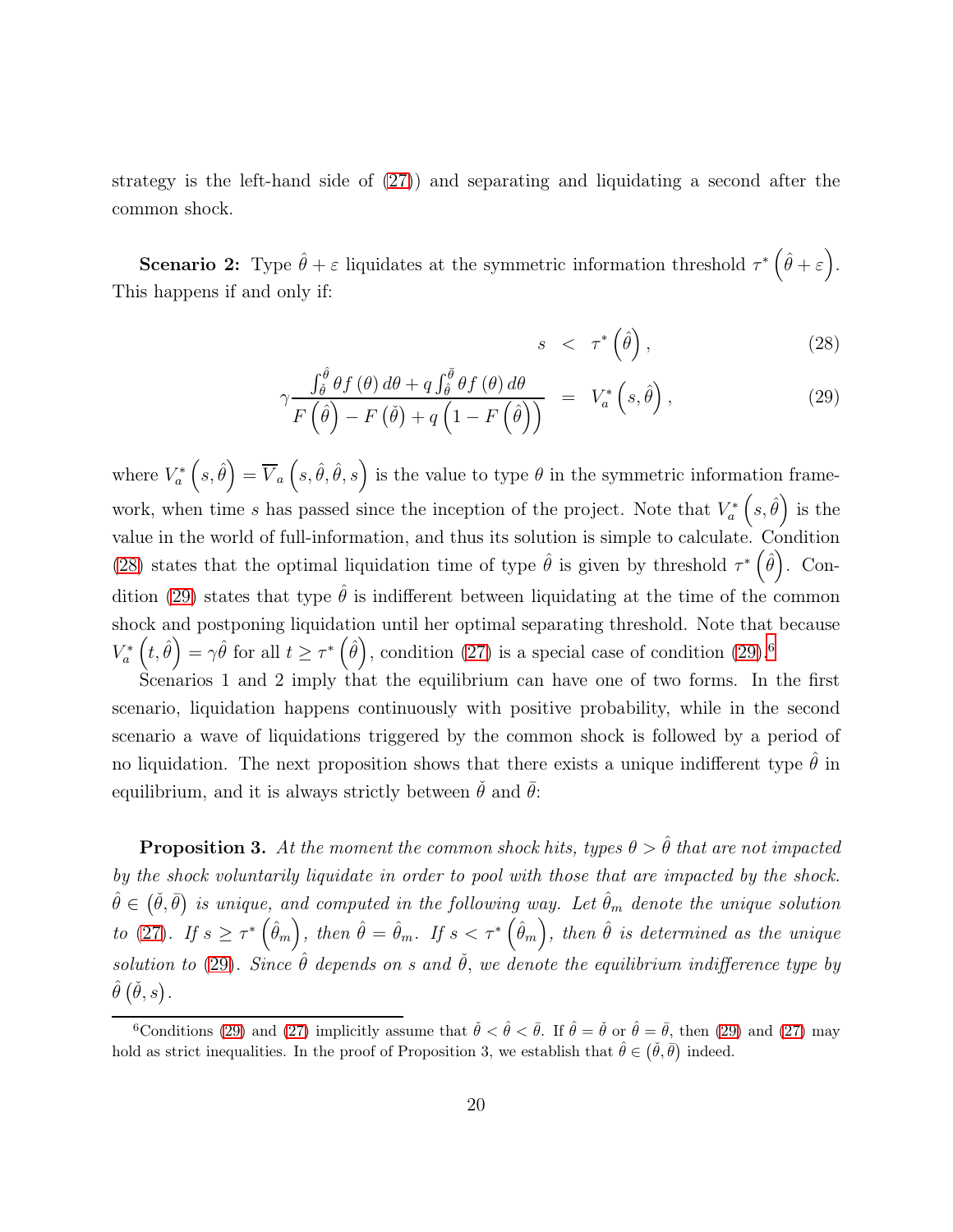strategy is the left-hand side of (27)) and separating and liquidating a second after the common shock.

**Scenario 2:** Type $\hat{\theta}+\varepsilon$ liquidates at the symmetric information threshold $\tau^*\left(\hat{\theta}+\varepsilon\right)$. This happens if and only if:

$$s < \tau^*\left(\hat{\theta}\right), \tag{28}$$

$$\gamma\frac{\int_{\check{\theta}}^{\hat{\theta}}\theta f(\theta)\,d\theta+q\int_{\hat{\theta}}^{\bar{\theta}}\theta f(\theta)\,d\theta}{F\left(\hat{\theta}\right)-F\left(\check{\theta}\right)+q\left(1-F\left(\hat{\theta}\right)\right)} = V_a^*\left(s,\hat{\theta}\right), \tag{29}$$

where $V_a^*\left(s,\hat{\theta}\right)=\overline{V}_a\left(s,\hat{\theta},\hat{\theta},s\right)$ is the value to type $\theta$ in the symmetric information framework, when time $s$ has passed since the inception of the project. Note that $V_a^*\left(s,\hat{\theta}\right)$ is the value in the world of full-information, and thus its solution is simple to calculate. Condition (28) states that the optimal liquidation time of type $\hat{\theta}$ is given by threshold $\tau^*\left(\hat{\theta}\right)$. Condition (29) states that type $\hat{\theta}$ is indifferent between liquidating at the time of the common shock and postponing liquidation until her optimal separating threshold. Note that because $V_a^*\left(t,\hat{\theta}\right)=\gamma\hat{\theta}$ for all $t\geq\tau^*\left(\hat{\theta}\right)$, condition (27) is a special case of condition (29).[6]

Scenarios 1 and 2 imply that the equilibrium can have one of two forms. In the first scenario, liquidation happens continuously with positive probability, while in the second scenario a wave of liquidations triggered by the common shock is followed by a period of no liquidation. The next proposition shows that there exists a unique indifferent type $\hat{\theta}$ in equilibrium, and it is always strictly between $\check{\theta}$ and $\bar{\theta}$:

**Proposition 3.** *At the moment the common shock hits, types $\theta>\hat{\theta}$ that are not impacted by the shock voluntarily liquidate in order to pool with those that are impacted by the shock. $\hat{\theta}\in\left(\check{\theta},\bar{\theta}\right)$ is unique, and computed in the following way. Let $\hat{\theta}_m$ denote the unique solution to (27). If $s\geq\tau^*\left(\hat{\theta}_m\right)$, then $\hat{\theta}=\hat{\theta}_m$. If $s<\tau^*\left(\hat{\theta}_m\right)$, then $\hat{\theta}$ is determined as the unique solution to (29). Since $\hat{\theta}$ depends on $s$ and $\check{\theta}$, we denote the equilibrium indifference type by $\hat{\theta}\left(\check{\theta},s\right)$.*

---

[6] Conditions (29) and (27) implicitly assume that $\check{\theta}<\hat{\theta}<\bar{\theta}$. If $\hat{\theta}=\check{\theta}$ or $\hat{\theta}=\bar{\theta}$, then (29) and (27) may hold as strict inequalities. In the proof of Proposition 3, we establish that $\hat{\theta}\in\left(\check{\theta},\bar{\theta}\right)$ indeed.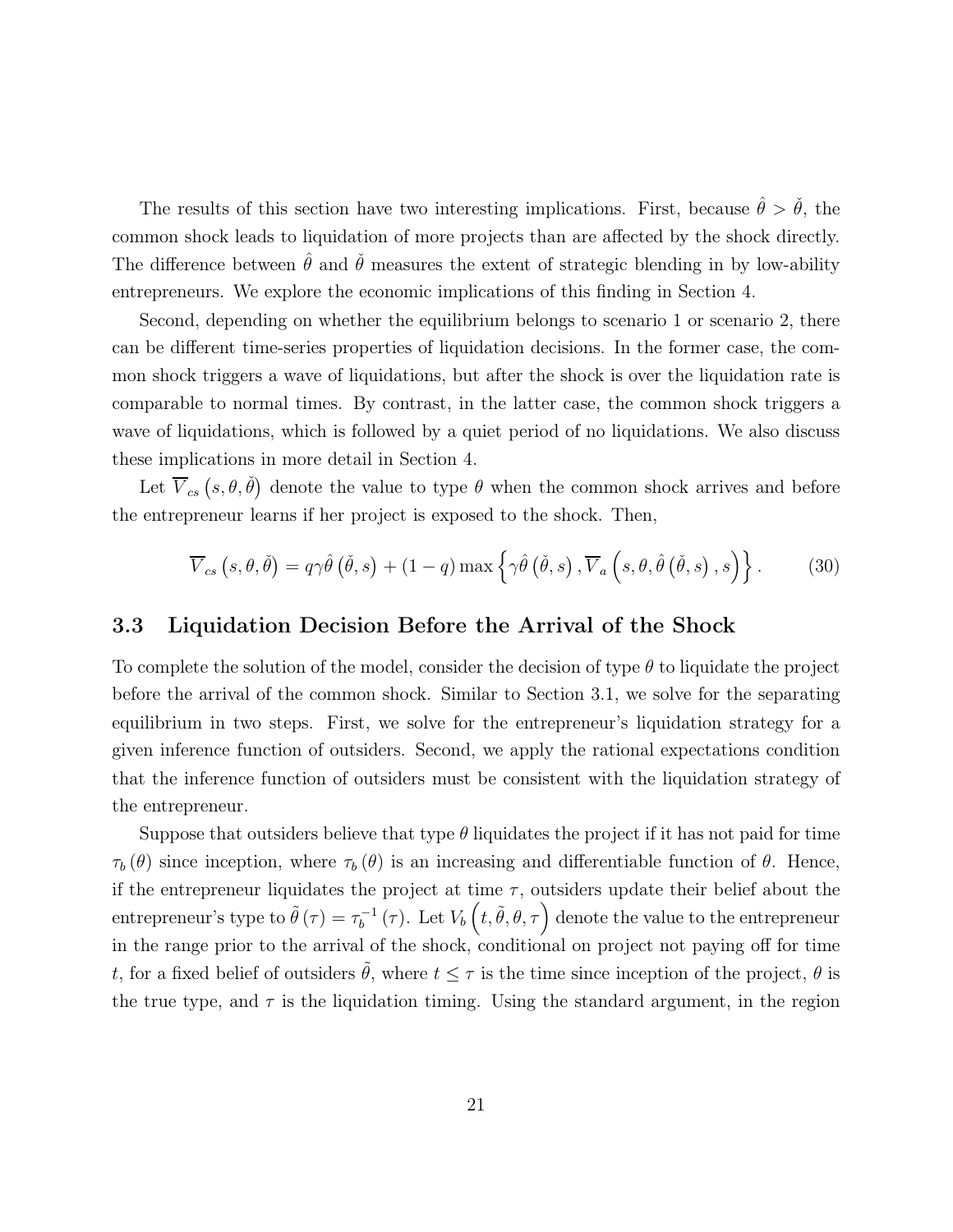The results of this section have two interesting implications. First, because $\hat{\theta} > \check{\theta}$, the common shock leads to liquidation of more projects than are affected by the shock directly. The difference between $\hat{\theta}$ and $\check{\theta}$ measures the extent of strategic blending in by low-ability entrepreneurs. We explore the economic implications of this finding in Section 4.

Second, depending on whether the equilibrium belongs to scenario 1 or scenario 2, there can be different time-series properties of liquidation decisions. In the former case, the common shock triggers a wave of liquidations, but after the shock is over the liquidation rate is comparable to normal times. By contrast, in the latter case, the common shock triggers a wave of liquidations, which is followed by a quiet period of no liquidations. We also discuss these implications in more detail in Section 4.

Let $\overline{V}_{cs}\left(s, \theta, \check{\theta}\right)$ denote the value to type $\theta$ when the common shock arrives and before the entrepreneur learns if her project is exposed to the shock. Then,

$$\overline{V}_{cs}\left(s, \theta, \check{\theta}\right) = q\gamma\hat{\theta}\left(\check{\theta}, s\right) + (1-q)\max\left\{\gamma\hat{\theta}\left(\check{\theta}, s\right), \overline{V}_{a}\left(s, \theta, \hat{\theta}\left(\check{\theta}, s\right), s\right)\right\}. \tag{30}$$

## 3.3 Liquidation Decision Before the Arrival of the Shock

To complete the solution of the model, consider the decision of type $\theta$ to liquidate the project before the arrival of the common shock. Similar to Section 3.1, we solve for the separating equilibrium in two steps. First, we solve for the entrepreneur's liquidation strategy for a given inference function of outsiders. Second, we apply the rational expectations condition that the inference function of outsiders must be consistent with the liquidation strategy of the entrepreneur.

Suppose that outsiders believe that type $\theta$ liquidates the project if it has not paid for time $\tau_b(\theta)$ since inception, where $\tau_b(\theta)$ is an increasing and differentiable function of $\theta$. Hence, if the entrepreneur liquidates the project at time $\tau$, outsiders update their belief about the entrepreneur's type to $\tilde{\theta}(\tau) = \tau_b^{-1}(\tau)$. Let $V_b\left(t, \tilde{\theta}, \theta, \tau\right)$ denote the value to the entrepreneur in the range prior to the arrival of the shock, conditional on project not paying off for time $t$, for a fixed belief of outsiders $\tilde{\theta}$, where $t \leq \tau$ is the time since inception of the project, $\theta$ is the true type, and $\tau$ is the liquidation timing. Using the standard argument, in the region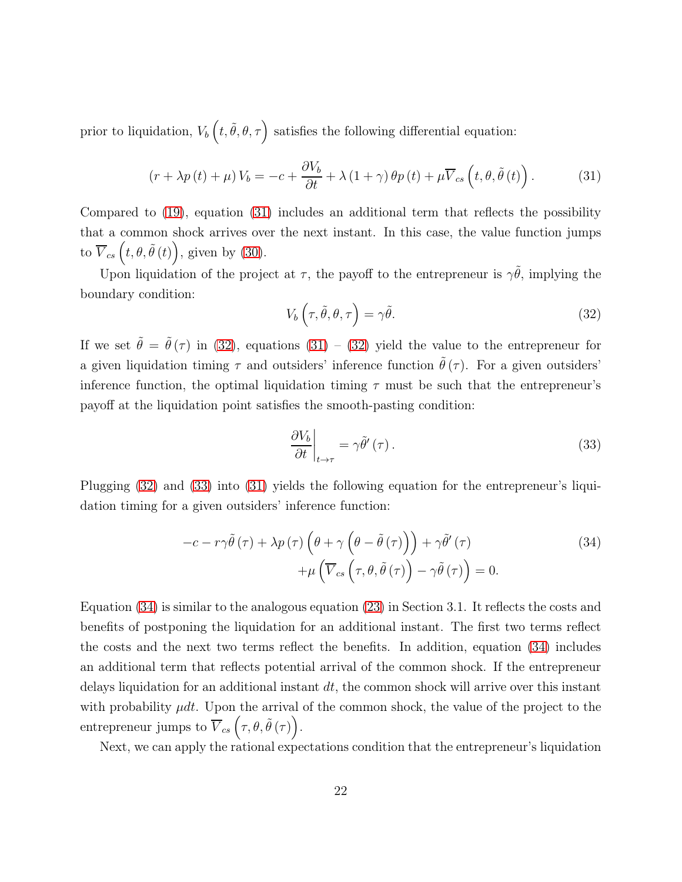prior to liquidation, $V_b\left(t,\tilde{\theta},\theta,\tau\right)$ satisfies the following differential equation:

$$(r+\lambda p(t)+\mu)V_b = -c + \frac{\partial V_b}{\partial t} + \lambda(1+\gamma)\theta p(t) + \mu \overline{V}_{cs}\left(t,\theta,\tilde{\theta}(t)\right). \tag{31}$$

Compared to (19), equation (31) includes an additional term that reflects the possibility that a common shock arrives over the next instant. In this case, the value function jumps to $\overline{V}_{cs}\left(t,\theta,\tilde{\theta}(t)\right)$, given by (30).

Upon liquidation of the project at $\tau$, the payoff to the entrepreneur is $\gamma\tilde{\theta}$, implying the boundary condition:

$$V_b\left(\tau,\tilde{\theta},\theta,\tau\right) = \gamma\tilde{\theta}. \tag{32}$$

If we set $\tilde{\theta} = \tilde{\theta}(\tau)$ in (32), equations (31) – (32) yield the value to the entrepreneur for a given liquidation timing $\tau$ and outsiders' inference function $\tilde{\theta}(\tau)$. For a given outsiders' inference function, the optimal liquidation timing $\tau$ must be such that the entrepreneur's payoff at the liquidation point satisfies the smooth-pasting condition:

$$\left.\frac{\partial V_b}{\partial t}\right|_{t\to\tau} = \gamma\tilde{\theta}'(\tau). \tag{33}$$

Plugging (32) and (33) into (31) yields the following equation for the entrepreneur's liquidation timing for a given outsiders' inference function:

$$\begin{aligned} -c - r\gamma\tilde{\theta}(\tau) + \lambda p(\tau)\left(\theta + \gamma\left(\theta - \tilde{\theta}(\tau)\right)\right) + \gamma\tilde{\theta}'(\tau) \\ +\mu\left(\overline{V}_{cs}\left(\tau,\theta,\tilde{\theta}(\tau)\right) - \gamma\tilde{\theta}(\tau)\right) = 0. \end{aligned} \tag{34}$$

Equation (34) is similar to the analogous equation (23) in Section 3.1. It reflects the costs and benefits of postponing the liquidation for an additional instant. The first two terms reflect the costs and the next two terms reflect the benefits. In addition, equation (34) includes an additional term that reflects potential arrival of the common shock. If the entrepreneur delays liquidation for an additional instant $dt$, the common shock will arrive over this instant with probability $\mu dt$. Upon the arrival of the common shock, the value of the project to the entrepreneur jumps to $\overline{V}_{cs}\left(\tau,\theta,\tilde{\theta}(\tau)\right)$.

Next, we can apply the rational expectations condition that the entrepreneur's liquidation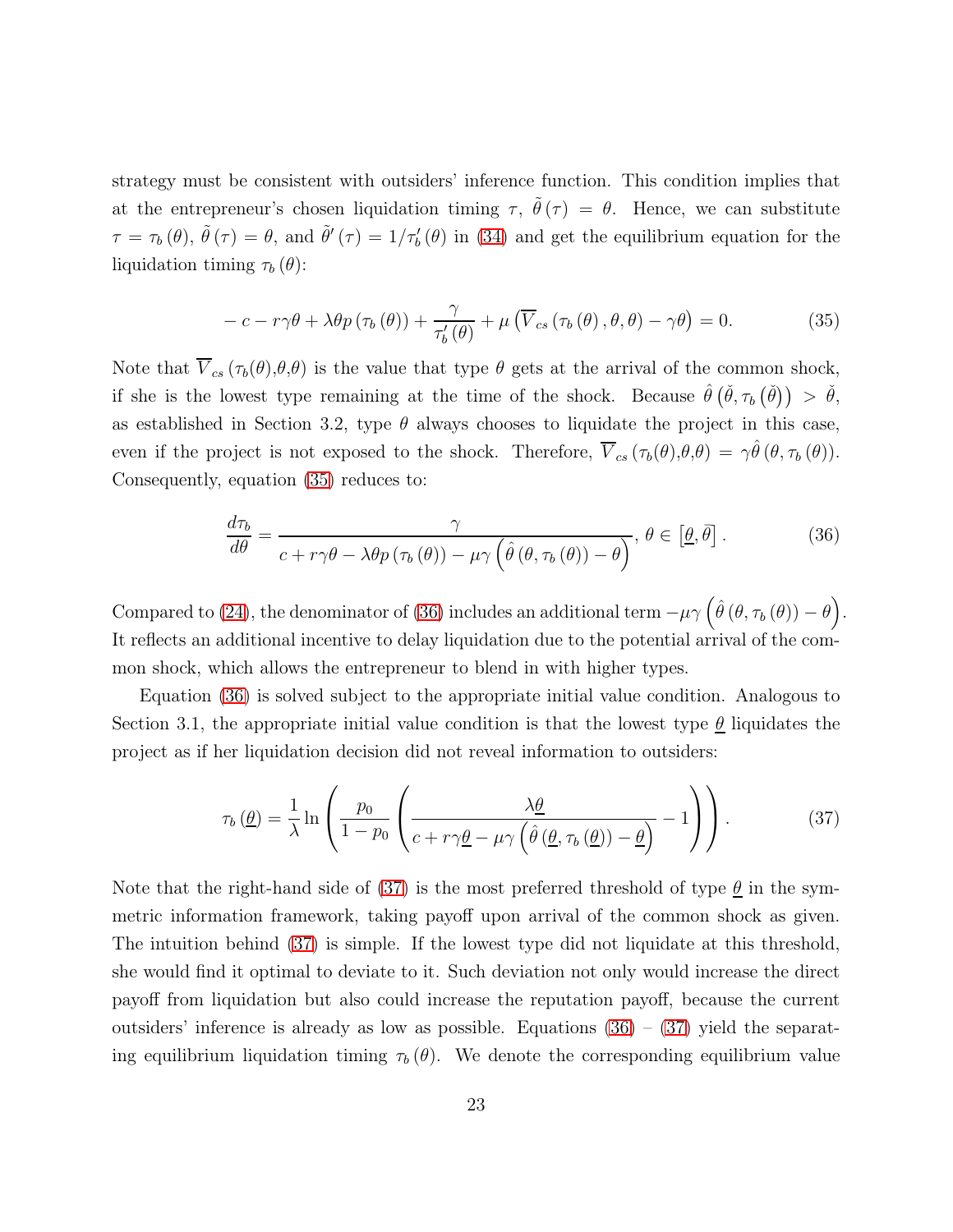strategy must be consistent with outsiders' inference function. This condition implies that at the entrepreneur's chosen liquidation timing $\tau$, $\tilde{\theta}(\tau) = \theta$. Hence, we can substitute $\tau = \tau_b(\theta)$, $\tilde{\theta}(\tau) = \theta$, and $\tilde{\theta}'(\tau) = 1/\tau_b'(\theta)$ in (34) and get the equilibrium equation for the liquidation timing $\tau_b(\theta)$:

$$-c - r\gamma\theta + \lambda\theta p(\tau_b(\theta)) + \frac{\gamma}{\tau_b'(\theta)} + \mu\left(\overline{V}_{cs}(\tau_b(\theta), \theta, \theta) - \gamma\theta\right) = 0. \tag{35}$$

Note that $\overline{V}_{cs}(\tau_b(\theta), \theta, \theta)$ is the value that type $\theta$ gets at the arrival of the common shock, if she is the lowest type remaining at the time of the shock. Because $\hat{\theta}\left(\check{\theta}, \tau_b\left(\check{\theta}\right)\right) > \check{\theta}$, as established in Section 3.2, type $\theta$ always chooses to liquidate the project in this case, even if the project is not exposed to the shock. Therefore, $\overline{V}_{cs}(\tau_b(\theta), \theta, \theta) = \gamma\hat{\theta}(\theta, \tau_b(\theta))$. Consequently, equation (35) reduces to:

$$\frac{d\tau_b}{d\theta} = \frac{\gamma}{c + r\gamma\theta - \lambda\theta p(\tau_b(\theta)) - \mu\gamma\left(\hat{\theta}(\theta, \tau_b(\theta)) - \theta\right)}, \ \theta \in \left[\underline{\theta}, \bar{\theta}\right]. \tag{36}$$

Compared to (24), the denominator of (36) includes an additional term $-\mu\gamma\left(\hat{\theta}(\theta, \tau_b(\theta)) - \theta\right)$. It reflects an additional incentive to delay liquidation due to the potential arrival of the common shock, which allows the entrepreneur to blend in with higher types.

Equation (36) is solved subject to the appropriate initial value condition. Analogous to Section 3.1, the appropriate initial value condition is that the lowest type $\underline{\theta}$ liquidates the project as if her liquidation decision did not reveal information to outsiders:

$$\tau_b(\underline{\theta}) = \frac{1}{\lambda}\ln\left(\frac{p_0}{1 - p_0}\left(\frac{\lambda\underline{\theta}}{c + r\gamma\underline{\theta} - \mu\gamma\left(\hat{\theta}(\underline{\theta}, \tau_b(\underline{\theta})) - \underline{\theta}\right)} - 1\right)\right). \tag{37}$$

Note that the right-hand side of (37) is the most preferred threshold of type $\underline{\theta}$ in the symmetric information framework, taking payoff upon arrival of the common shock as given. The intuition behind (37) is simple. If the lowest type did not liquidate at this threshold, she would find it optimal to deviate to it. Such deviation not only would increase the direct payoff from liquidation but also could increase the reputation payoff, because the current outsiders' inference is already as low as possible. Equations (36) – (37) yield the separating equilibrium liquidation timing $\tau_b(\theta)$. We denote the corresponding equilibrium value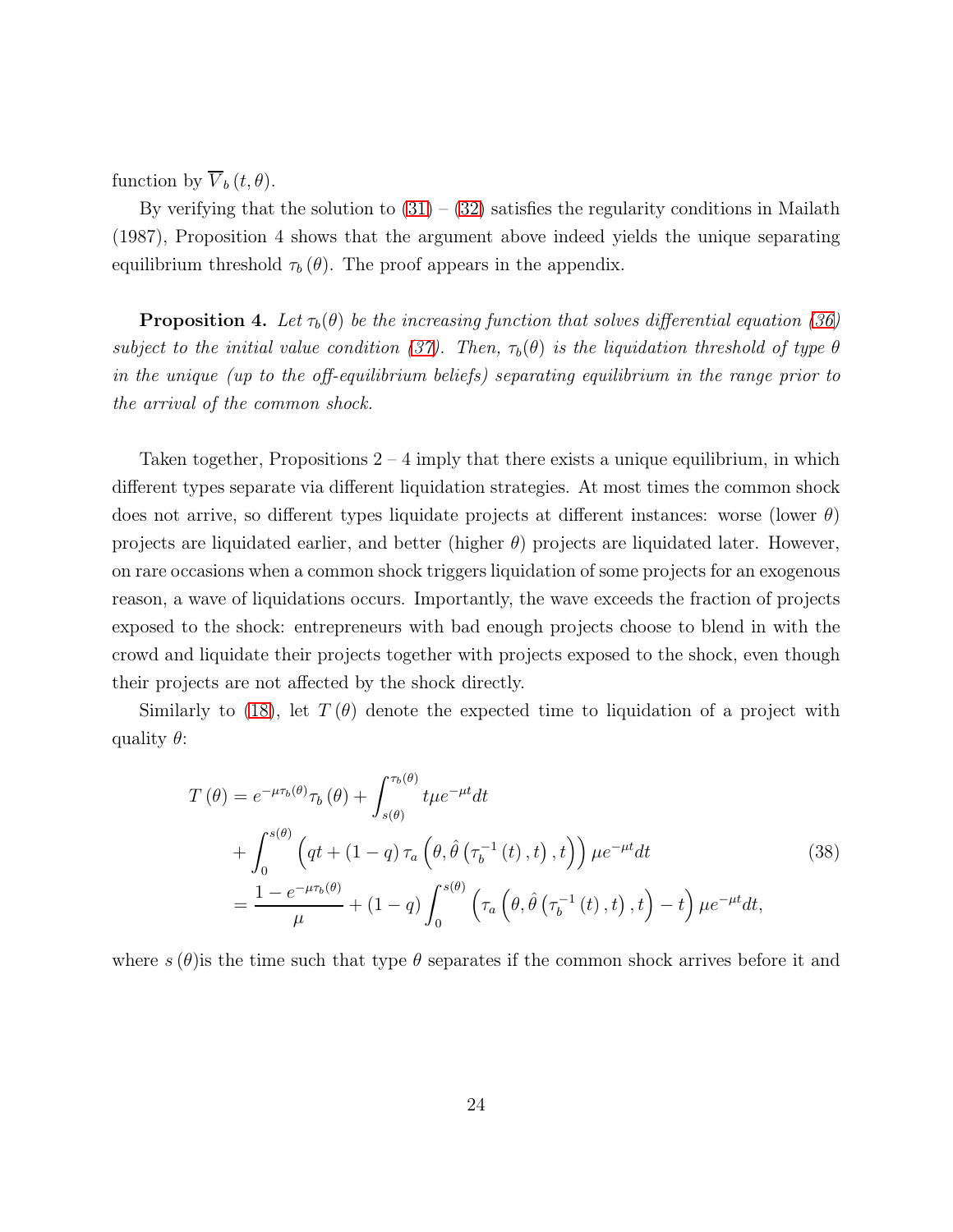function by $\overline{V}_b(t,\theta)$.

By verifying that the solution to (31) – (32) satisfies the regularity conditions in Mailath (1987), Proposition 4 shows that the argument above indeed yields the unique separating equilibrium threshold $\tau_b(\theta)$. The proof appears in the appendix.

**Proposition 4.** *Let $\tau_b(\theta)$ be the increasing function that solves differential equation (36) subject to the initial value condition (37). Then, $\tau_b(\theta)$ is the liquidation threshold of type $\theta$ in the unique (up to the off-equilibrium beliefs) separating equilibrium in the range prior to the arrival of the common shock.*

Taken together, Propositions 2 – 4 imply that there exists a unique equilibrium, in which different types separate via different liquidation strategies. At most times the common shock does not arrive, so different types liquidate projects at different instances: worse (lower $\theta$) projects are liquidated earlier, and better (higher $\theta$) projects are liquidated later. However, on rare occasions when a common shock triggers liquidation of some projects for an exogenous reason, a wave of liquidations occurs. Importantly, the wave exceeds the fraction of projects exposed to the shock: entrepreneurs with bad enough projects choose to blend in with the crowd and liquidate their projects together with projects exposed to the shock, even though their projects are not affected by the shock directly.

Similarly to (18), let $T(\theta)$ denote the expected time to liquidation of a project with quality $\theta$:

$$
\begin{aligned}
T(\theta) &= e^{-\mu\tau_b(\theta)}\tau_b(\theta) + \int_{s(\theta)}^{\tau_b(\theta)} t\mu e^{-\mu t}dt \\
&\quad + \int_0^{s(\theta)} \left(qt + (1-q)\,\tau_a\left(\theta, \hat{\theta}\left(\tau_b^{-1}(t), t\right), t\right)\right)\mu e^{-\mu t}dt \\
&= \frac{1-e^{-\mu\tau_b(\theta)}}{\mu} + (1-q)\int_0^{s(\theta)} \left(\tau_a\left(\theta, \hat{\theta}\left(\tau_b^{-1}(t), t\right), t\right) - t\right)\mu e^{-\mu t}dt,
\end{aligned}
\tag{38}
$$

where $s(\theta)$is the time such that type $\theta$ separates if the common shock arrives before it and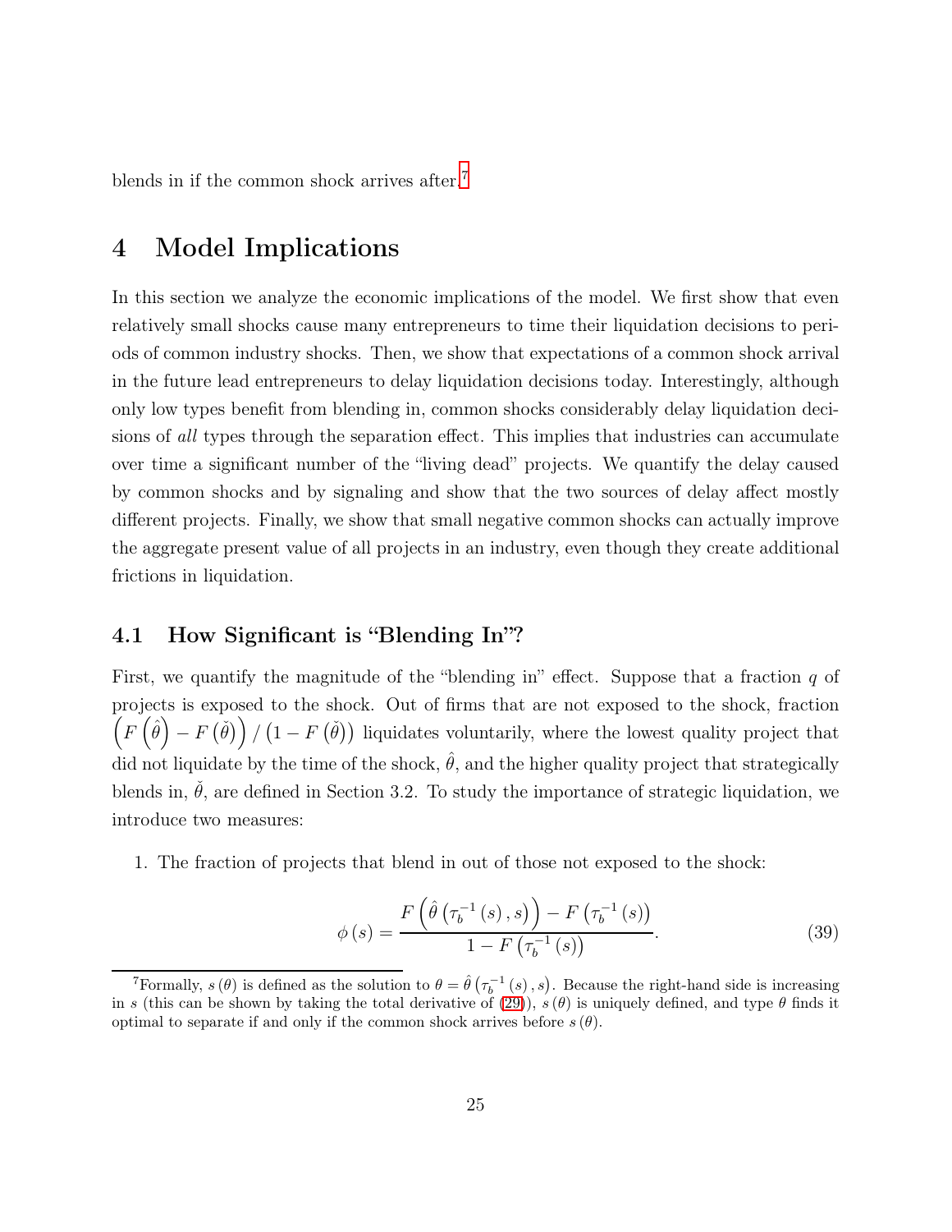blends in if the common shock arrives after.[7]

# 4 Model Implications

In this section we analyze the economic implications of the model. We first show that even relatively small shocks cause many entrepreneurs to time their liquidation decisions to periods of common industry shocks. Then, we show that expectations of a common shock arrival in the future lead entrepreneurs to delay liquidation decisions today. Interestingly, although only low types benefit from blending in, common shocks considerably delay liquidation decisions of *all* types through the separation effect. This implies that industries can accumulate over time a significant number of the "living dead" projects. We quantify the delay caused by common shocks and by signaling and show that the two sources of delay affect mostly different projects. Finally, we show that small negative common shocks can actually improve the aggregate present value of all projects in an industry, even though they create additional frictions in liquidation.

## 4.1 How Significant is "Blending In"?

First, we quantify the magnitude of the "blending in" effect. Suppose that a fraction $q$ of projects is exposed to the shock. Out of firms that are not exposed to the shock, fraction $\left(F\left(\hat{\theta}\right) - F\left(\check{\theta}\right)\right) / \left(1 - F\left(\check{\theta}\right)\right)$ liquidates voluntarily, where the lowest quality project that did not liquidate by the time of the shock, $\hat{\theta}$, and the higher quality project that strategically blends in, $\check{\theta}$, are defined in Section 3.2. To study the importance of strategic liquidation, we introduce two measures:

1. The fraction of projects that blend in out of those not exposed to the shock:

$$\phi(s) = \frac{F\left(\hat{\theta}\left(\tau_b^{-1}(s), s\right)\right) - F\left(\tau_b^{-1}(s)\right)}{1 - F\left(\tau_b^{-1}(s)\right)}. \tag{39}$$

[7] Formally, $s(\theta)$ is defined as the solution to $\theta = \hat{\theta}\left(\tau_b^{-1}(s), s\right)$. Because the right-hand side is increasing in $s$ (this can be shown by taking the total derivative of (29)), $s(\theta)$ is uniquely defined, and type $\theta$ finds it optimal to separate if and only if the common shock arrives before $s(\theta)$.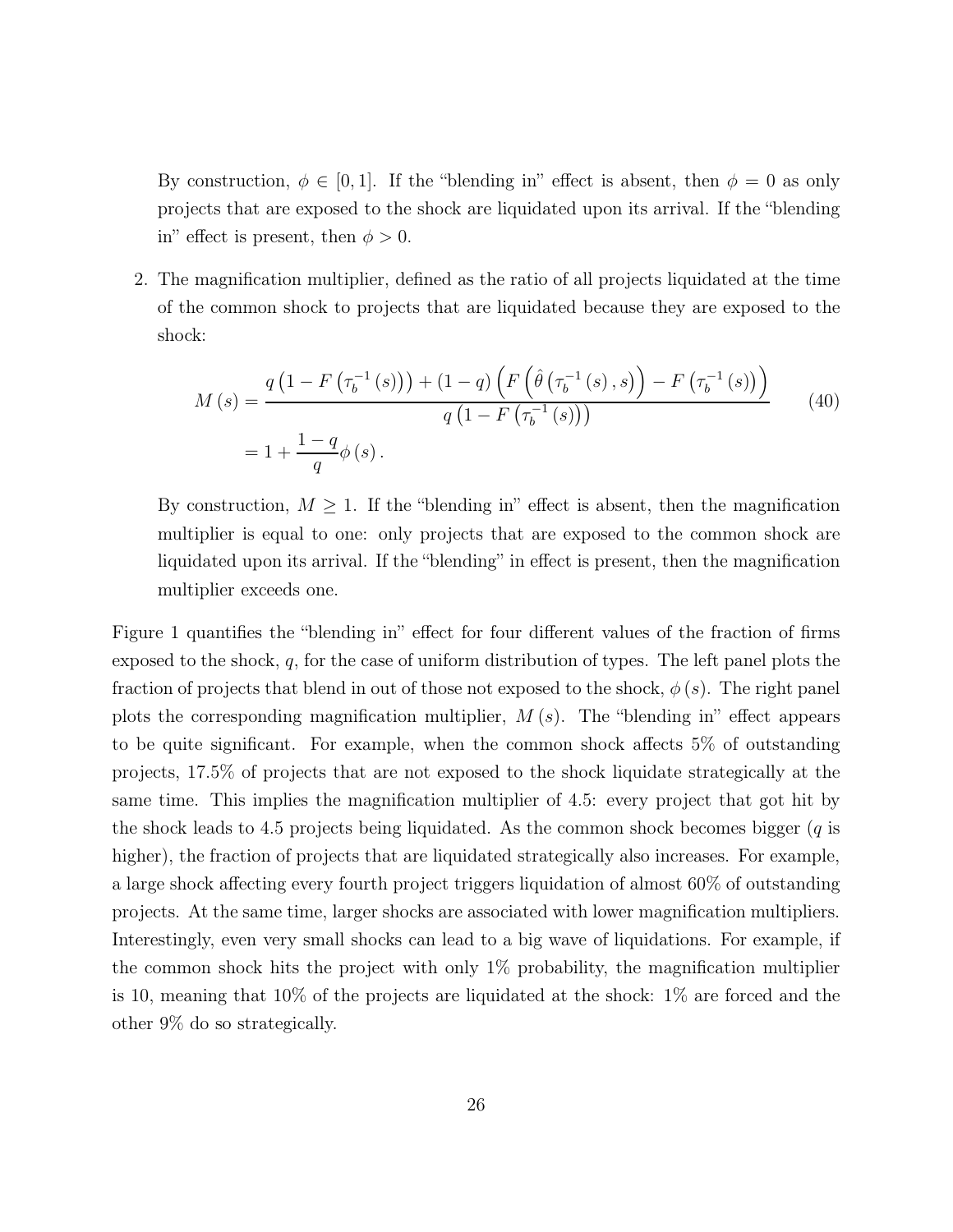By construction, $\phi \in [0,1]$. If the "blending in" effect is absent, then $\phi = 0$ as only projects that are exposed to the shock are liquidated upon its arrival. If the "blending in" effect is present, then $\phi > 0$.

2. The magnification multiplier, defined as the ratio of all projects liquidated at the time of the common shock to projects that are liquidated because they are exposed to the shock:

$$
\begin{aligned}
M(s) &= \frac{q\left(1 - F\left(\tau_b^{-1}(s)\right)\right) + (1-q)\left(F\left(\hat{\theta}\left(\tau_b^{-1}(s), s\right)\right) - F\left(\tau_b^{-1}(s)\right)\right)}{q\left(1 - F\left(\tau_b^{-1}(s)\right)\right)} \\
&= 1 + \frac{1-q}{q}\phi(s).
\end{aligned} \tag{40}
$$

By construction, $M \geq 1$. If the "blending in" effect is absent, then the magnification multiplier is equal to one: only projects that are exposed to the common shock are liquidated upon its arrival. If the "blending" in effect is present, then the magnification multiplier exceeds one.

Figure 1 quantifies the "blending in" effect for four different values of the fraction of firms exposed to the shock, $q$, for the case of uniform distribution of types. The left panel plots the fraction of projects that blend in out of those not exposed to the shock, $\phi(s)$. The right panel plots the corresponding magnification multiplier, $M(s)$. The "blending in" effect appears to be quite significant. For example, when the common shock affects 5% of outstanding projects, 17.5% of projects that are not exposed to the shock liquidate strategically at the same time. This implies the magnification multiplier of 4.5: every project that got hit by the shock leads to 4.5 projects being liquidated. As the common shock becomes bigger ($q$ is higher), the fraction of projects that are liquidated strategically also increases. For example, a large shock affecting every fourth project triggers liquidation of almost 60% of outstanding projects. At the same time, larger shocks are associated with lower magnification multipliers. Interestingly, even very small shocks can lead to a big wave of liquidations. For example, if the common shock hits the project with only 1% probability, the magnification multiplier is 10, meaning that 10% of the projects are liquidated at the shock: 1% are forced and the other 9% do so strategically.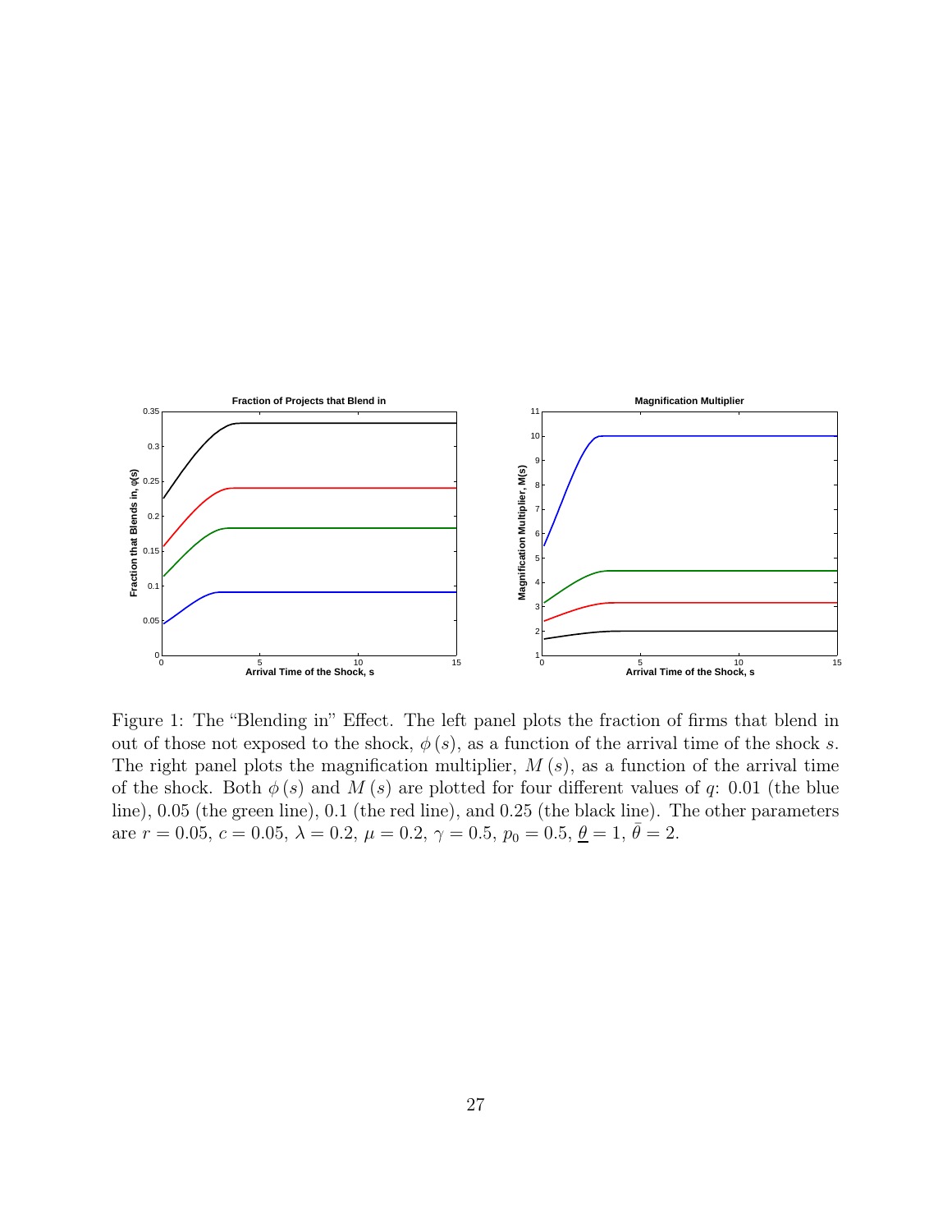Figure 1: The "Blending in" Effect. The left panel plots the fraction of firms that blend in out of those not exposed to the shock, $\phi(s)$, as a function of the arrival time of the shock $s$. The right panel plots the magnification multiplier, $M(s)$, as a function of the arrival time of the shock. Both $\phi(s)$ and $M(s)$ are plotted for four different values of $q$: 0.01 (the blue line), 0.05 (the green line), 0.1 (the red line), and 0.25 (the black line). The other parameters are $r = 0.05$, $c = 0.05$, $\lambda = 0.2$, $\mu = 0.2$, $\gamma = 0.5$, $p_0 = 0.5$, $\underline{\theta} = 1$, $\bar{\theta} = 2$.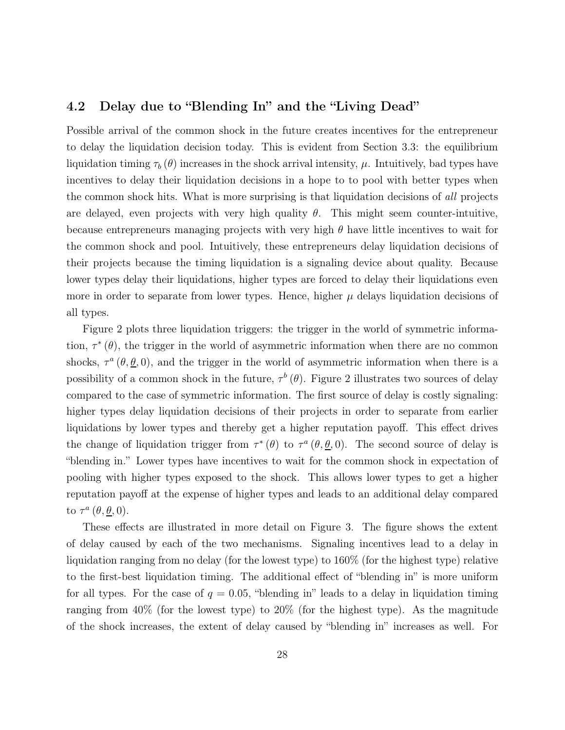### 4.2 Delay due to "Blending In" and the "Living Dead"

Possible arrival of the common shock in the future creates incentives for the entrepreneur to delay the liquidation decision today. This is evident from Section 3.3: the equilibrium liquidation timing $\tau_b(\theta)$ increases in the shock arrival intensity, $\mu$. Intuitively, bad types have incentives to delay their liquidation decisions in a hope to to pool with better types when the common shock hits. What is more surprising is that liquidation decisions of *all* projects are delayed, even projects with very high quality $\theta$. This might seem counter-intuitive, because entrepreneurs managing projects with very high $\theta$ have little incentives to wait for the common shock and pool. Intuitively, these entrepreneurs delay liquidation decisions of their projects because the timing liquidation is a signaling device about quality. Because lower types delay their liquidations, higher types are forced to delay their liquidations even more in order to separate from lower types. Hence, higher $\mu$ delays liquidation decisions of all types.

Figure 2 plots three liquidation triggers: the trigger in the world of symmetric information, $\tau^*(\theta)$, the trigger in the world of asymmetric information when there are no common shocks, $\tau^a(\theta, \underline{\theta}, 0)$, and the trigger in the world of asymmetric information when there is a possibility of a common shock in the future, $\tau^b(\theta)$. Figure 2 illustrates two sources of delay compared to the case of symmetric information. The first source of delay is costly signaling: higher types delay liquidation decisions of their projects in order to separate from earlier liquidations by lower types and thereby get a higher reputation payoff. This effect drives the change of liquidation trigger from $\tau^*(\theta)$ to $\tau^a(\theta, \underline{\theta}, 0)$. The second source of delay is "blending in." Lower types have incentives to wait for the common shock in expectation of pooling with higher types exposed to the shock. This allows lower types to get a higher reputation payoff at the expense of higher types and leads to an additional delay compared to $\tau^a(\theta, \underline{\theta}, 0)$.

These effects are illustrated in more detail on Figure 3. The figure shows the extent of delay caused by each of the two mechanisms. Signaling incentives lead to a delay in liquidation ranging from no delay (for the lowest type) to 160% (for the highest type) relative to the first-best liquidation timing. The additional effect of "blending in" is more uniform for all types. For the case of $q = 0.05$, "blending in" leads to a delay in liquidation timing ranging from 40% (for the lowest type) to 20% (for the highest type). As the magnitude of the shock increases, the extent of delay caused by "blending in" increases as well. For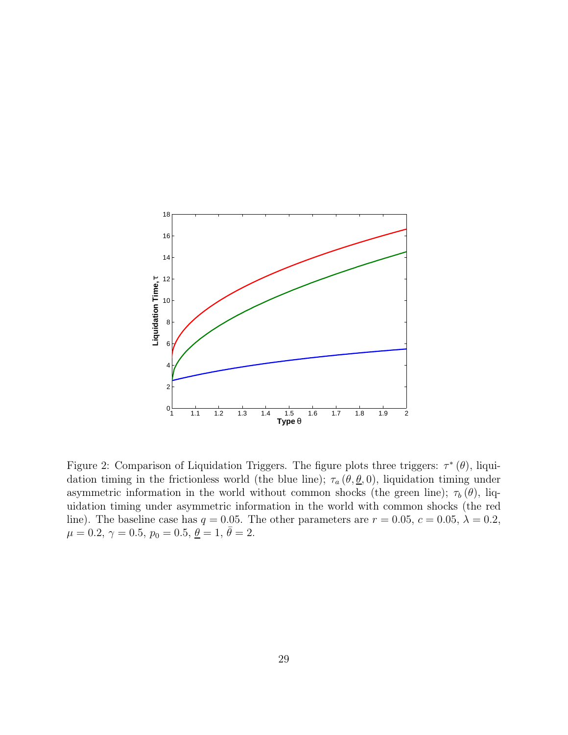Figure 2: Comparison of Liquidation Triggers. The figure plots three triggers: $\tau^*(\theta)$, liquidation timing in the frictionless world (the blue line); $\tau_a(\theta, \underline{\theta}, 0)$, liquidation timing under asymmetric information in the world without common shocks (the green line); $\tau_b(\theta)$, liquidation timing under asymmetric information in the world with common shocks (the red line). The baseline case has $q = 0.05$. The other parameters are $r = 0.05$, $c = 0.05$, $\lambda = 0.2$, $\mu = 0.2$, $\gamma = 0.5$, $p_0 = 0.5$, $\underline{\theta} = 1$, $\bar{\theta} = 2$.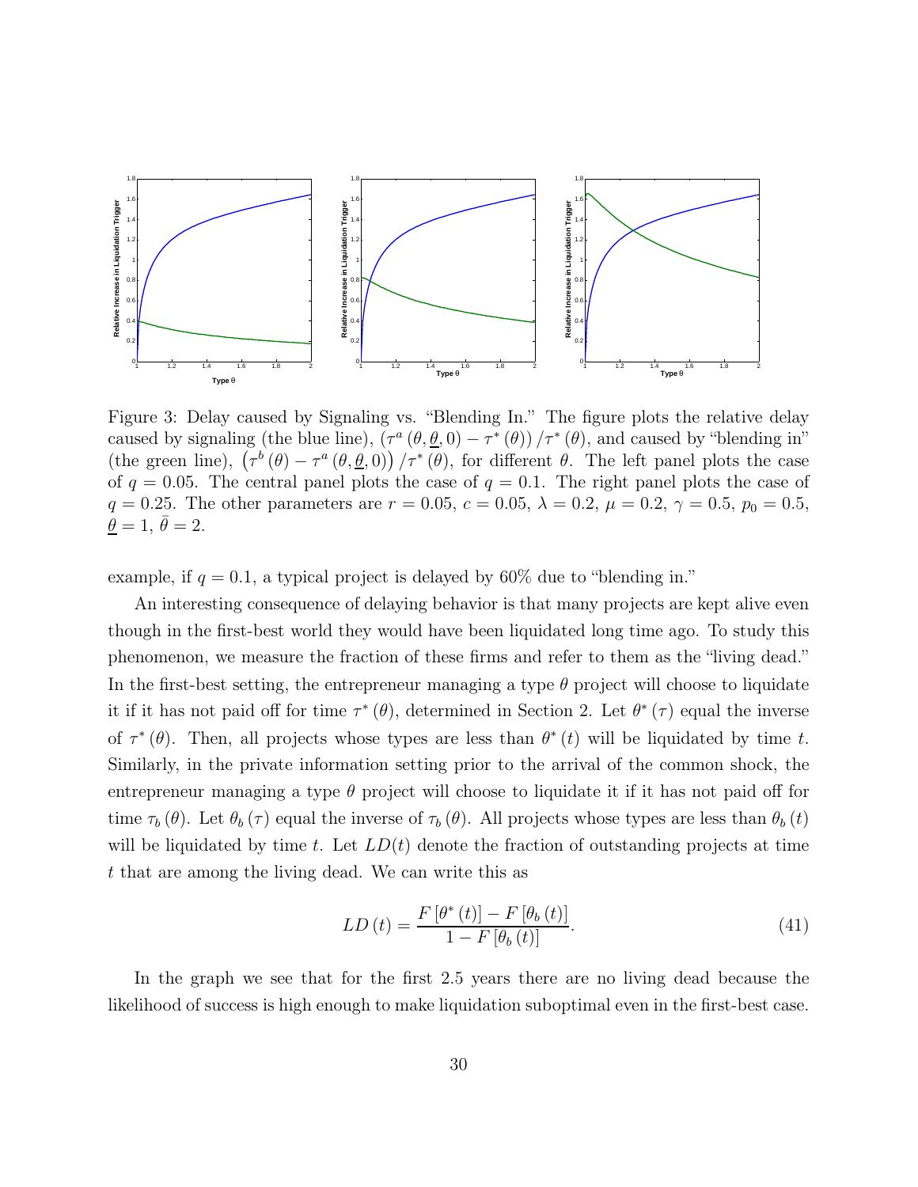Figure 3: Delay caused by Signaling vs. "Blending In." The figure plots the relative delay caused by signaling (the blue line), $\left(\tau^a\left(\theta,\underline{\theta},0\right)-\tau^*\left(\theta\right)\right)/\tau^*\left(\theta\right)$, and caused by "blending in" (the green line), $\left(\tau^b\left(\theta\right)-\tau^a\left(\theta,\underline{\theta},0\right)\right)/\tau^*\left(\theta\right)$, for different $\theta$. The left panel plots the case of $q=0.05$. The central panel plots the case of $q=0.1$. The right panel plots the case of $q=0.25$. The other parameters are $r=0.05$, $c=0.05$, $\lambda=0.2$, $\mu=0.2$, $\gamma=0.5$, $p_0=0.5$, $\underline{\theta}=1$, $\bar{\theta}=2$.

example, if $q=0.1$, a typical project is delayed by 60% due to "blending in."

An interesting consequence of delaying behavior is that many projects are kept alive even though in the first-best world they would have been liquidated long time ago. To study this phenomenon, we measure the fraction of these firms and refer to them as the "living dead." In the first-best setting, the entrepreneur managing a type $\theta$ project will choose to liquidate it if it has not paid off for time $\tau^*\left(\theta\right)$, determined in Section 2. Let $\theta^*\left(\tau\right)$ equal the inverse of $\tau^*\left(\theta\right)$. Then, all projects whose types are less than $\theta^*\left(t\right)$ will be liquidated by time $t$. Similarly, in the private information setting prior to the arrival of the common shock, the entrepreneur managing a type $\theta$ project will choose to liquidate it if it has not paid off for time $\tau_b\left(\theta\right)$. Let $\theta_b\left(\tau\right)$ equal the inverse of $\tau_b\left(\theta\right)$. All projects whose types are less than $\theta_b\left(t\right)$ will be liquidated by time $t$. Let $LD(t)$ denote the fraction of outstanding projects at time $t$ that are among the living dead. We can write this as

$$LD\left(t\right)=\frac{F\left[\theta^*\left(t\right)\right]-F\left[\theta_b\left(t\right)\right]}{1-F\left[\theta_b\left(t\right)\right]}. \tag{41}$$

In the graph we see that for the first 2.5 years there are no living dead because the likelihood of success is high enough to make liquidation suboptimal even in the first-best case.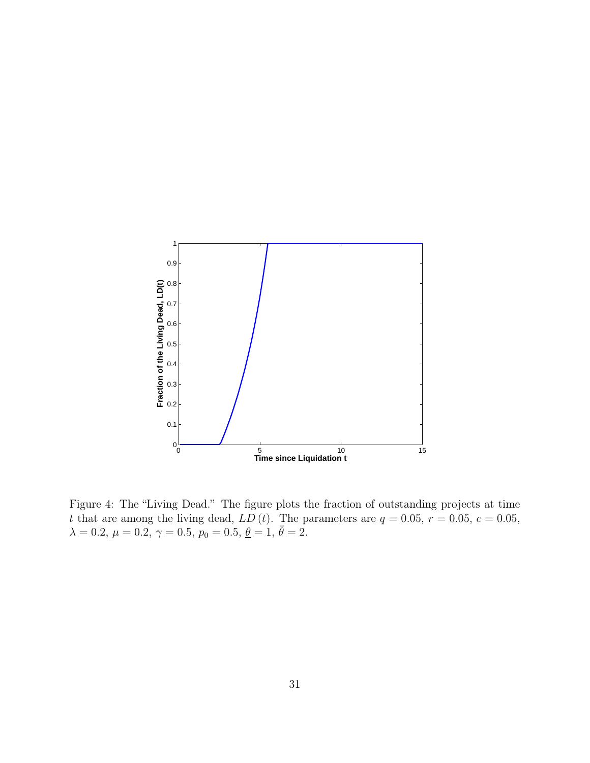Figure 4: The "Living Dead." The figure plots the fraction of outstanding projects at time $t$ that are among the living dead, $LD(t)$. The parameters are $q = 0.05$, $r = 0.05$, $c = 0.05$, $\lambda = 0.2$, $\mu = 0.2$, $\gamma = 0.5$, $p_0 = 0.5$, $\underline{\theta} = 1$, $\bar{\theta} = 2$.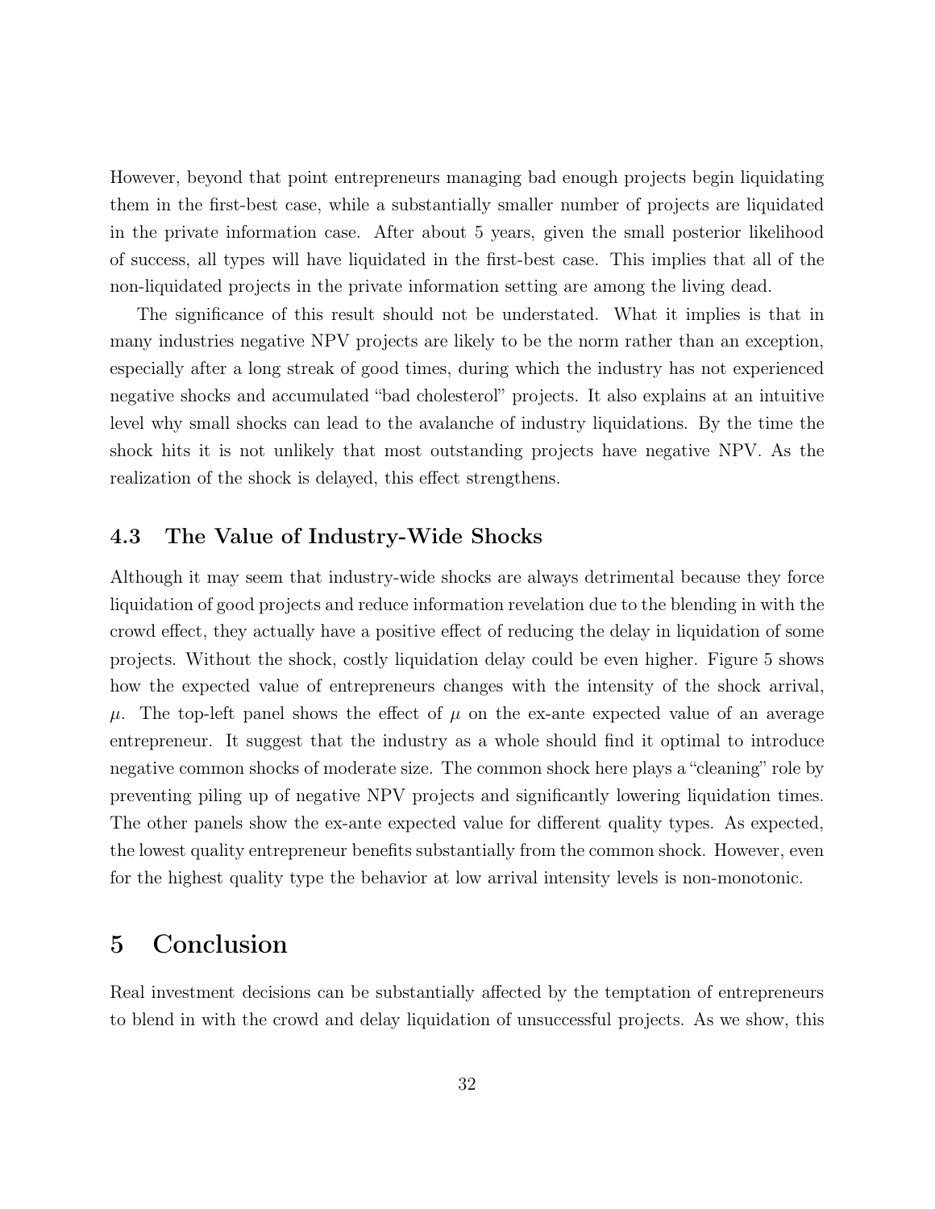However, beyond that point entrepreneurs managing bad enough projects begin liquidating them in the first-best case, while a substantially smaller number of projects are liquidated in the private information case. After about 5 years, given the small posterior likelihood of success, all types will have liquidated in the first-best case. This implies that all of the non-liquidated projects in the private information setting are among the living dead.

The significance of this result should not be understated. What it implies is that in many industries negative NPV projects are likely to be the norm rather than an exception, especially after a long streak of good times, during which the industry has not experienced negative shocks and accumulated "bad cholesterol" projects. It also explains at an intuitive level why small shocks can lead to the avalanche of industry liquidations. By the time the shock hits it is not unlikely that most outstanding projects have negative NPV. As the realization of the shock is delayed, this effect strengthens.

### 4.3 The Value of Industry-Wide Shocks

Although it may seem that industry-wide shocks are always detrimental because they force liquidation of good projects and reduce information revelation due to the blending in with the crowd effect, they actually have a positive effect of reducing the delay in liquidation of some projects. Without the shock, costly liquidation delay could be even higher. Figure 5 shows how the expected value of entrepreneurs changes with the intensity of the shock arrival, $\mu$. The top-left panel shows the effect of $\mu$ on the ex-ante expected value of an average entrepreneur. It suggest that the industry as a whole should find it optimal to introduce negative common shocks of moderate size. The common shock here plays a "cleaning" role by preventing piling up of negative NPV projects and significantly lowering liquidation times. The other panels show the ex-ante expected value for different quality types. As expected, the lowest quality entrepreneur benefits substantially from the common shock. However, even for the highest quality type the behavior at low arrival intensity levels is non-monotonic.

# 5 Conclusion

Real investment decisions can be substantially affected by the temptation of entrepreneurs to blend in with the crowd and delay liquidation of unsuccessful projects. As we show, this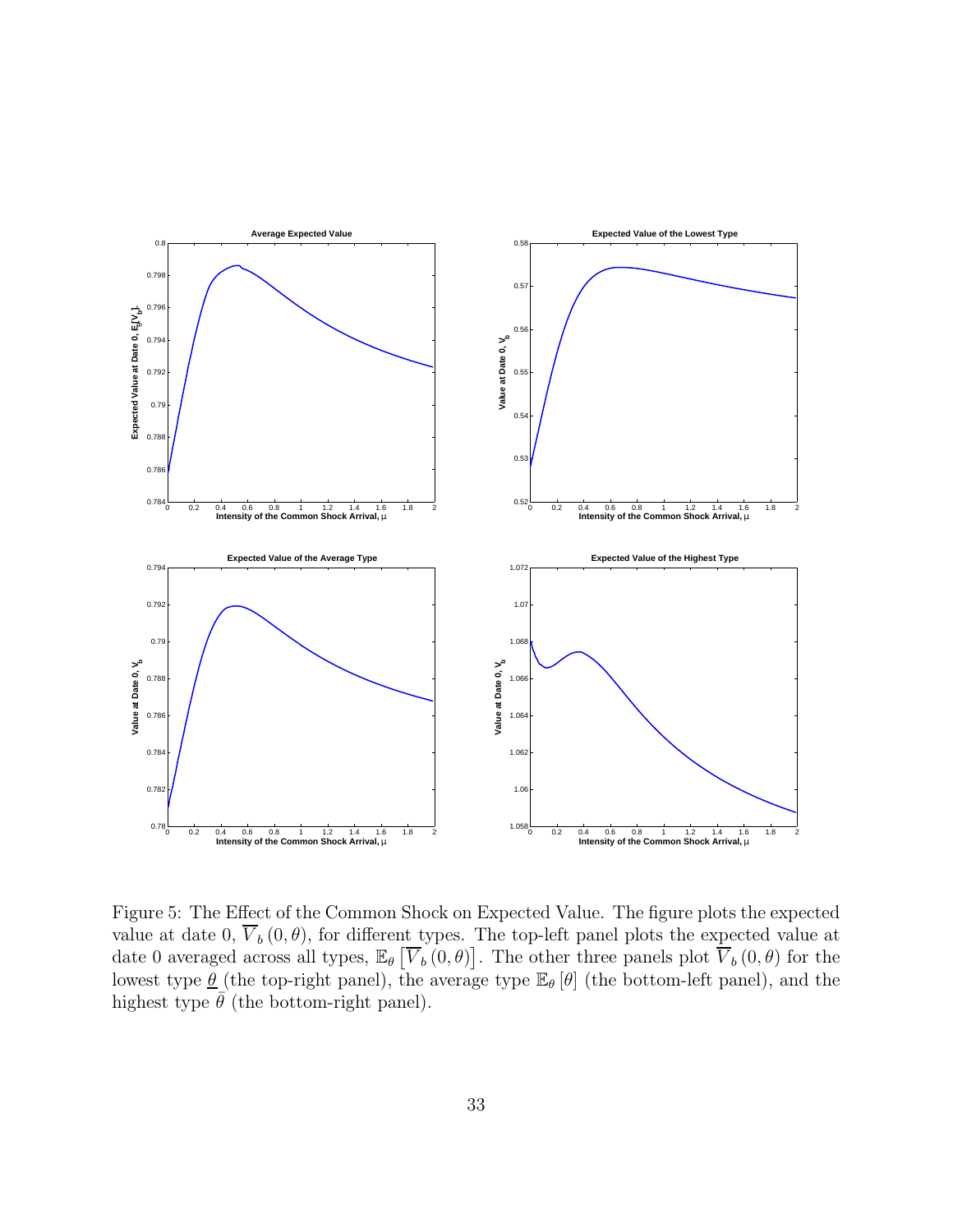Figure 5: The Effect of the Common Shock on Expected Value. The figure plots the expected value at date 0, $\overline{V}_b(0, \theta)$, for different types. The top-left panel plots the expected value at date 0 averaged across all types, $\mathbb{E}_\theta\left[\overline{V}_b(0, \theta)\right]$. The other three panels plot $\overline{V}_b(0, \theta)$ for the lowest type $\underline{\theta}$ (the top-right panel), the average type $\mathbb{E}_\theta[\theta]$ (the bottom-left panel), and the highest type $\bar{\theta}$ (the bottom-right panel).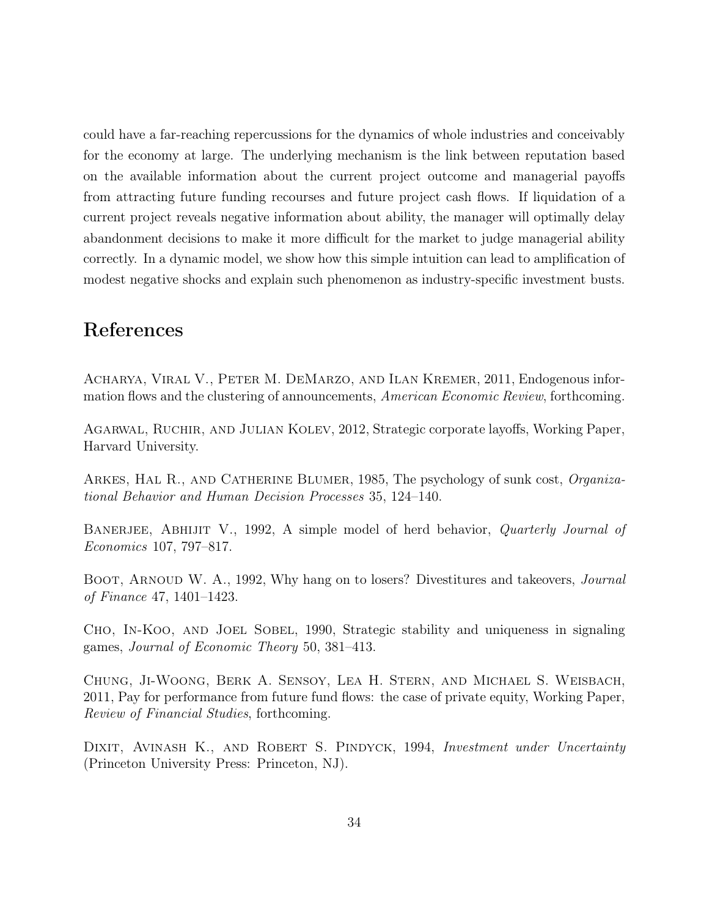could have a far-reaching repercussions for the dynamics of whole industries and conceivably for the economy at large. The underlying mechanism is the link between reputation based on the available information about the current project outcome and managerial payoffs from attracting future funding recourses and future project cash flows. If liquidation of a current project reveals negative information about ability, the manager will optimally delay abandonment decisions to make it more difficult for the market to judge managerial ability correctly. In a dynamic model, we show how this simple intuition can lead to amplification of modest negative shocks and explain such phenomenon as industry-specific investment busts.

## References

Acharya, Viral V., Peter M. DeMarzo, and Ilan Kremer, 2011, Endogenous information flows and the clustering of announcements, *American Economic Review*, forthcoming.

Agarwal, Ruchir, and Julian Kolev, 2012, Strategic corporate layoffs, Working Paper, Harvard University.

Arkes, Hal R., and Catherine Blumer, 1985, The psychology of sunk cost, *Organizational Behavior and Human Decision Processes* 35, 124–140.

Banerjee, Abhijit V., 1992, A simple model of herd behavior, *Quarterly Journal of Economics* 107, 797–817.

Boot, Arnoud W. A., 1992, Why hang on to losers? Divestitures and takeovers, *Journal of Finance* 47, 1401–1423.

Cho, In-Koo, and Joel Sobel, 1990, Strategic stability and uniqueness in signaling games, *Journal of Economic Theory* 50, 381–413.

Chung, Ji-Woong, Berk A. Sensoy, Lea H. Stern, and Michael S. Weisbach, 2011, Pay for performance from future fund flows: the case of private equity, Working Paper, *Review of Financial Studies*, forthcoming.

Dixit, Avinash K., and Robert S. Pindyck, 1994, *Investment under Uncertainty* (Princeton University Press: Princeton, NJ).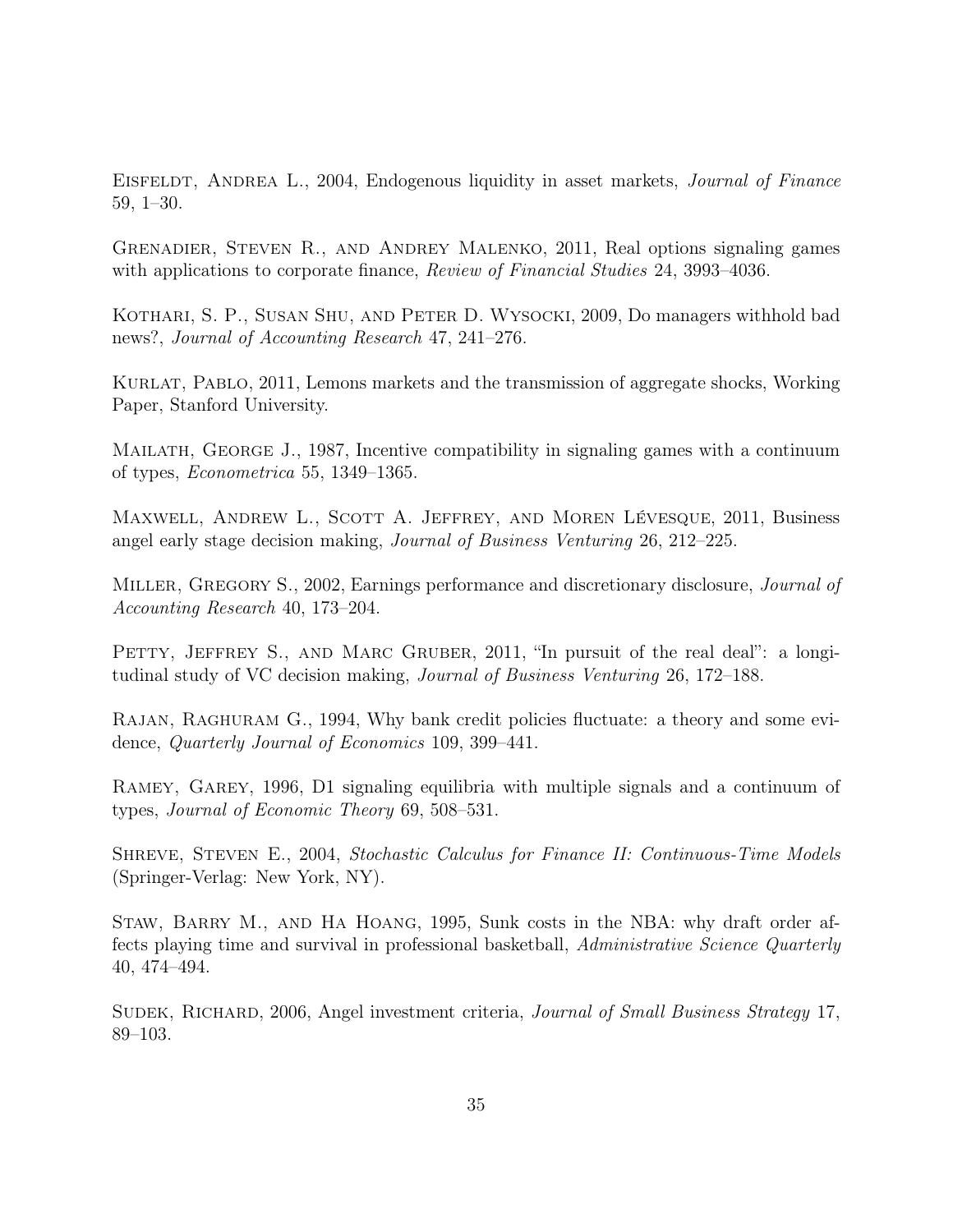Eisfeldt, Andrea L., 2004, Endogenous liquidity in asset markets, *Journal of Finance* 59, 1–30.

Grenadier, Steven R., and Andrey Malenko, 2011, Real options signaling games with applications to corporate finance, *Review of Financial Studies* 24, 3993–4036.

Kothari, S. P., Susan Shu, and Peter D. Wysocki, 2009, Do managers withhold bad news?, *Journal of Accounting Research* 47, 241–276.

Kurlat, Pablo, 2011, Lemons markets and the transmission of aggregate shocks, Working Paper, Stanford University.

Mailath, George J., 1987, Incentive compatibility in signaling games with a continuum of types, *Econometrica* 55, 1349–1365.

Maxwell, Andrew L., Scott A. Jeffrey, and Moren Lévesque, 2011, Business angel early stage decision making, *Journal of Business Venturing* 26, 212–225.

Miller, Gregory S., 2002, Earnings performance and discretionary disclosure, *Journal of Accounting Research* 40, 173–204.

Petty, Jeffrey S., and Marc Gruber, 2011, "In pursuit of the real deal": a longitudinal study of VC decision making, *Journal of Business Venturing* 26, 172–188.

Rajan, Raghuram G., 1994, Why bank credit policies fluctuate: a theory and some evidence, *Quarterly Journal of Economics* 109, 399–441.

Ramey, Garey, 1996, D1 signaling equilibria with multiple signals and a continuum of types, *Journal of Economic Theory* 69, 508–531.

Shreve, Steven E., 2004, *Stochastic Calculus for Finance II: Continuous-Time Models* (Springer-Verlag: New York, NY).

Staw, Barry M., and Ha Hoang, 1995, Sunk costs in the NBA: why draft order affects playing time and survival in professional basketball, *Administrative Science Quarterly* 40, 474–494.

Sudek, Richard, 2006, Angel investment criteria, *Journal of Small Business Strategy* 17, 89–103.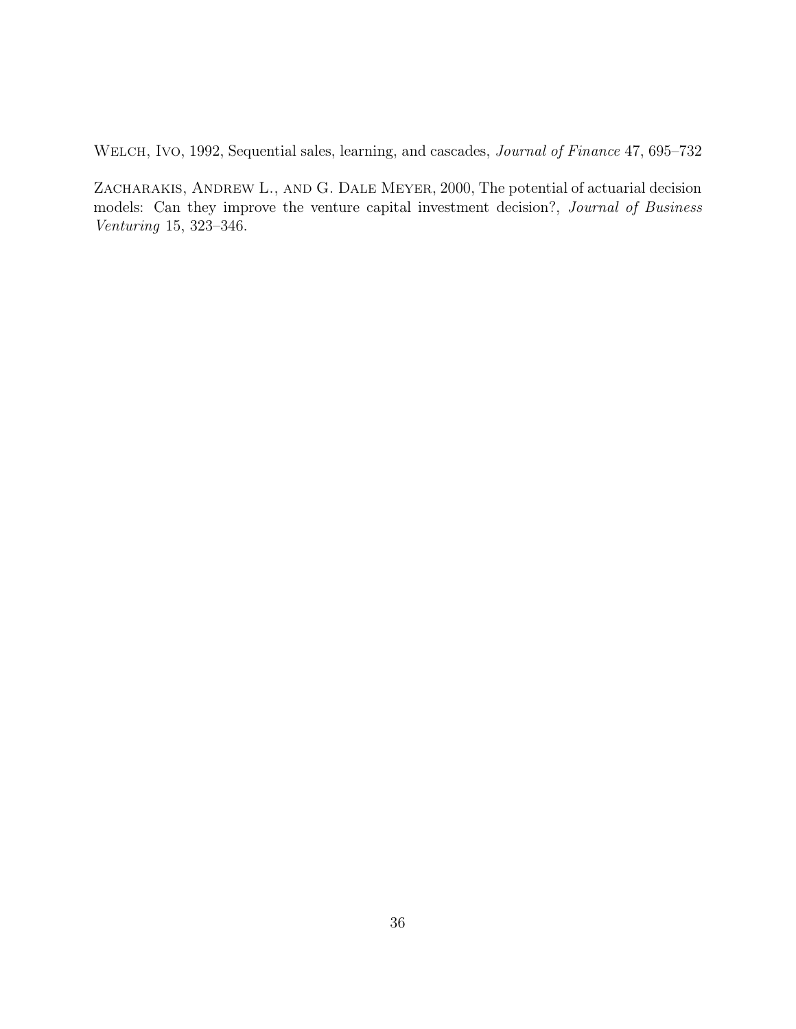Welch, Ivo, 1992, Sequential sales, learning, and cascades, *Journal of Finance* 47, 695–732

Zacharakis, Andrew L., and G. Dale Meyer, 2000, The potential of actuarial decision models: Can they improve the venture capital investment decision?, *Journal of Business Venturing* 15, 323–346.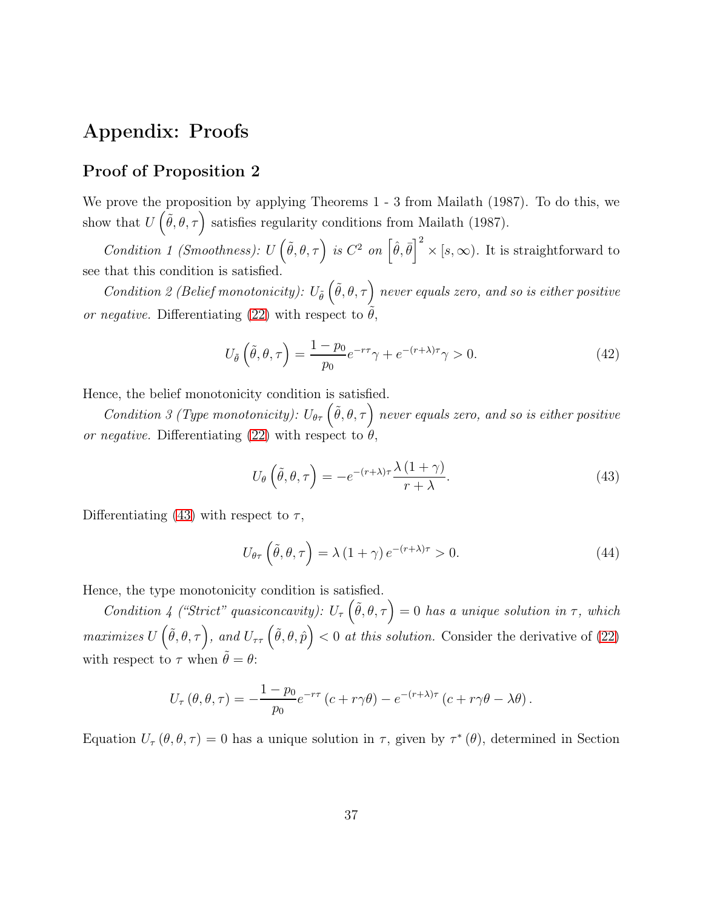# Appendix: Proofs

## Proof of Proposition 2

We prove the proposition by applying Theorems 1 - 3 from Mailath (1987). To do this, we show that $U\left(\tilde{\theta}, \theta, \tau\right)$ satisfies regularity conditions from Mailath (1987).

*Condition 1 (Smoothness): $U\left(\tilde{\theta}, \theta, \tau\right)$ is $C^2$ on $\left[\hat{\theta}, \bar{\theta}\right]^2 \times [s, \infty)$.* It is straightforward to see that this condition is satisfied.

*Condition 2 (Belief monotonicity): $U_{\tilde{\theta}}\left(\tilde{\theta}, \theta, \tau\right)$ never equals zero, and so is either positive or negative.* Differentiating (22) with respect to $\tilde{\theta}$,

$$U_{\tilde{\theta}}\left(\tilde{\theta}, \theta, \tau\right) = \frac{1-p_0}{p_0} e^{-r\tau}\gamma + e^{-(r+\lambda)\tau}\gamma > 0. \tag{42}$$

Hence, the belief monotonicity condition is satisfied.

*Condition 3 (Type monotonicity): $U_{\theta\tau}\left(\tilde{\theta}, \theta, \tau\right)$ never equals zero, and so is either positive or negative.* Differentiating (22) with respect to $\theta$,

$$U_{\theta}\left(\tilde{\theta}, \theta, \tau\right) = -e^{-(r+\lambda)\tau} \frac{\lambda\left(1+\gamma\right)}{r+\lambda}. \tag{43}$$

Differentiating (43) with respect to $\tau$,

$$U_{\theta\tau}\left(\tilde{\theta}, \theta, \tau\right) = \lambda\left(1+\gamma\right) e^{-(r+\lambda)\tau} > 0. \tag{44}$$

Hence, the type monotonicity condition is satisfied.

*Condition 4 ("Strict" quasiconcavity): $U_{\tau}\left(\tilde{\theta}, \theta, \tau\right) = 0$ has a unique solution in $\tau$, which maximizes $U\left(\tilde{\theta}, \theta, \tau\right)$, and $U_{\tau\tau}\left(\tilde{\theta}, \theta, \hat{p}\right) < 0$ at this solution.* Consider the derivative of (22) with respect to $\tau$ when $\tilde{\theta} = \theta$:

$$U_{\tau}\left(\theta, \theta, \tau\right) = -\frac{1-p_0}{p_0} e^{-r\tau}\left(c + r\gamma\theta\right) - e^{-(r+\lambda)\tau}\left(c + r\gamma\theta - \lambda\theta\right).$$

Equation $U_{\tau}\left(\theta, \theta, \tau\right) = 0$ has a unique solution in $\tau$, given by $\tau^*\left(\theta\right)$, determined in Section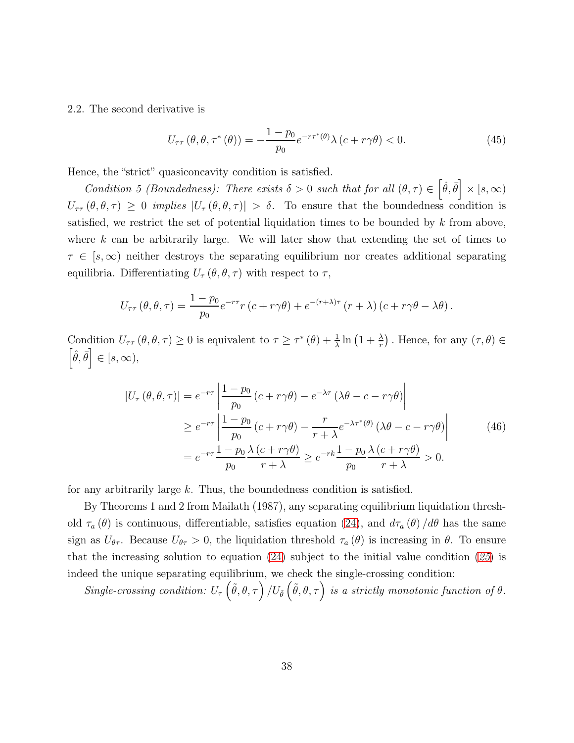2.2. The second derivative is

$$U_{\tau\tau}\left(\theta,\theta,\tau^{*}\left(\theta\right)\right)=-\frac{1-p_{0}}{p_{0}}e^{-r\tau^{*}\left(\theta\right)}\lambda\left(c+r\gamma\theta\right)<0. \tag{45}$$

Hence, the "strict" quasiconcavity condition is satisfied.

*Condition 5 (Boundedness): There exists $\delta>0$ such that for all $(\theta,\tau)\in\left[\hat{\theta},\bar{\theta}\right]\times[s,\infty)$ $U_{\tau\tau}\left(\theta,\theta,\tau\right)\geq 0$ implies $\left|U_{\tau}\left(\theta,\theta,\tau\right)\right|>\delta$.* To ensure that the boundedness condition is satisfied, we restrict the set of potential liquidation times to be bounded by $k$ from above, where $k$ can be arbitrarily large. We will later show that extending the set of times to $\tau\in[s,\infty)$ neither destroys the separating equilibrium nor creates additional separating equilibria. Differentiating $U_{\tau}\left(\theta,\theta,\tau\right)$ with respect to $\tau$,

$$U_{\tau\tau}\left(\theta,\theta,\tau\right)=\frac{1-p_{0}}{p_{0}}e^{-r\tau}r\left(c+r\gamma\theta\right)+e^{-(r+\lambda)\tau}\left(r+\lambda\right)\left(c+r\gamma\theta-\lambda\theta\right).$$

Condition $U_{\tau\tau}\left(\theta,\theta,\tau\right)\geq 0$ is equivalent to $\tau\geq\tau^{*}\left(\theta\right)+\frac{1}{\lambda}\ln\left(1+\frac{\lambda}{r}\right)$. Hence, for any $(\tau,\theta)\in\left[\hat{\theta},\bar{\theta}\right]\in[s,\infty)$,

$$\begin{aligned}\left|U_{\tau}\left(\theta,\theta,\tau\right)\right| &= e^{-r\tau}\left|\frac{1-p_{0}}{p_{0}}\left(c+r\gamma\theta\right)-e^{-\lambda\tau}\left(\lambda\theta-c-r\gamma\theta\right)\right| \\ &\geq e^{-r\tau}\left|\frac{1-p_{0}}{p_{0}}\left(c+r\gamma\theta\right)-\frac{r}{r+\lambda}e^{-\lambda\tau^{*}\left(\theta\right)}\left(\lambda\theta-c-r\gamma\theta\right)\right| \\ &= e^{-r\tau}\frac{1-p_{0}}{p_{0}}\frac{\lambda\left(c+r\gamma\theta\right)}{r+\lambda}\geq e^{-rk}\frac{1-p_{0}}{p_{0}}\frac{\lambda\left(c+r\gamma\theta\right)}{r+\lambda}>0.\end{aligned} \tag{46}$$

for any arbitrarily large $k$. Thus, the boundedness condition is satisfied.

By Theorems 1 and 2 from Mailath (1987), any separating equilibrium liquidation threshold $\tau_{a}\left(\theta\right)$ is continuous, differentiable, satisfies equation (24), and $d\tau_{a}\left(\theta\right)/d\theta$ has the same sign as $U_{\theta\tau}$. Because $U_{\theta\tau}>0$, the liquidation threshold $\tau_{a}\left(\theta\right)$ is increasing in $\theta$. To ensure that the increasing solution to equation (24) subject to the initial value condition (*25*) is indeed the unique separating equilibrium, we check the single-crossing condition:

*Single-crossing condition: $U_{\tau}\left(\tilde{\theta},\theta,\tau\right)/U_{\tilde{\theta}}\left(\tilde{\theta},\theta,\tau\right)$ is a strictly monotonic function of $\theta$.*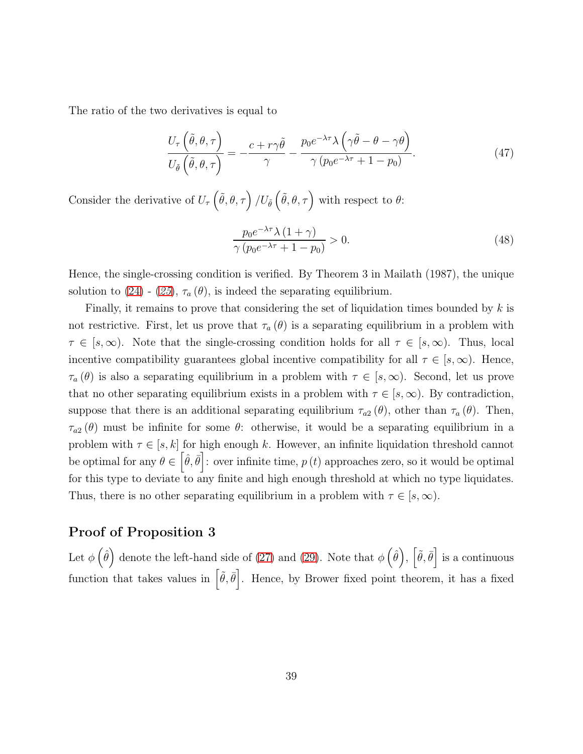The ratio of the two derivatives is equal to

$$\frac{U_{\tau}\left(\tilde{\theta},\theta,\tau\right)}{U_{\tilde{\theta}}\left(\tilde{\theta},\theta,\tau\right)} = -\frac{c+r\gamma\tilde{\theta}}{\gamma} - \frac{p_0 e^{-\lambda\tau}\lambda\left(\gamma\tilde{\theta}-\theta-\gamma\theta\right)}{\gamma\left(p_0 e^{-\lambda\tau}+1-p_0\right)}. \tag{47}$$

Consider the derivative of $U_{\tau}\left(\tilde{\theta},\theta,\tau\right)/U_{\tilde{\theta}}\left(\tilde{\theta},\theta,\tau\right)$ with respect to $\theta$:

$$\frac{p_0 e^{-\lambda\tau}\lambda\left(1+\gamma\right)}{\gamma\left(p_0 e^{-\lambda\tau}+1-p_0\right)} > 0. \tag{48}$$

Hence, the single-crossing condition is verified. By Theorem 3 in Mailath (1987), the unique solution to (24) - (25), $\tau_a(\theta)$, is indeed the separating equilibrium.

Finally, it remains to prove that considering the set of liquidation times bounded by $k$ is not restrictive. First, let us prove that $\tau_a(\theta)$ is a separating equilibrium in a problem with $\tau \in [s,\infty)$. Note that the single-crossing condition holds for all $\tau \in [s,\infty)$. Thus, local incentive compatibility guarantees global incentive compatibility for all $\tau \in [s,\infty)$. Hence, $\tau_a(\theta)$ is also a separating equilibrium in a problem with $\tau \in [s,\infty)$. Second, let us prove that no other separating equilibrium exists in a problem with $\tau \in [s,\infty)$. By contradiction, suppose that there is an additional separating equilibrium $\tau_{a2}(\theta)$, other than $\tau_a(\theta)$. Then, $\tau_{a2}(\theta)$ must be infinite for some $\theta$: otherwise, it would be a separating equilibrium in a problem with $\tau \in [s,k]$ for high enough $k$. However, an infinite liquidation threshold cannot be optimal for any $\theta \in \left[\hat{\theta},\bar{\theta}\right]$: over infinite time, $p(t)$ approaches zero, so it would be optimal for this type to deviate to any finite and high enough threshold at which no type liquidates. Thus, there is no other separating equilibrium in a problem with $\tau \in [s,\infty)$.

## Proof of Proposition 3

Let $\phi\left(\hat{\theta}\right)$ denote the left-hand side of (27) and (29). Note that $\phi\left(\hat{\theta}\right)$, $\left[\tilde{\theta},\bar{\theta}\right]$ is a continuous function that takes values in $\left[\tilde{\theta},\bar{\theta}\right]$. Hence, by Brower fixed point theorem, it has a fixed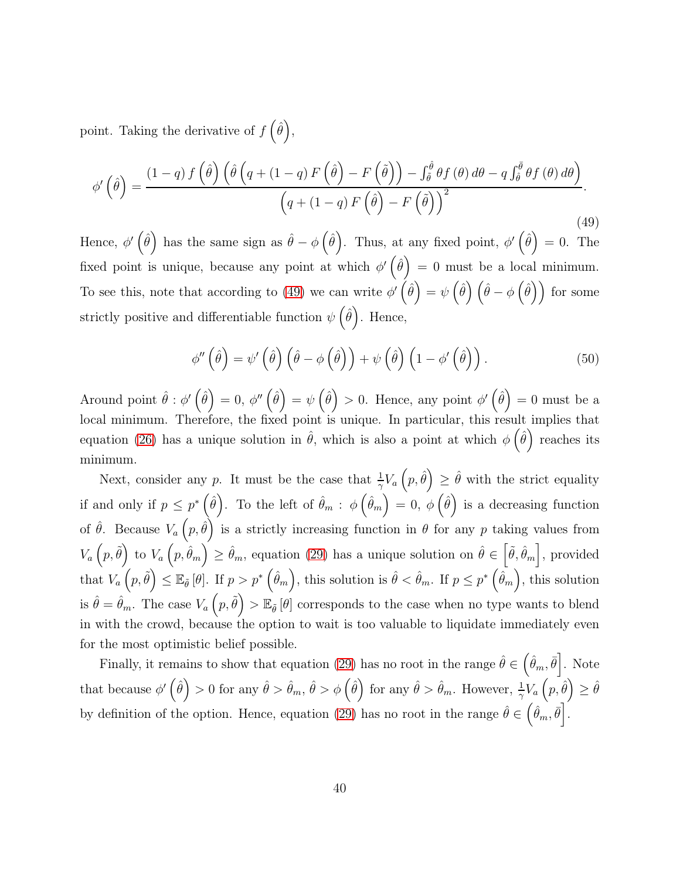point. Taking the derivative of $f\left(\hat{\theta}\right)$,

$$\phi'\left(\hat{\theta}\right) = \frac{(1-q)\, f\left(\hat{\theta}\right)\left(\hat{\theta}\left(q+(1-q)\, F\left(\hat{\theta}\right)-F\left(\tilde{\theta}\right)\right)-\int_{\tilde{\theta}}^{\hat{\theta}} \theta f(\theta)\, d\theta - q\int_{\hat{\theta}}^{\bar{\theta}} \theta f(\theta)\, d\theta\right)}{\left(q+(1-q)\, F\left(\hat{\theta}\right)-F\left(\tilde{\theta}\right)\right)^{2}}. \tag{49}$$

Hence, $\phi'\left(\hat{\theta}\right)$ has the same sign as $\hat{\theta}-\phi\left(\hat{\theta}\right)$. Thus, at any fixed point, $\phi'\left(\hat{\theta}\right)=0$. The fixed point is unique, because any point at which $\phi'\left(\hat{\theta}\right)=0$ must be a local minimum. To see this, note that according to (49) we can write $\phi'\left(\hat{\theta}\right)=\psi\left(\hat{\theta}\right)\left(\hat{\theta}-\phi\left(\hat{\theta}\right)\right)$ for some strictly positive and differentiable function $\psi\left(\hat{\theta}\right)$. Hence,

$$\phi''\left(\hat{\theta}\right)=\psi'\left(\hat{\theta}\right)\left(\hat{\theta}-\phi\left(\hat{\theta}\right)\right)+\psi\left(\hat{\theta}\right)\left(1-\phi'\left(\hat{\theta}\right)\right). \tag{50}$$

Around point $\hat{\theta}:\phi'\left(\hat{\theta}\right)=0$, $\phi''\left(\hat{\theta}\right)=\psi\left(\hat{\theta}\right)>0$. Hence, any point $\phi'\left(\hat{\theta}\right)=0$ must be a local minimum. Therefore, the fixed point is unique. In particular, this result implies that equation (26) has a unique solution in $\hat{\theta}$, which is also a point at which $\phi\left(\hat{\theta}\right)$ reaches its minimum.

Next, consider any $p$. It must be the case that $\frac{1}{\gamma}V_a\left(p,\hat{\theta}\right)\geq\hat{\theta}$ with the strict equality if and only if $p\leq p^*\left(\hat{\theta}\right)$. To the left of $\hat{\theta}_m:\phi\left(\hat{\theta}_m\right)=0$, $\phi\left(\hat{\theta}\right)$ is a decreasing function of $\hat{\theta}$. Because $V_a\left(p,\hat{\theta}\right)$ is a strictly increasing function in $\theta$ for any $p$ taking values from $V_a\left(p,\tilde{\theta}\right)$ to $V_a\left(p,\hat{\theta}_m\right)\geq\hat{\theta}_m$, equation (29) has a unique solution on $\hat{\theta}\in\left[\tilde{\theta},\hat{\theta}_m\right]$, provided that $V_a\left(p,\tilde{\theta}\right)\leq\mathbb{E}_{\tilde{\theta}}\left[\theta\right]$. If $p>p^*\left(\hat{\theta}_m\right)$, this solution is $\hat{\theta}<\hat{\theta}_m$. If $p\leq p^*\left(\hat{\theta}_m\right)$, this solution is $\hat{\theta}=\hat{\theta}_m$. The case $V_a\left(p,\tilde{\theta}\right)>\mathbb{E}_{\tilde{\theta}}\left[\theta\right]$ corresponds to the case when no type wants to blend in with the crowd, because the option to wait is too valuable to liquidate immediately even for the most optimistic belief possible.

Finally, it remains to show that equation (29) has no root in the range $\hat{\theta}\in\left(\hat{\theta}_m,\bar{\theta}\right]$. Note that because $\phi'\left(\hat{\theta}\right)>0$ for any $\hat{\theta}>\hat{\theta}_m$, $\hat{\theta}>\phi\left(\hat{\theta}\right)$ for any $\hat{\theta}>\hat{\theta}_m$. However, $\frac{1}{\gamma}V_a\left(p,\hat{\theta}\right)\geq\hat{\theta}$ by definition of the option. Hence, equation (29) has no root in the range $\hat{\theta}\in\left(\hat{\theta}_m,\bar{\theta}\right]$.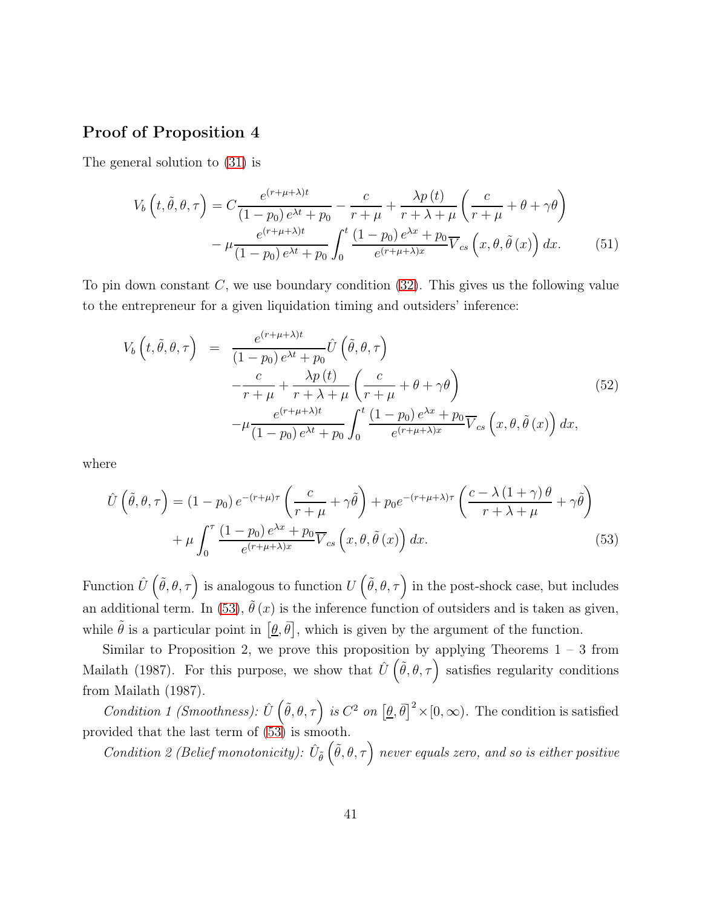## Proof of Proposition 4

The general solution to (31) is

$$
\begin{aligned}
V_b\left(t, \tilde{\theta}, \theta, \tau\right) = & \, C \frac{e^{(r+\mu+\lambda)t}}{(1-p_0)\, e^{\lambda t} + p_0} - \frac{c}{r+\mu} + \frac{\lambda p(t)}{r+\lambda+\mu}\left(\frac{c}{r+\mu} + \theta + \gamma\theta\right) \\
& - \mu \frac{e^{(r+\mu+\lambda)t}}{(1-p_0)\, e^{\lambda t} + p_0} \int_0^t \frac{(1-p_0)\, e^{\lambda x} + p_0}{e^{(r+\mu+\lambda)x}} \overline{V}_{cs}\left(x, \theta, \tilde{\theta}(x)\right) dx. \qquad (51)
\end{aligned}
$$

To pin down constant $C$, we use boundary condition (32). This gives us the following value to the entrepreneur for a given liquidation timing and outsiders' inference:

$$
\begin{aligned}
V_b\left(t, \tilde{\theta}, \theta, \tau\right) = & \, \frac{e^{(r+\mu+\lambda)t}}{(1-p_0)\, e^{\lambda t} + p_0} \hat{U}\left(\tilde{\theta}, \theta, \tau\right) \\
& - \frac{c}{r+\mu} + \frac{\lambda p(t)}{r+\lambda+\mu}\left(\frac{c}{r+\mu} + \theta + \gamma\theta\right) \qquad (52) \\
& - \mu \frac{e^{(r+\mu+\lambda)t}}{(1-p_0)\, e^{\lambda t} + p_0} \int_0^t \frac{(1-p_0)\, e^{\lambda x} + p_0}{e^{(r+\mu+\lambda)x}} \overline{V}_{cs}\left(x, \theta, \tilde{\theta}(x)\right) dx,
\end{aligned}
$$

where

$$
\begin{aligned}
\hat{U}\left(\tilde{\theta}, \theta, \tau\right) = & \, (1-p_0)\, e^{-(r+\mu)\tau}\left(\frac{c}{r+\mu} + \gamma\tilde{\theta}\right) + p_0 e^{-(r+\mu+\lambda)\tau}\left(\frac{c - \lambda(1+\gamma)\theta}{r+\lambda+\mu} + \gamma\tilde{\theta}\right) \\
& + \mu \int_0^\tau \frac{(1-p_0)\, e^{\lambda x} + p_0}{e^{(r+\mu+\lambda)x}} \overline{V}_{cs}\left(x, \theta, \tilde{\theta}(x)\right) dx. \qquad (53)
\end{aligned}
$$

Function $\hat{U}\left(\tilde{\theta}, \theta, \tau\right)$ is analogous to function $U\left(\tilde{\theta}, \theta, \tau\right)$ in the post-shock case, but includes an additional term. In (53), $\tilde{\theta}(x)$ is the inference function of outsiders and is taken as given, while $\tilde{\theta}$ is a particular point in $\left[\underline{\theta}, \overline{\theta}\right]$, which is given by the argument of the function.

Similar to Proposition 2, we prove this proposition by applying Theorems 1 – 3 from Mailath (1987). For this purpose, we show that $\hat{U}\left(\tilde{\theta}, \theta, \tau\right)$ satisfies regularity conditions from Mailath (1987).

*Condition 1 (Smoothness): $\hat{U}\left(\tilde{\theta}, \theta, \tau\right)$ is $C^2$ on $\left[\underline{\theta}, \overline{\theta}\right]^2 \times [0, \infty)$.* The condition is satisfied provided that the last term of (53) is smooth.

*Condition 2 (Belief monotonicity): $\hat{U}_{\tilde{\theta}}\left(\tilde{\theta}, \theta, \tau\right)$ never equals zero, and so is either positive*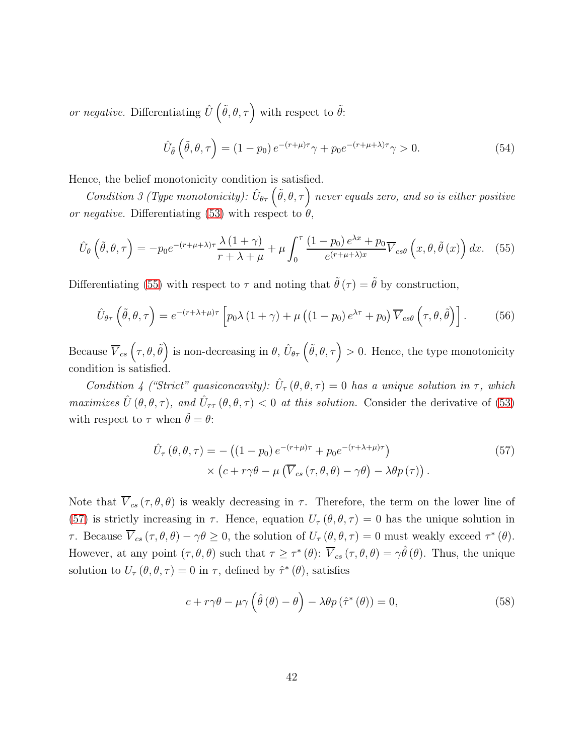*or negative.* Differentiating $\hat{U}\left(\tilde{\theta},\theta,\tau\right)$ with respect to $\tilde{\theta}$:

$$\hat{U}_{\tilde{\theta}}\left(\tilde{\theta},\theta,\tau\right) = (1-p_0)\, e^{-(r+\mu)\tau}\gamma + p_0 e^{-(r+\mu+\lambda)\tau}\gamma > 0. \tag{54}$$

Hence, the belief monotonicity condition is satisfied.

*Condition 3 (Type monotonicity): $\hat{U}_{\theta\tau}\left(\tilde{\theta},\theta,\tau\right)$ never equals zero, and so is either positive or negative.* Differentiating (53) with respect to $\theta$,

$$\hat{U}_{\theta}\left(\tilde{\theta},\theta,\tau\right) = -p_0 e^{-(r+\mu+\lambda)\tau}\frac{\lambda(1+\gamma)}{r+\lambda+\mu} + \mu\int_0^{\tau}\frac{(1-p_0)\, e^{\lambda x}+p_0}{e^{(r+\mu+\lambda)x}}\overline{V}_{cs\theta}\left(x,\theta,\tilde{\theta}(x)\right)dx. \tag{55}$$

Differentiating (55) with respect to $\tau$ and noting that $\tilde{\theta}(\tau)=\tilde{\theta}$ by construction,

$$\hat{U}_{\theta\tau}\left(\tilde{\theta},\theta,\tau\right) = e^{-(r+\lambda+\mu)\tau}\left[p_0\lambda(1+\gamma)+\mu\left((1-p_0)\, e^{\lambda\tau}+p_0\right)\overline{V}_{cs\theta}\left(\tau,\theta,\tilde{\theta}\right)\right]. \tag{56}$$

Because $\overline{V}_{cs}\left(\tau,\theta,\tilde{\theta}\right)$ is non-decreasing in $\theta$, $\hat{U}_{\theta\tau}\left(\tilde{\theta},\theta,\tau\right)>0$. Hence, the type monotonicity condition is satisfied.

*Condition 4 ("Strict" quasiconcavity): $\hat{U}_{\tau}(\theta,\theta,\tau)=0$ has a unique solution in $\tau$, which maximizes $\hat{U}(\theta,\theta,\tau)$, and $\hat{U}_{\tau\tau}(\theta,\theta,\tau)<0$ at this solution.* Consider the derivative of (53) with respect to $\tau$ when $\tilde{\theta}=\theta$:

$$\begin{aligned}\hat{U}_{\tau}(\theta,\theta,\tau) = &-\left((1-p_0)\, e^{-(r+\mu)\tau}+p_0 e^{-(r+\lambda+\mu)\tau}\right)\\ &\times\left(c+r\gamma\theta-\mu\left(\overline{V}_{cs}(\tau,\theta,\theta)-\gamma\theta\right)-\lambda\theta p(\tau)\right).\end{aligned} \tag{57}$$

Note that $\overline{V}_{cs}(\tau,\theta,\theta)$ is weakly decreasing in $\tau$. Therefore, the term on the lower line of (57) is strictly increasing in $\tau$. Hence, equation $U_{\tau}(\theta,\theta,\tau)=0$ has the unique solution in $\tau$. Because $\overline{V}_{cs}(\tau,\theta,\theta)-\gamma\theta\geq 0$, the solution of $U_{\tau}(\theta,\theta,\tau)=0$ must weakly exceed $\tau^*(\theta)$. However, at any point $(\tau,\theta,\theta)$ such that $\tau\geq\tau^*(\theta)$: $\overline{V}_{cs}(\tau,\theta,\theta)=\gamma\hat{\theta}(\theta)$. Thus, the unique solution to $U_{\tau}(\theta,\theta,\tau)=0$ in $\tau$, defined by $\hat{\tau}^*(\theta)$, satisfies

$$c+r\gamma\theta-\mu\gamma\left(\hat{\theta}(\theta)-\theta\right)-\lambda\theta p\left(\hat{\tau}^*(\theta)\right)=0, \tag{58}$$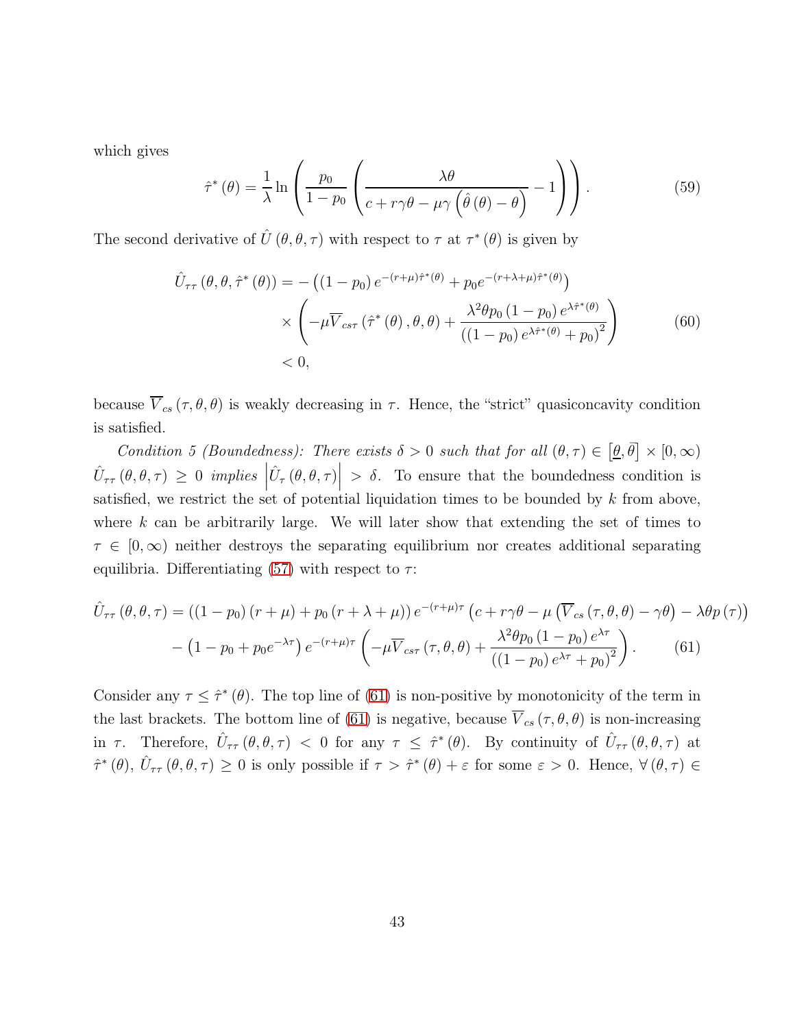which gives

$$\hat{\tau}^*(\theta) = \frac{1}{\lambda} \ln \left( \frac{p_0}{1-p_0} \left( \frac{\lambda\theta}{c + r\gamma\theta - \mu\gamma\left(\hat{\theta}(\theta) - \theta\right)} - 1 \right) \right). \tag{59}$$

The second derivative of $\hat{U}(\theta,\theta,\tau)$ with respect to $\tau$ at $\tau^*(\theta)$ is given by

$$\begin{aligned}
\hat{U}_{\tau\tau}(\theta,\theta,\hat{\tau}^*(\theta)) &= -\left((1-p_0)e^{-(r+\mu)\hat{\tau}^*(\theta)} + p_0 e^{-(r+\lambda+\mu)\hat{\tau}^*(\theta)}\right) \\
&\quad \times \left( -\mu \overline{V}_{cs\tau}(\hat{\tau}^*(\theta),\theta,\theta) + \frac{\lambda^2\theta p_0(1-p_0)e^{\lambda\hat{\tau}^*(\theta)}}{\left((1-p_0)e^{\lambda\hat{\tau}^*(\theta)} + p_0\right)^2} \right) \\
&< 0,
\end{aligned} \tag{60}$$

because $\overline{V}_{cs}(\tau,\theta,\theta)$ is weakly decreasing in $\tau$. Hence, the "strict" quasiconcavity condition is satisfied.

*Condition 5 (Boundedness): There exists $\delta > 0$ such that for all $(\theta,\tau) \in [\underline{\theta},\bar{\theta}] \times [0,\infty)$ $\hat{U}_{\tau\tau}(\theta,\theta,\tau) \geq 0$ implies $\left|\hat{U}_{\tau}(\theta,\theta,\tau)\right| > \delta$.* To ensure that the boundedness condition is satisfied, we restrict the set of potential liquidation times to be bounded by $k$ from above, where $k$ can be arbitrarily large. We will later show that extending the set of times to $\tau \in [0,\infty)$ neither destroys the separating equilibrium nor creates additional separating equilibria. Differentiating (57) with respect to $\tau$:

$$\begin{aligned}
\hat{U}_{\tau\tau}(\theta,\theta,\tau) &= \left((1-p_0)(r+\mu) + p_0(r+\lambda+\mu)\right)e^{-(r+\mu)\tau}\left(c + r\gamma\theta - \mu\left(\overline{V}_{cs}(\tau,\theta,\theta) - \gamma\theta\right) - \lambda\theta p(\tau)\right) \\
&\quad - \left(1 - p_0 + p_0 e^{-\lambda\tau}\right)e^{-(r+\mu)\tau}\left( -\mu\overline{V}_{cs\tau}(\tau,\theta,\theta) + \frac{\lambda^2\theta p_0(1-p_0)e^{\lambda\tau}}{\left((1-p_0)e^{\lambda\tau} + p_0\right)^2} \right).
\end{aligned} \tag{61}$$

Consider any $\tau \leq \hat{\tau}^*(\theta)$. The top line of (61) is non-positive by monotonicity of the term in the last brackets. The bottom line of (61) is negative, because $\overline{V}_{cs}(\tau,\theta,\theta)$ is non-increasing in $\tau$. Therefore, $\hat{U}_{\tau\tau}(\theta,\theta,\tau) < 0$ for any $\tau \leq \hat{\tau}^*(\theta)$. By continuity of $\hat{U}_{\tau\tau}(\theta,\theta,\tau)$ at $\hat{\tau}^*(\theta)$, $\hat{U}_{\tau\tau}(\theta,\theta,\tau) \geq 0$ is only possible if $\tau > \hat{\tau}^*(\theta) + \varepsilon$ for some $\varepsilon > 0$. Hence, $\forall(\theta,\tau) \in$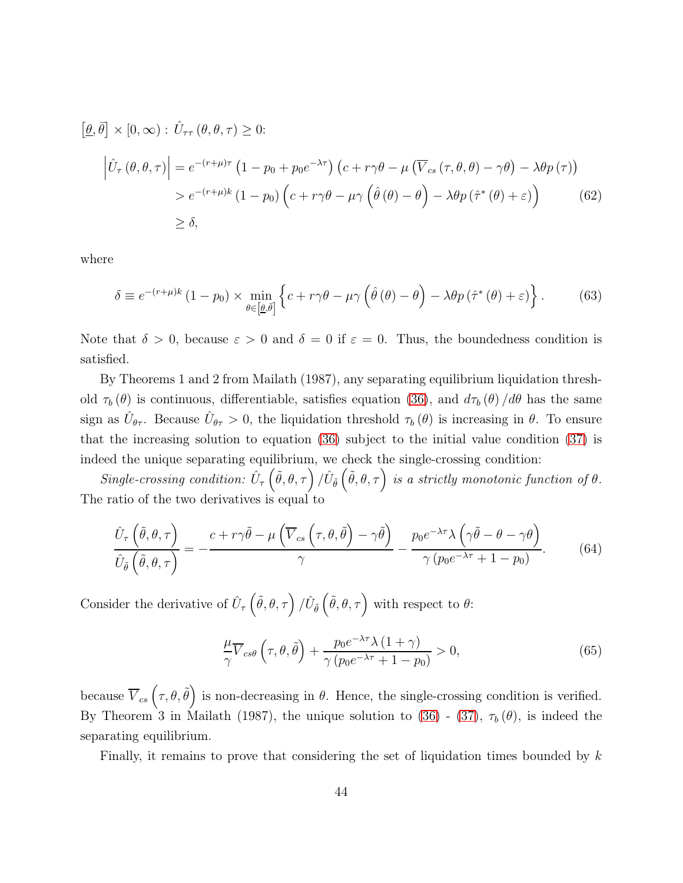$\left[\underline{\theta}, \bar{\theta}\right] \times [0, \infty) : \hat{U}_{\tau\tau}(\theta, \theta, \tau) \geq 0$:

$$
\begin{aligned}
\left|\hat{U}_{\tau}(\theta, \theta, \tau)\right| &= e^{-(r+\mu)\tau}\left(1 - p_0 + p_0 e^{-\lambda\tau}\right)\left(c + r\gamma\theta - \mu\left(\overline{V}_{cs}(\tau, \theta, \theta) - \gamma\theta\right) - \lambda\theta p(\tau)\right) \\
&> e^{-(r+\mu)k}(1 - p_0)\left(c + r\gamma\theta - \mu\gamma\left(\hat{\theta}(\theta) - \theta\right) - \lambda\theta p\left(\hat{\tau}^*(\theta) + \varepsilon\right)\right) \qquad (62) \\
&\geq \delta,
\end{aligned}
$$

where

$$
\delta \equiv e^{-(r+\mu)k}(1 - p_0) \times \min_{\theta \in \left[\underline{\theta}, \bar{\theta}\right]}\left\{c + r\gamma\theta - \mu\gamma\left(\hat{\theta}(\theta) - \theta\right) - \lambda\theta p\left(\hat{\tau}^*(\theta) + \varepsilon\right)\right\}. \qquad (63)
$$

Note that $\delta > 0$, because $\varepsilon > 0$ and $\delta = 0$ if $\varepsilon = 0$. Thus, the boundedness condition is satisfied.

By Theorems 1 and 2 from Mailath (1987), any separating equilibrium liquidation threshold $\tau_b(\theta)$ is continuous, differentiable, satisfies equation (36), and $d\tau_b(\theta)/d\theta$ has the same sign as $\hat{U}_{\theta\tau}$. Because $\hat{U}_{\theta\tau} > 0$, the liquidation threshold $\tau_b(\theta)$ is increasing in $\theta$. To ensure that the increasing solution to equation (36) subject to the initial value condition (37) is indeed the unique separating equilibrium, we check the single-crossing condition:

*Single-crossing condition:* $\hat{U}_{\tau}\left(\tilde{\theta}, \theta, \tau\right)/\hat{U}_{\tilde{\theta}}\left(\tilde{\theta}, \theta, \tau\right)$ *is a strictly monotonic function of* $\theta$. The ratio of the two derivatives is equal to

$$
\frac{\hat{U}_{\tau}\left(\tilde{\theta}, \theta, \tau\right)}{\hat{U}_{\tilde{\theta}}\left(\tilde{\theta}, \theta, \tau\right)} = -\frac{c + r\gamma\tilde{\theta} - \mu\left(\overline{V}_{cs}\left(\tau, \theta, \tilde{\theta}\right) - \gamma\tilde{\theta}\right)}{\gamma} - \frac{p_0 e^{-\lambda\tau}\lambda\left(\gamma\tilde{\theta} - \theta - \gamma\theta\right)}{\gamma\left(p_0 e^{-\lambda\tau} + 1 - p_0\right)}. \qquad (64)
$$

Consider the derivative of $\hat{U}_{\tau}\left(\tilde{\theta}, \theta, \tau\right)/\hat{U}_{\tilde{\theta}}\left(\tilde{\theta}, \theta, \tau\right)$ with respect to $\theta$:

$$
\frac{\mu}{\gamma}\overline{V}_{cs\theta}\left(\tau, \theta, \tilde{\theta}\right) + \frac{p_0 e^{-\lambda\tau}\lambda(1 + \gamma)}{\gamma\left(p_0 e^{-\lambda\tau} + 1 - p_0\right)} > 0, \qquad (65)
$$

because $\overline{V}_{cs}\left(\tau, \theta, \tilde{\theta}\right)$ is non-decreasing in $\theta$. Hence, the single-crossing condition is verified. By Theorem 3 in Mailath (1987), the unique solution to (36) - (37), $\tau_b(\theta)$, is indeed the separating equilibrium.

Finally, it remains to prove that considering the set of liquidation times bounded by $k$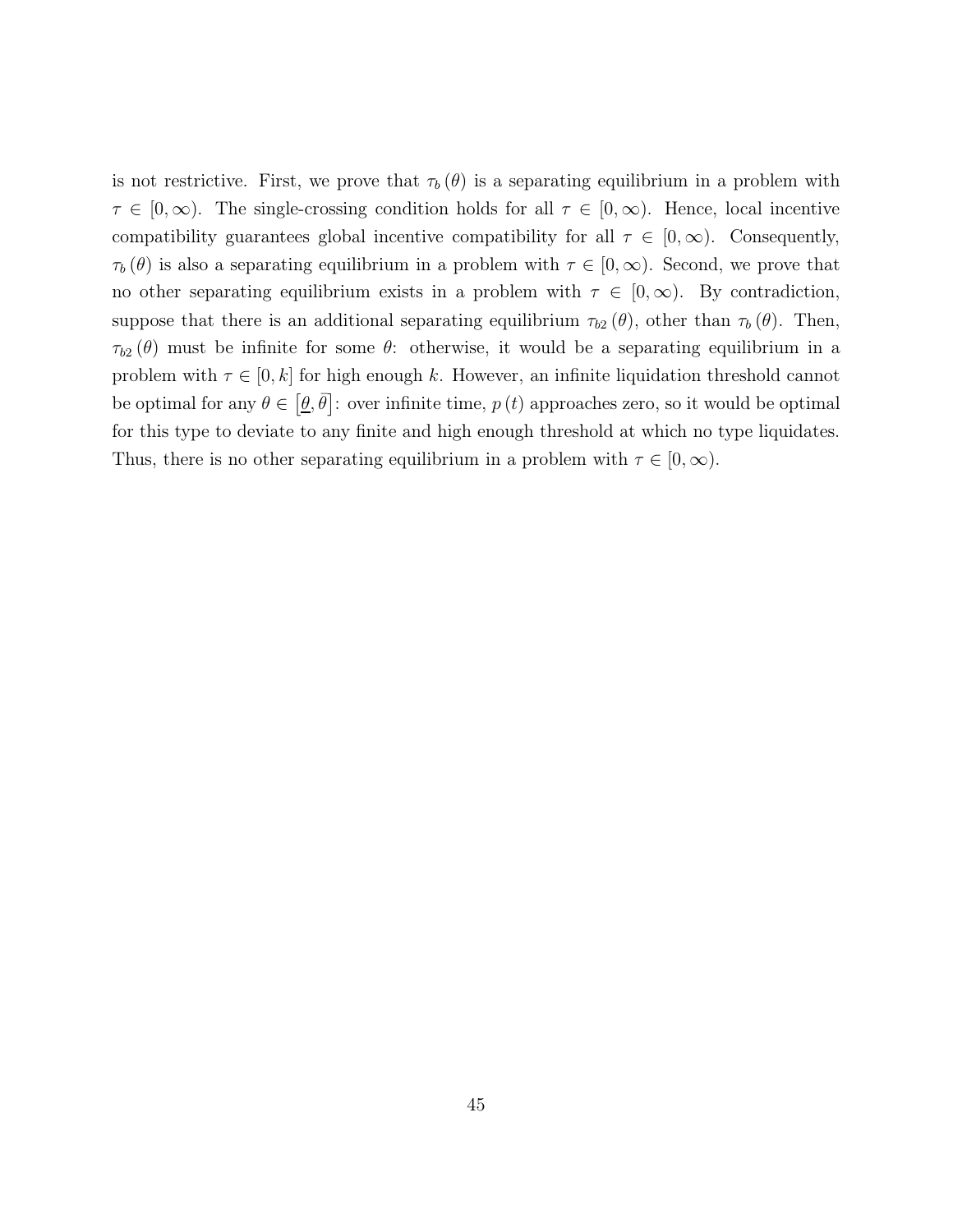is not restrictive. First, we prove that $\tau_b(\theta)$ is a separating equilibrium in a problem with $\tau \in [0, \infty)$. The single-crossing condition holds for all $\tau \in [0, \infty)$. Hence, local incentive compatibility guarantees global incentive compatibility for all $\tau \in [0, \infty)$. Consequently, $\tau_b(\theta)$ is also a separating equilibrium in a problem with $\tau \in [0, \infty)$. Second, we prove that no other separating equilibrium exists in a problem with $\tau \in [0, \infty)$. By contradiction, suppose that there is an additional separating equilibrium $\tau_{b2}(\theta)$, other than $\tau_b(\theta)$. Then, $\tau_{b2}(\theta)$ must be infinite for some $\theta$: otherwise, it would be a separating equilibrium in a problem with $\tau \in [0, k]$ for high enough $k$. However, an infinite liquidation threshold cannot be optimal for any $\theta \in [\underline{\theta}, \overline{\theta}]$: over infinite time, $p(t)$ approaches zero, so it would be optimal for this type to deviate to any finite and high enough threshold at which no type liquidates. Thus, there is no other separating equilibrium in a problem with $\tau \in [0, \infty)$.